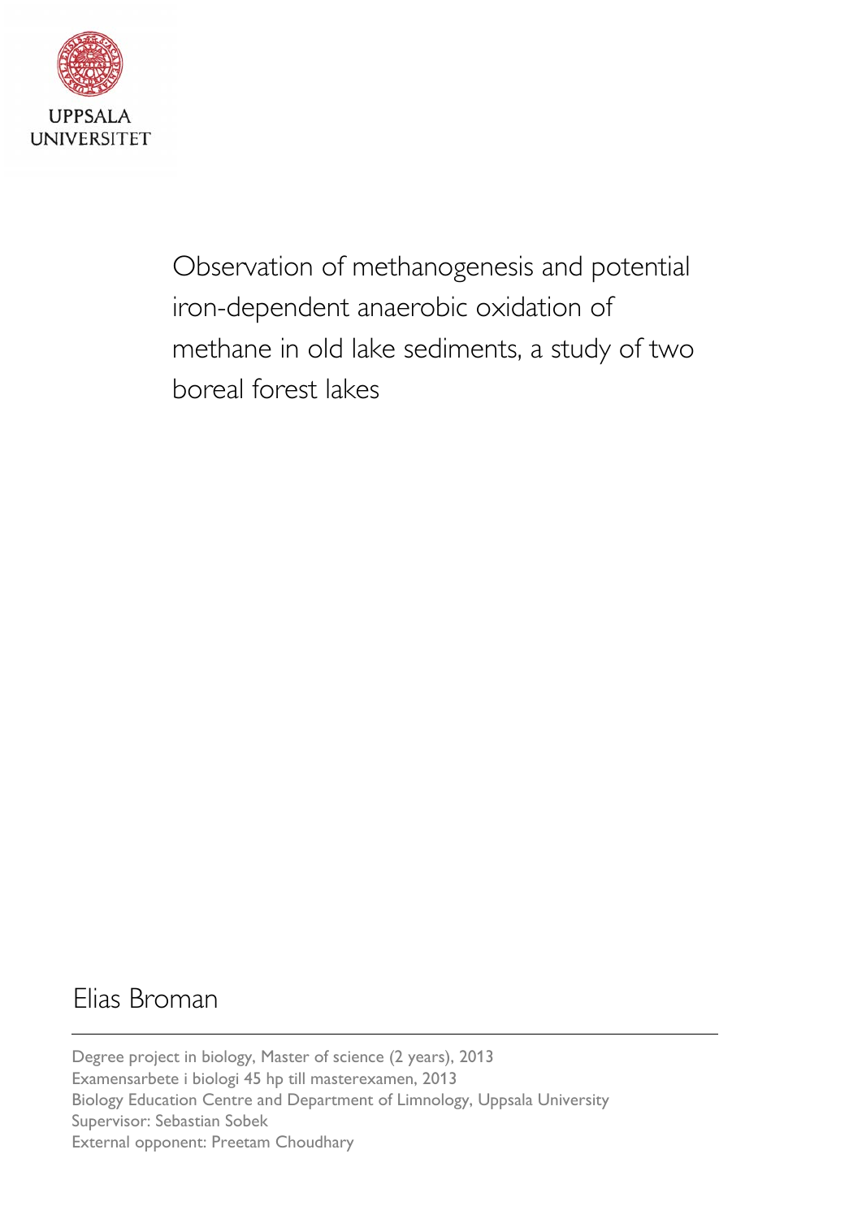UPPSALA UNIVERSITET

# Observation of methanogenesis and potential iron-dependent anaerobic oxidation of methane in old lake sediments, a study of two boreal forest lakes

Elias Broman

---

Degree project in biology, Master of science (2 years), 2013
Examensarbete i biologi 45 hp till masterexamen, 2013
Biology Education Centre and Department of Limnology, Uppsala University
Supervisor: Sebastian Sobek
External opponent: Preetam Choudhary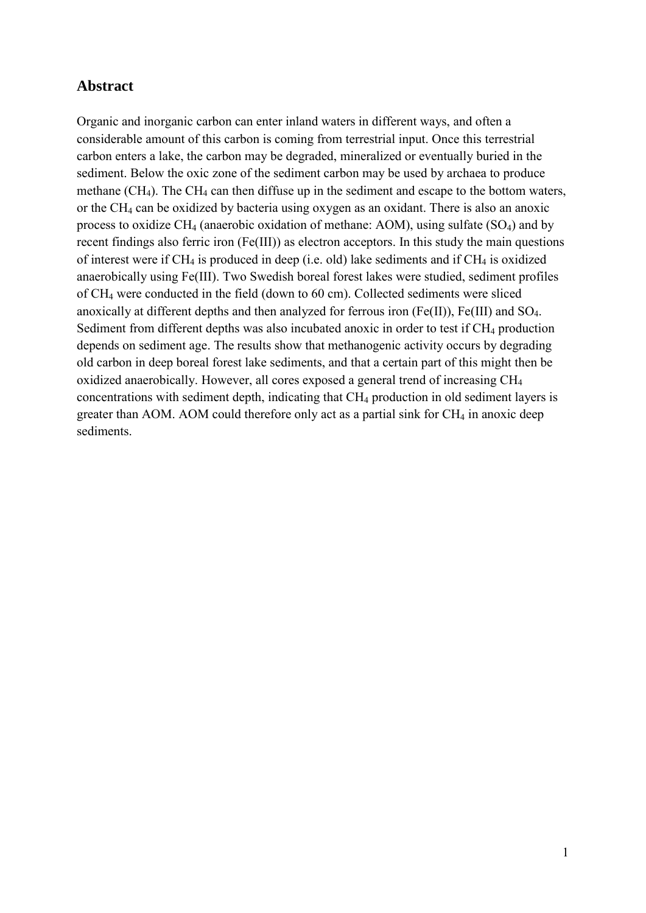## Abstract

Organic and inorganic carbon can enter inland waters in different ways, and often a considerable amount of this carbon is coming from terrestrial input. Once this terrestrial carbon enters a lake, the carbon may be degraded, mineralized or eventually buried in the sediment. Below the oxic zone of the sediment carbon may be used by archaea to produce methane ($CH_4$). The $CH_4$ can then diffuse up in the sediment and escape to the bottom waters, or the $CH_4$ can be oxidized by bacteria using oxygen as an oxidant. There is also an anoxic process to oxidize $CH_4$ (aerobic oxidation of methane: AOM), using sulfate ($SO_4$) and by recent findings also ferric iron (Fe(III)) as electron acceptors. In this study the main questions of interest were if $CH_4$ is produced in deep (i.e. old) lake sediments and if $CH_4$ is oxidized anaerobically using Fe(III). Two Swedish boreal forest lakes were studied, sediment profiles of $CH_4$ were conducted in the field (down to 60 cm). Collected sediments were sliced anoxically at different depths and then analyzed for ferrous iron (Fe(II)), Fe(III) and $SO_4$. Sediment from different depths was also incubated anoxic in order to test if $CH_4$ production depends on sediment age. The results show that methanogenic activity occurs by degrading old carbon in deep boreal forest lake sediments, and that a certain part of this might then be oxidized anaerobically. However, all cores exposed a general trend of increasing $CH_4$ concentrations with sediment depth, indicating that $CH_4$ production in old sediment layers is greater than AOM. AOM could therefore only act as a partial sink for $CH_4$ in anoxic deep sediments.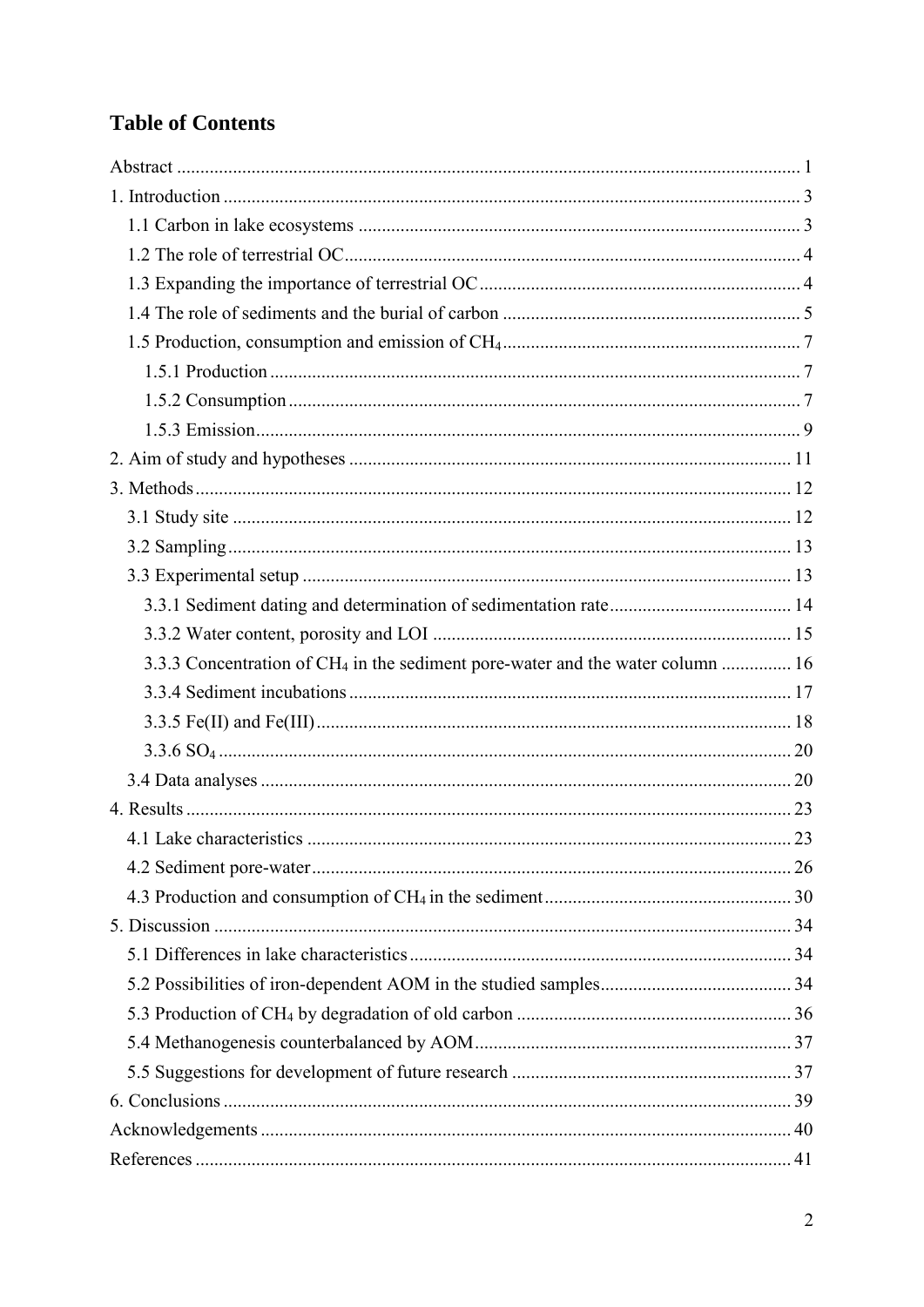## Table of Contents

Abstract ... 1

1. Introduction ... 3
   - 1.1 Carbon in lake ecosystems ... 3
   - 1.2 The role of terrestrial OC ... 4
   - 1.3 Expanding the importance of terrestrial OC ... 4
   - 1.4 The role of sediments and the burial of carbon ... 5
   - 1.5 Production, consumption and emission of $CH_4$ ... 7
     - 1.5.1 Production ... 7
     - 1.5.2 Consumption ... 7
     - 1.5.3 Emission ... 9
2. Aim of study and hypotheses ... 11
3. Methods ... 12
   - 3.1 Study site ... 12
   - 3.2 Sampling ... 13
   - 3.3 Experimental setup ... 13
     - 3.3.1 Sediment dating and determination of sedimentation rate ... 14
     - 3.3.2 Water content, porosity and LOI ... 15
     - 3.3.3 Concentration of $CH_4$ in the sediment pore-water and the water column ... 16
     - 3.3.4 Sediment incubations ... 17
     - 3.3.5 Fe(II) and Fe(III) ... 18
     - 3.3.6 $SO_4$ ... 20
   - 3.4 Data analyses ... 20
4. Results ... 23
   - 4.1 Lake characteristics ... 23
   - 4.2 Sediment pore-water ... 26
   - 4.3 Production and consumption of $CH_4$ in the sediment ... 30
5. Discussion ... 34
   - 5.1 Differences in lake characteristics ... 34
   - 5.2 Possibilities of iron-dependent AOM in the studied samples ... 34
   - 5.3 Production of $CH_4$ by degradation of old carbon ... 36
   - 5.4 Methanogenesis counterbalanced by AOM ... 37
   - 5.5 Suggestions for development of future research ... 37
6. Conclusions ... 39

Acknowledgements ... 40

References ... 41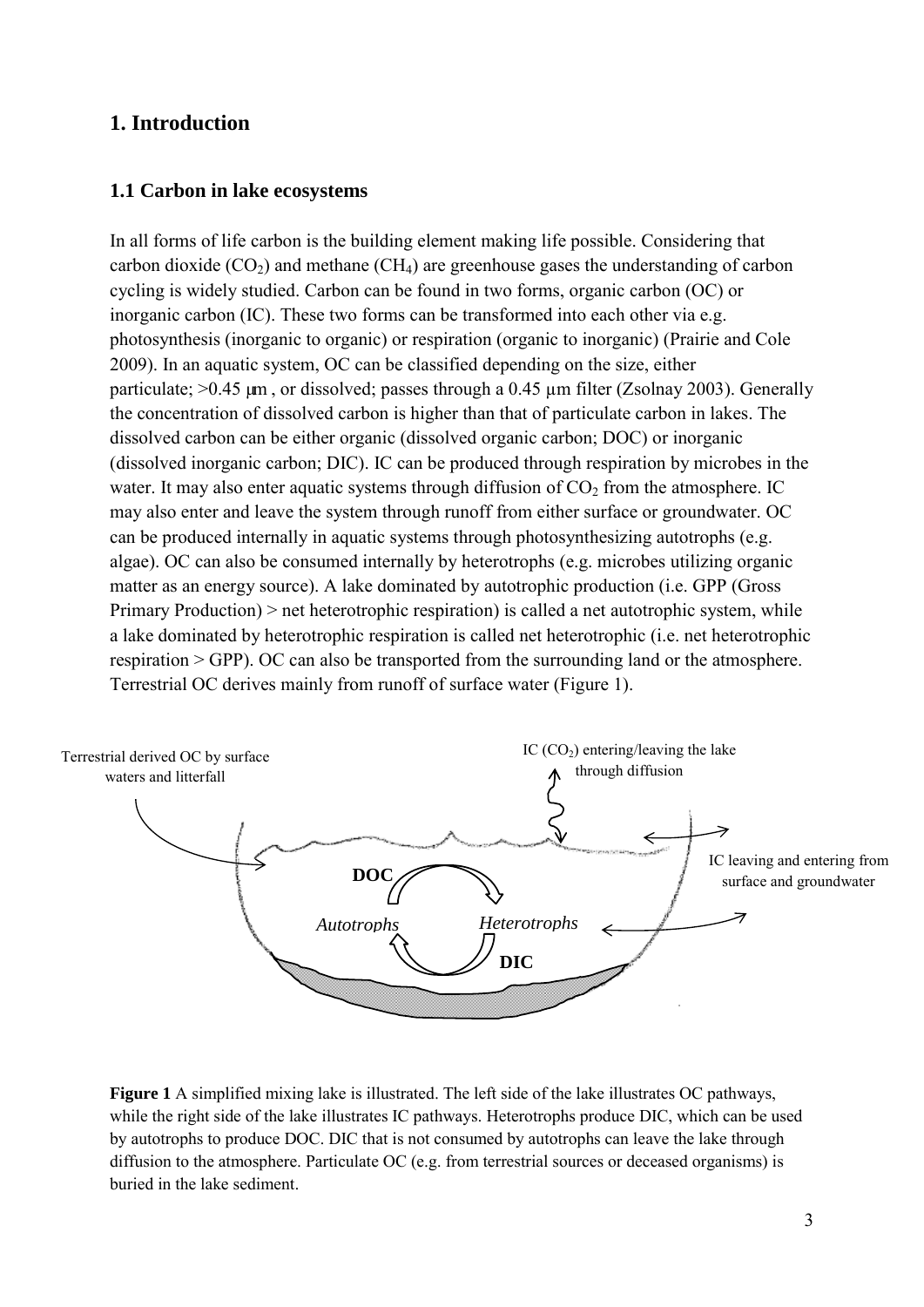# 1. Introduction

## 1.1 Carbon in lake ecosystems

In all forms of life carbon is the building element making life possible. Considering that carbon dioxide ($CO_2$) and methane ($CH_4$) are greenhouse gases the understanding of carbon cycling is widely studied. Carbon can be found in two forms, organic carbon (OC) or inorganic carbon (IC). These two forms can be transformed into each other via e.g. photosynthesis (inorganic to organic) or respiration (organic to inorganic) (Prairie and Cole 2009). In an aquatic system, OC can be classified depending on the size, either particulate; >0.45 µm , or dissolved; passes through a 0.45 µm filter (Zsolnay 2003). Generally the concentration of dissolved carbon is higher than that of particulate carbon in lakes. The dissolved carbon can be either organic (dissolved organic carbon; DOC) or inorganic (dissolved inorganic carbon; DIC). IC can be produced through respiration by microbes in the water. It may also enter aquatic systems through diffusion of $CO_2$ from the atmosphere. IC may also enter and leave the system through runoff from either surface or groundwater. OC can be produced internally in aquatic systems through photosynthesizing autotrophs (e.g. algae). OC can also be consumed internally by heterotrophs (e.g. microbes utilizing organic matter as an energy source). A lake dominated by autotrophic production (i.e. GPP (Gross Primary Production) > net heterotrophic respiration) is called a net autotrophic system, while a lake dominated by heterotrophic respiration is called net heterotrophic (i.e. net heterotrophic respiration > GPP). OC can also be transported from the surrounding land or the atmosphere. Terrestrial OC derives mainly from runoff of surface water (Figure 1).

Terrestrial derived OC by surface waters and litterfall

IC ($CO_2$) entering/leaving the lake through diffusion

IC leaving and entering from surface and groundwater

**DOC**

*Autotrophs*

*Heterotrophs*

**DIC**

**Figure 1** A simplified mixing lake is illustrated. The left side of the lake illustrates OC pathways, while the right side of the lake illustrates IC pathways. Heterotrophs produce DIC, which can be used by autotrophs to produce DOC. DIC that is not consumed by autotrophs can leave the lake through diffusion to the atmosphere. Particulate OC (e.g. from terrestrial sources or deceased organisms) is buried in the lake sediment.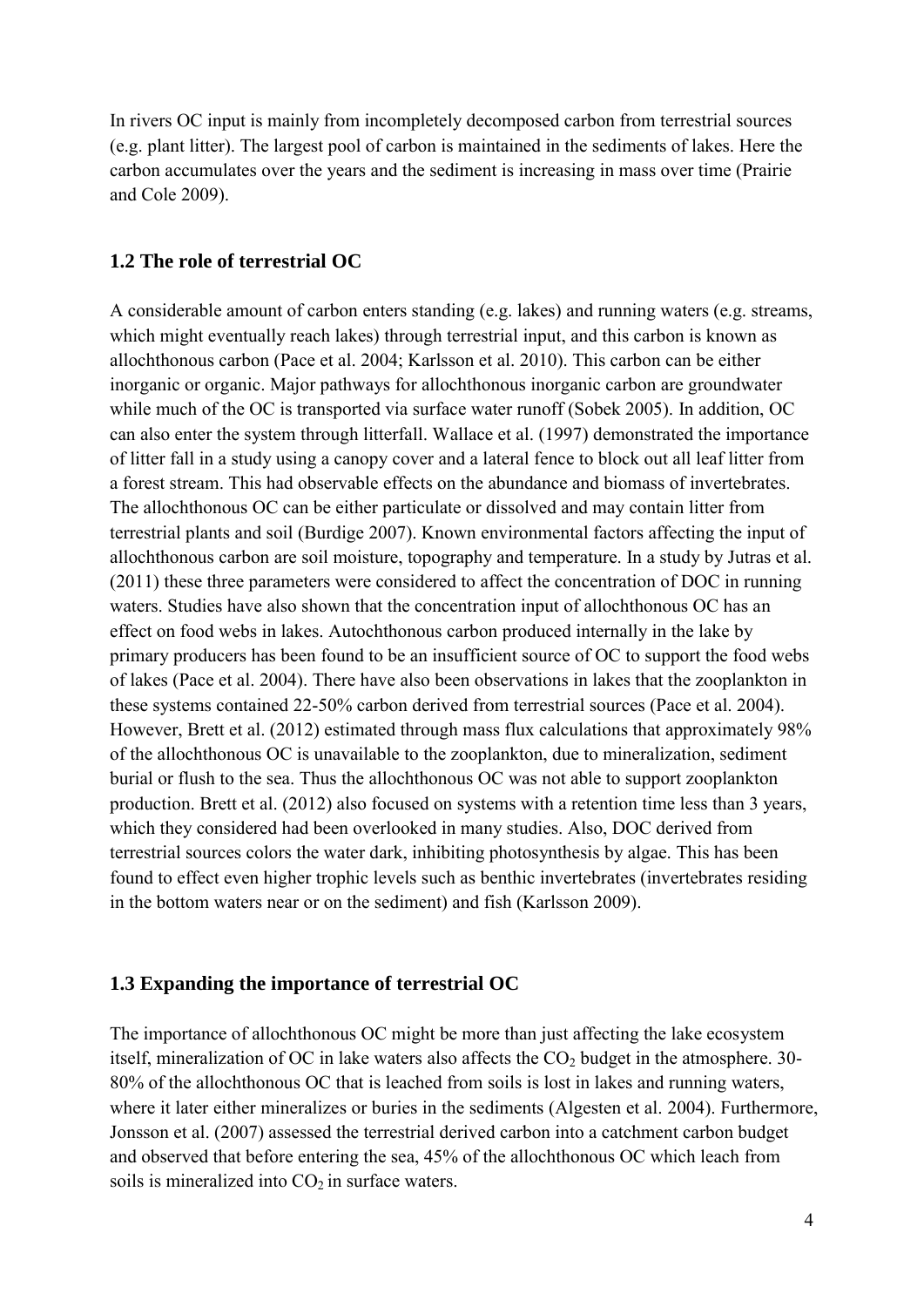In rivers OC input is mainly from incompletely decomposed carbon from terrestrial sources (e.g. plant litter). The largest pool of carbon is maintained in the sediments of lakes. Here the carbon accumulates over the years and the sediment is increasing in mass over time (Prairie and Cole 2009).

### 1.2 The role of terrestrial OC

A considerable amount of carbon enters standing (e.g. lakes) and running waters (e.g. streams, which might eventually reach lakes) through terrestrial input, and this carbon is known as allochthonous carbon (Pace et al. 2004; Karlsson et al. 2010). This carbon can be either inorganic or organic. Major pathways for allochthonous inorganic carbon are groundwater while much of the OC is transported via surface water runoff (Sobek 2005). In addition, OC can also enter the system through litterfall. Wallace et al. (1997) demonstrated the importance of litter fall in a study using a canopy cover and a lateral fence to block out all leaf litter from a forest stream. This had observable effects on the abundance and biomass of invertebrates. The allochthonous OC can be either particulate or dissolved and may contain litter from terrestrial plants and soil (Burdige 2007). Known environmental factors affecting the input of allochthonous carbon are soil moisture, topography and temperature. In a study by Jutras et al. (2011) these three parameters were considered to affect the concentration of DOC in running waters. Studies have also shown that the concentration input of allochthonous OC has an effect on food webs in lakes. Autochthonous carbon produced internally in the lake by primary producers has been found to be an insufficient source of OC to support the food webs of lakes (Pace et al. 2004). There have also been observations in lakes that the zooplankton in these systems contained 22-50% carbon derived from terrestrial sources (Pace et al. 2004). However, Brett et al. (2012) estimated through mass flux calculations that approximately 98% of the allochthonous OC is unavailable to the zooplankton, due to mineralization, sediment burial or flush to the sea. Thus the allochthonous OC was not able to support zooplankton production. Brett et al. (2012) also focused on systems with a retention time less than 3 years, which they considered had been overlooked in many studies. Also, DOC derived from terrestrial sources colors the water dark, inhibiting photosynthesis by algae. This has been found to effect even higher trophic levels such as benthic invertebrates (invertebrates residing in the bottom waters near or on the sediment) and fish (Karlsson 2009).

### 1.3 Expanding the importance of terrestrial OC

The importance of allochthonous OC might be more than just affecting the lake ecosystem itself, mineralization of OC in lake waters also affects the $CO_2$ budget in the atmosphere. 30-80% of the allochthonous OC that is leached from soils is lost in lakes and running waters, where it later either mineralizes or buries in the sediments (Algesten et al. 2004). Furthermore, Jonsson et al. (2007) assessed the terrestrial derived carbon into a catchment carbon budget and observed that before entering the sea, 45% of the allochthonous OC which leach from soils is mineralized into $CO_2$ in surface waters.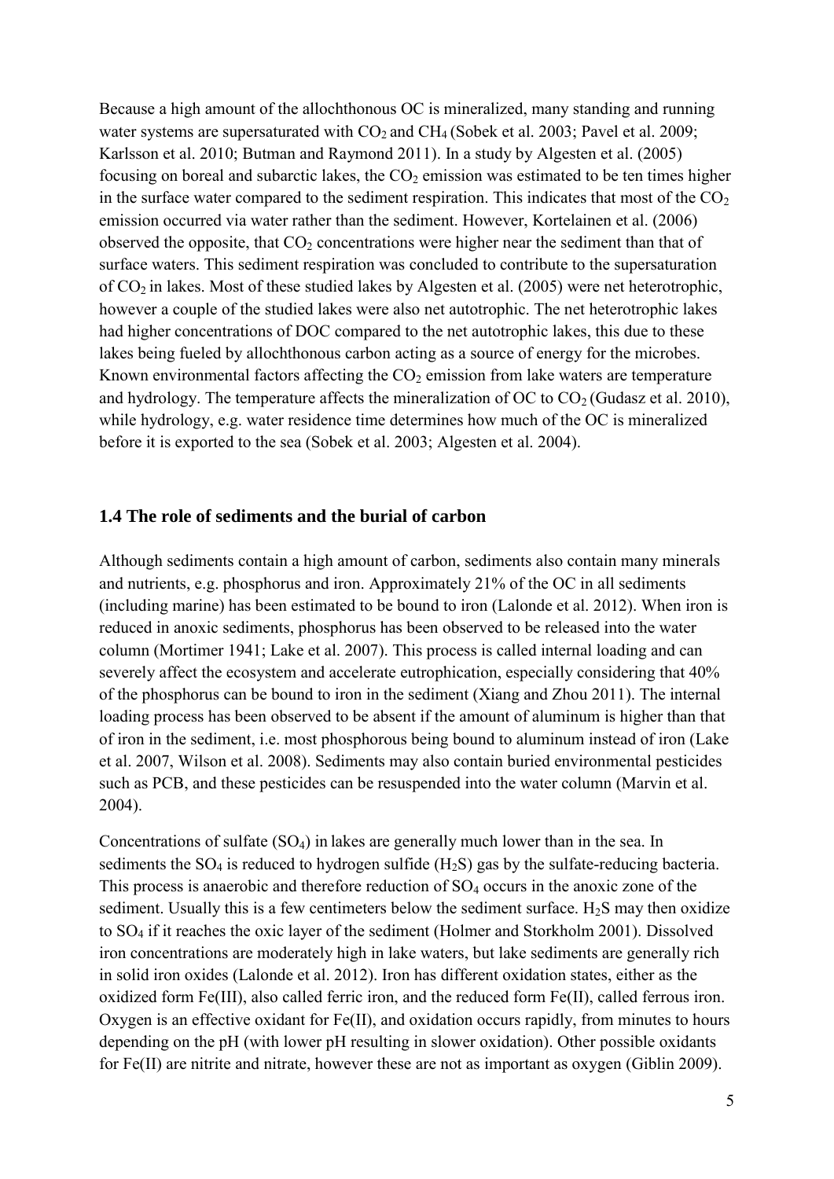Because a high amount of the allochthonous OC is mineralized, many standing and running water systems are supersaturated with $CO_2$ and $CH_4$ (Sobek et al. 2003; Pavel et al. 2009; Karlsson et al. 2010; Butman and Raymond 2011). In a study by Algesten et al. (2005) focusing on boreal and subarctic lakes, the $CO_2$ emission was estimated to be ten times higher in the surface water compared to the sediment respiration. This indicates that most of the $CO_2$ emission occurred via water rather than the sediment. However, Kortelainen et al. (2006) observed the opposite, that $CO_2$ concentrations were higher near the sediment than that of surface waters. This sediment respiration was concluded to contribute to the supersaturation of $CO_2$ in lakes. Most of these studied lakes by Algesten et al. (2005) were net heterotrophic, however a couple of the studied lakes were also net autotrophic. The net heterotrophic lakes had higher concentrations of DOC compared to the net autotrophic lakes, this due to these lakes being fueled by allochthonous carbon acting as a source of energy for the microbes. Known environmental factors affecting the $CO_2$ emission from lake waters are temperature and hydrology. The temperature affects the mineralization of OC to $CO_2$ (Gudasz et al. 2010), while hydrology, e.g. water residence time determines how much of the OC is mineralized before it is exported to the sea (Sobek et al. 2003; Algesten et al. 2004).

## 1.4 The role of sediments and the burial of carbon

Although sediments contain a high amount of carbon, sediments also contain many minerals and nutrients, e.g. phosphorus and iron. Approximately 21% of the OC in all sediments (including marine) has been estimated to be bound to iron (Lalonde et al. 2012). When iron is reduced in anoxic sediments, phosphorus has been observed to be released into the water column (Mortimer 1941; Lake et al. 2007). This process is called internal loading and can severely affect the ecosystem and accelerate eutrophication, especially considering that 40% of the phosphorus can be bound to iron in the sediment (Xiang and Zhou 2011). The internal loading process has been observed to be absent if the amount of aluminum is higher than that of iron in the sediment, i.e. most phosphorous being bound to aluminum instead of iron (Lake et al. 2007, Wilson et al. 2008). Sediments may also contain buried environmental pesticides such as PCB, and these pesticides can be resuspended into the water column (Marvin et al. 2004).

Concentrations of sulfate ($SO_4$) in lakes are generally much lower than in the sea. In sediments the $SO_4$ is reduced to hydrogen sulfide ($H_2S$) gas by the sulfate-reducing bacteria. This process is anaerobic and therefore reduction of $SO_4$ occurs in the anoxic zone of the sediment. Usually this is a few centimeters below the sediment surface. $H_2S$ may then oxidize to $SO_4$ if it reaches the oxic layer of the sediment (Holmer and Storkholm 2001). Dissolved iron concentrations are moderately high in lake waters, but lake sediments are generally rich in solid iron oxides (Lalonde et al. 2012). Iron has different oxidation states, either as the oxidized form Fe(III), also called ferric iron, and the reduced form Fe(II), called ferrous iron. Oxygen is an effective oxidant for Fe(II), and oxidation occurs rapidly, from minutes to hours depending on the pH (with lower pH resulting in slower oxidation). Other possible oxidants for Fe(II) are nitrite and nitrate, however these are not as important as oxygen (Giblin 2009).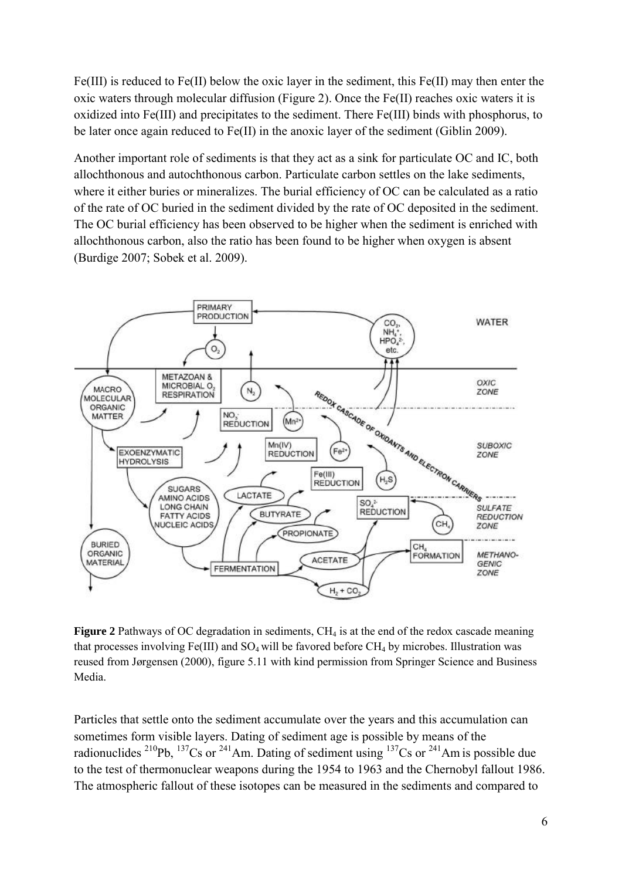Fe(III) is reduced to Fe(II) below the oxic layer in the sediment, this Fe(II) may then enter the oxic waters through molecular diffusion (Figure 2). Once the Fe(II) reaches oxic waters it is oxidized into Fe(III) and precipitates to the sediment. There Fe(III) binds with phosphorus, to be later once again reduced to Fe(II) in the anoxic layer of the sediment (Giblin 2009).

Another important role of sediments is that they act as a sink for particulate OC and IC, both allochthonous and autochthonous carbon. Particulate carbon settles on the lake sediments, where it either buries or mineralizes. The burial efficiency of OC can be calculated as a ratio of the rate of OC buried in the sediment divided by the rate of OC deposited in the sediment. The OC burial efficiency has been observed to be higher when the sediment is enriched with allochthonous carbon, also the ratio has been found to be higher when oxygen is absent (Burdige 2007; Sobek et al. 2009).

**Figure 2** Pathways of OC degradation in sediments, $CH_4$ is at the end of the redox cascade meaning that processes involving Fe(III) and $SO_4$ will be favored before $CH_4$ by microbes. Illustration was reused from Jørgensen (2000), figure 5.11 with kind permission from Springer Science and Business Media.

Particles that settle onto the sediment accumulate over the years and this accumulation can sometimes form visible layers. Dating of sediment age is possible by means of the radionuclides $^{210}Pb$, $^{137}Cs$ or $^{241}Am$. Dating of sediment using $^{137}Cs$ or $^{241}Am$ is possible due to the test of thermonuclear weapons during the 1954 to 1963 and the Chernobyl fallout 1986. The atmospheric fallout of these isotopes can be measured in the sediments and compared to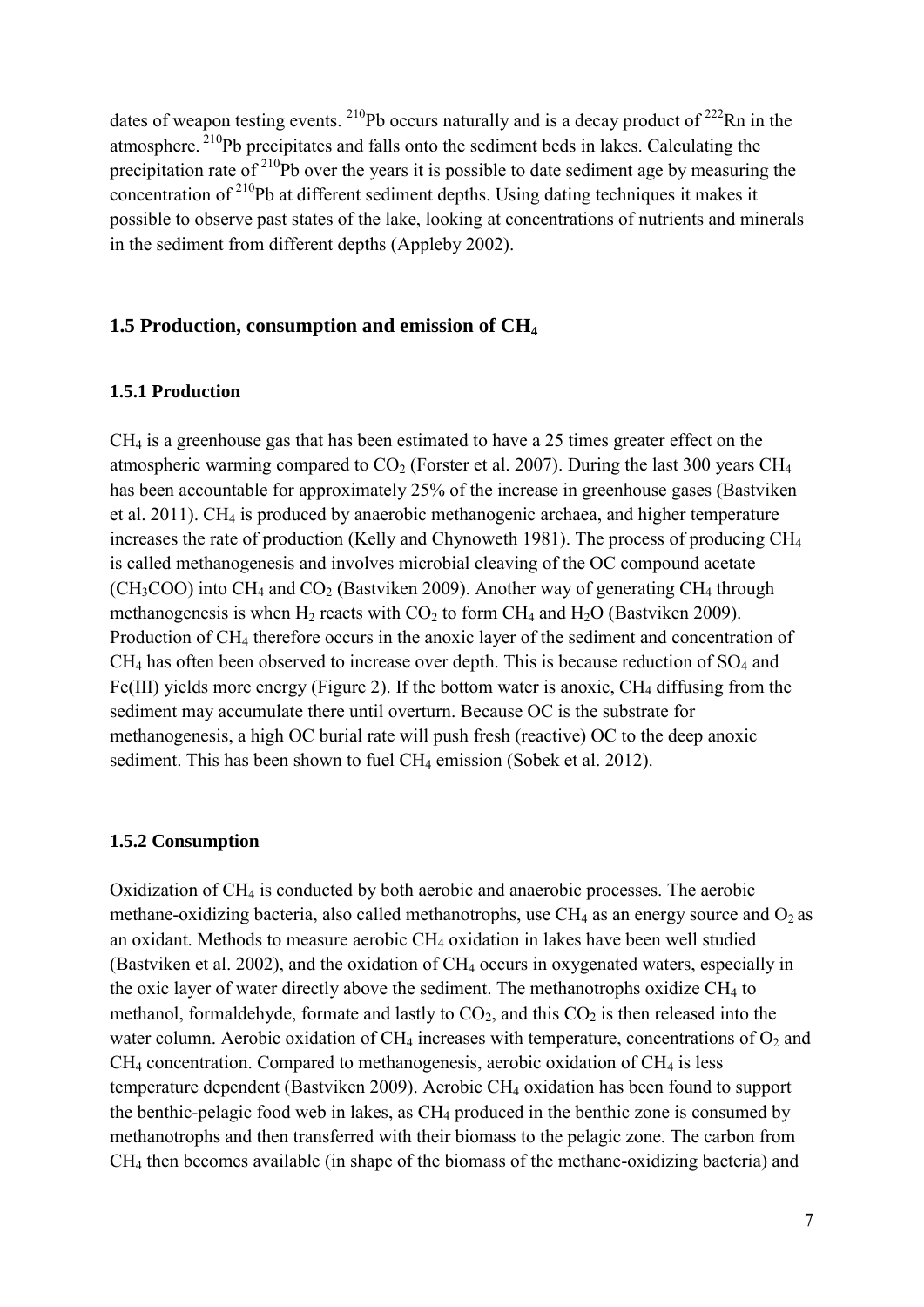dates of weapon testing events. $^{210}Pb$ occurs naturally and is a decay product of $^{222}Rn$ in the atmosphere. $^{210}Pb$ precipitates and falls onto the sediment beds in lakes. Calculating the precipitation rate of $^{210}Pb$ over the years it is possible to date sediment age by measuring the concentration of $^{210}Pb$ at different sediment depths. Using dating techniques it makes it possible to observe past states of the lake, looking at concentrations of nutrients and minerals in the sediment from different depths (Appleby 2002).

## 1.5 Production, consumption and emission of $CH_4$

### 1.5.1 Production

$CH_4$ is a greenhouse gas that has been estimated to have a 25 times greater effect on the atmospheric warming compared to $CO_2$ (Forster et al. 2007). During the last 300 years $CH_4$ has been accountable for approximately 25% of the increase in greenhouse gases (Bastviken et al. 2011). $CH_4$ is produced by anaerobic methanogenic archaea, and higher temperature increases the rate of production (Kelly and Chynoweth 1981). The process of producing $CH_4$ is called methanogenesis and involves microbial cleaving of the OC compound acetate ($CH_3COO$) into $CH_4$ and $CO_2$ (Bastviken 2009). Another way of generating $CH_4$ through methanogenesis is when $H_2$ reacts with $CO_2$ to form $CH_4$ and $H_2O$ (Bastviken 2009). Production of $CH_4$ therefore occurs in the anoxic layer of the sediment and concentration of $CH_4$ has often been observed to increase over depth. This is because reduction of $SO_4$ and Fe(III) yields more energy (Figure 2). If the bottom water is anoxic, $CH_4$ diffusing from the sediment may accumulate there until overturn. Because OC is the substrate for methanogenesis, a high OC burial rate will push fresh (reactive) OC to the deep anoxic sediment. This has been shown to fuel $CH_4$ emission (Sobek et al. 2012).

### 1.5.2 Consumption

Oxidization of $CH_4$ is conducted by both aerobic and anaerobic processes. The aerobic methane-oxidizing bacteria, also called methanotrophs, use $CH_4$ as an energy source and $O_2$ as an oxidant. Methods to measure aerobic $CH_4$ oxidation in lakes have been well studied (Bastviken et al. 2002), and the oxidation of $CH_4$ occurs in oxygenated waters, especially in the oxic layer of water directly above the sediment. The methanotrophs oxidize $CH_4$ to methanol, formaldehyde, formate and lastly to $CO_2$, and this $CO_2$ is then released into the water column. Aerobic oxidation of $CH_4$ increases with temperature, concentrations of $O_2$ and $CH_4$ concentration. Compared to methanogenesis, aerobic oxidation of $CH_4$ is less temperature dependent (Bastviken 2009). Aerobic $CH_4$ oxidation has been found to support the benthic-pelagic food web in lakes, as $CH_4$ produced in the benthic zone is consumed by methanotrophs and then transferred with their biomass to the pelagic zone. The carbon from $CH_4$ then becomes available (in shape of the biomass of the methane-oxidizing bacteria) and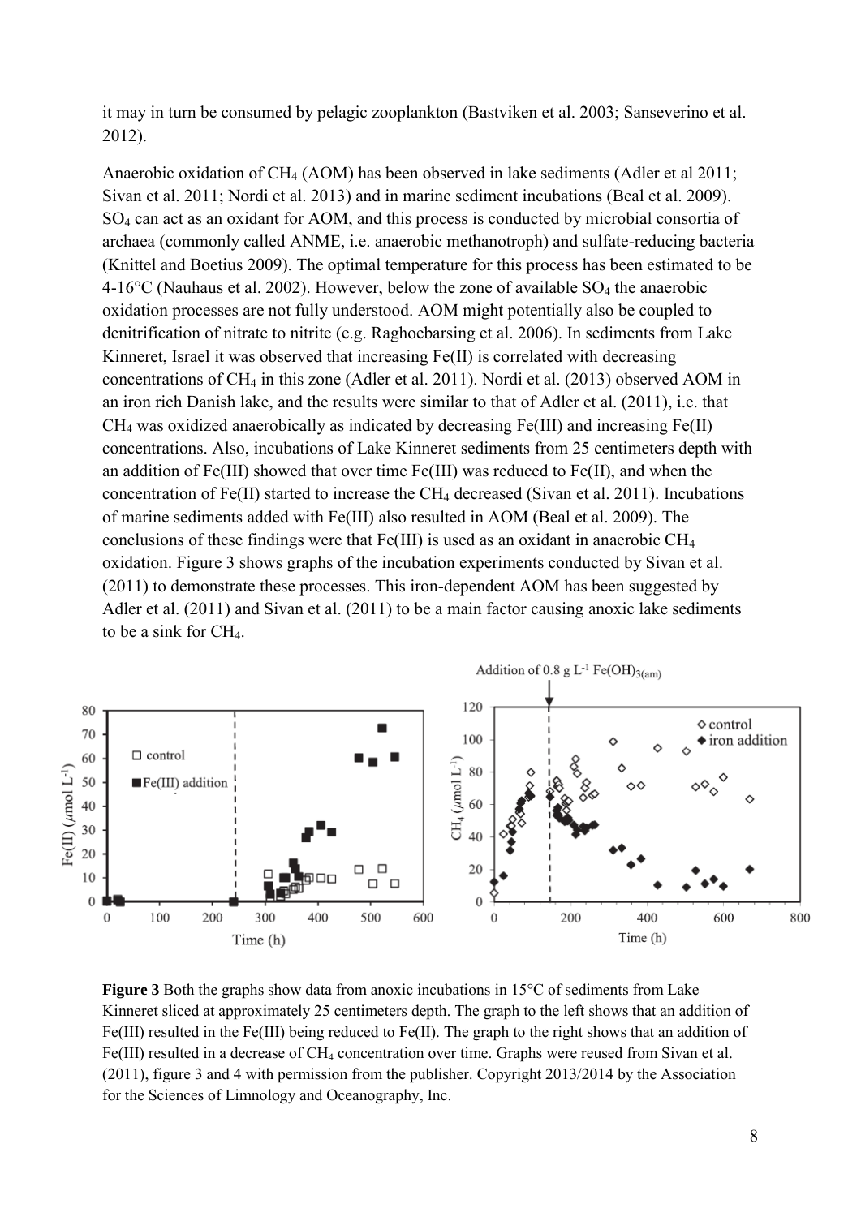it may in turn be consumed by pelagic zooplankton (Bastviken et al. 2003; Sanseverino et al. 2012).

Anaerobic oxidation of $CH_4$ (AOM) has been observed in lake sediments (Adler et al 2011; Sivan et al. 2011; Nordi et al. 2013) and in marine sediment incubations (Beal et al. 2009). $SO_4$ can act as an oxidant for AOM, and this process is conducted by microbial consortia of archaea (commonly called ANME, i.e. anaerobic methanotroph) and sulfate-reducing bacteria (Knittel and Boetius 2009). The optimal temperature for this process has been estimated to be 4-16°C (Nauhaus et al. 2002). However, below the zone of available $SO_4$ the anaerobic oxidation processes are not fully understood. AOM might potentially also be coupled to denitrification of nitrate to nitrite (e.g. Raghoebarsing et al. 2006). In sediments from Lake Kinneret, Israel it was observed that increasing Fe(II) is correlated with decreasing concentrations of $CH_4$ in this zone (Adler et al. 2011). Nordi et al. (2013) observed AOM in an iron rich Danish lake, and the results were similar to that of Adler et al. (2011), i.e. that $CH_4$ was oxidized anaerobically as indicated by decreasing Fe(III) and increasing Fe(II) concentrations. Also, incubations of Lake Kinneret sediments from 25 centimeters depth with an addition of Fe(III) showed that over time Fe(III) was reduced to Fe(II), and when the concentration of Fe(II) started to increase the $CH_4$ decreased (Sivan et al. 2011). Incubations of marine sediments added with Fe(III) also resulted in AOM (Beal et al. 2009). The conclusions of these findings were that Fe(III) is used as an oxidant in anaerobic $CH_4$ oxidation. Figure 3 shows graphs of the incubation experiments conducted by Sivan et al. (2011) to demonstrate these processes. This iron-dependent AOM has been suggested by Adler et al. (2011) and Sivan et al. (2011) to be a main factor causing anoxic lake sediments to be a sink for $CH_4$.

**Figure 3** Both the graphs show data from anoxic incubations in 15°C of sediments from Lake Kinneret sliced at approximately 25 centimeters depth. The graph to the left shows that an addition of Fe(III) resulted in the Fe(III) being reduced to Fe(II). The graph to the right shows that an addition of Fe(III) resulted in a decrease of $CH_4$ concentration over time. Graphs were reused from Sivan et al. (2011), figure 3 and 4 with permission from the publisher. Copyright 2013/2014 by the Association for the Sciences of Limnology and Oceanography, Inc.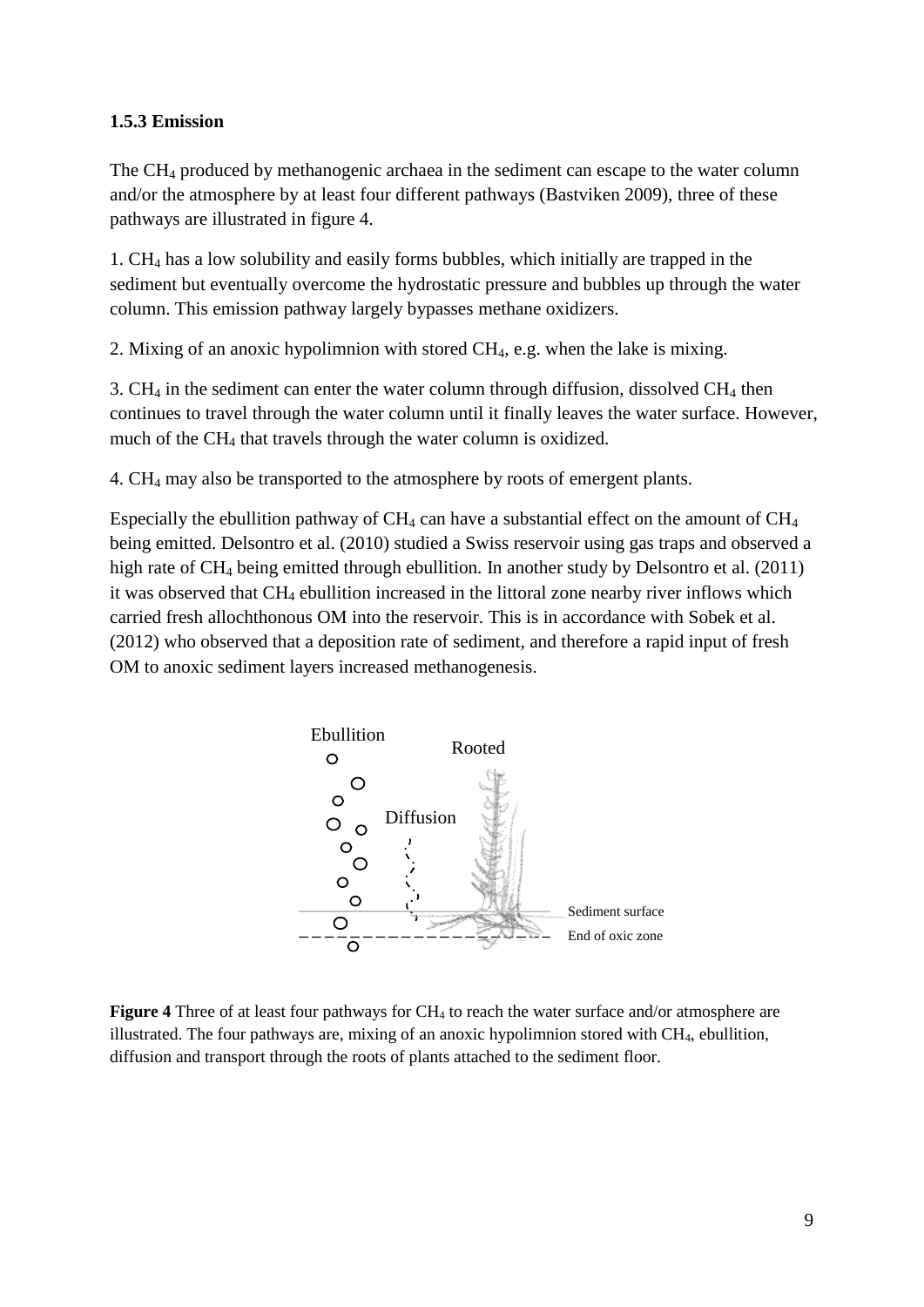### 1.5.3 Emission

The $CH_4$ produced by methanogenic archaea in the sediment can escape to the water column and/or the atmosphere by at least four different pathways (Bastviken 2009), three of these pathways are illustrated in figure 4.

1. $CH_4$ has a low solubility and easily forms bubbles, which initially are trapped in the sediment but eventually overcome the hydrostatic pressure and bubbles up through the water column. This emission pathway largely bypasses methane oxidizers.

2. Mixing of an anoxic hypolimnion with stored $CH_4$, e.g. when the lake is mixing.

3. $CH_4$ in the sediment can enter the water column through diffusion, dissolved $CH_4$ then continues to travel through the water column until it finally leaves the water surface. However, much of the $CH_4$ that travels through the water column is oxidized.

4. $CH_4$ may also be transported to the atmosphere by roots of emergent plants.

Especially the ebullition pathway of $CH_4$ can have a substantial effect on the amount of $CH_4$ being emitted. Delsontro et al. (2010) studied a Swiss reservoir using gas traps and observed a high rate of $CH_4$ being emitted through ebullition. In another study by Delsontro et al. (2011) it was observed that $CH_4$ ebullition increased in the littoral zone nearby river inflows which carried fresh allochthonous OM into the reservoir. This is in accordance with Sobek et al. (2012) who observed that a deposition rate of sediment, and therefore a rapid input of fresh OM to anoxic sediment layers increased methanogenesis.

**Figure 4** Three of at least four pathways for $CH_4$ to reach the water surface and/or atmosphere are illustrated. The four pathways are, mixing of an anoxic hypolimnion stored with $CH_4$, ebullition, diffusion and transport through the roots of plants attached to the sediment floor.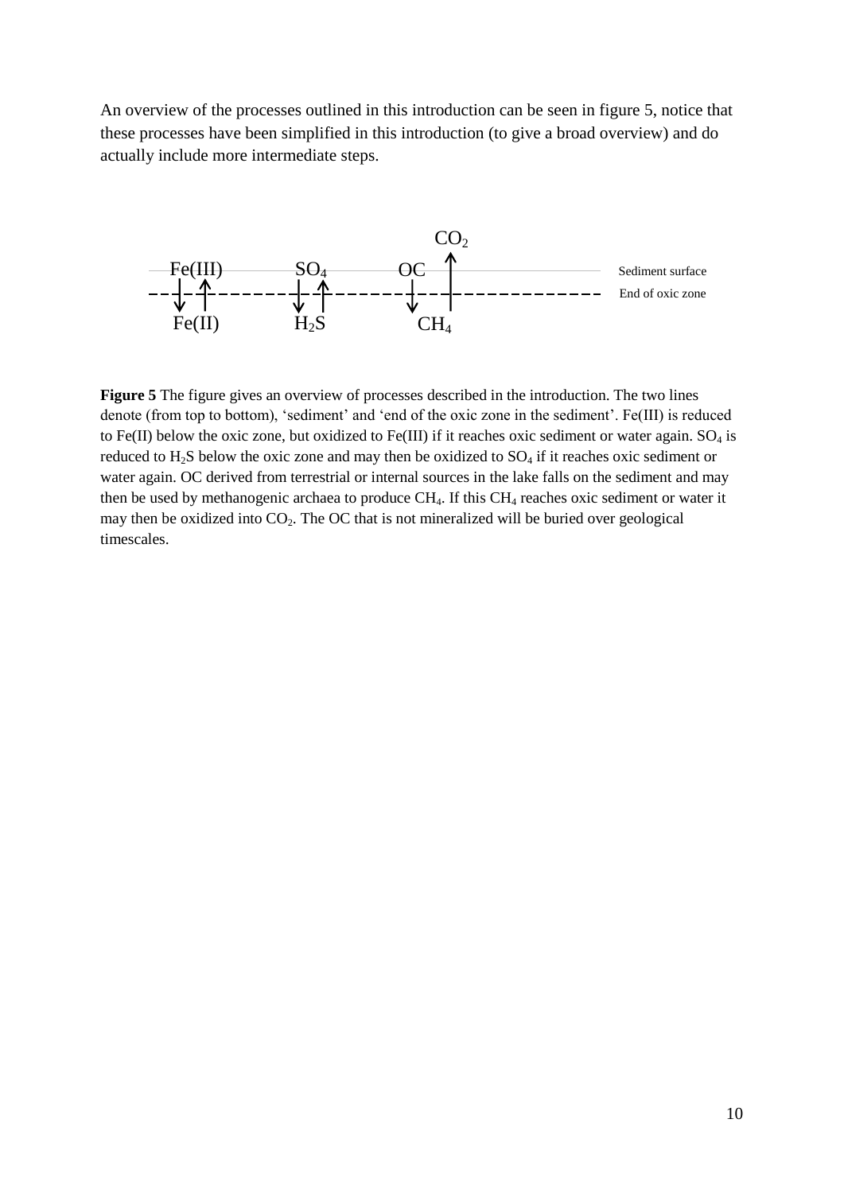An overview of the processes outlined in this introduction can be seen in figure 5, notice that these processes have been simplified in this introduction (to give a broad overview) and do actually include more intermediate steps.

**Figure 5** The figure gives an overview of processes described in the introduction. The two lines denote (from top to bottom), 'sediment' and 'end of the oxic zone in the sediment'. Fe(III) is reduced to Fe(II) below the oxic zone, but oxidized to Fe(III) if it reaches oxic sediment or water again. $SO_4$ is reduced to $H_2S$ below the oxic zone and may then be oxidized to $SO_4$ if it reaches oxic sediment or water again. OC derived from terrestrial or internal sources in the lake falls on the sediment and may then be used by methanogenic archaea to produce $CH_4$. If this $CH_4$ reaches oxic sediment or water it may then be oxidized into $CO_2$. The OC that is not mineralized will be buried over geological timescales.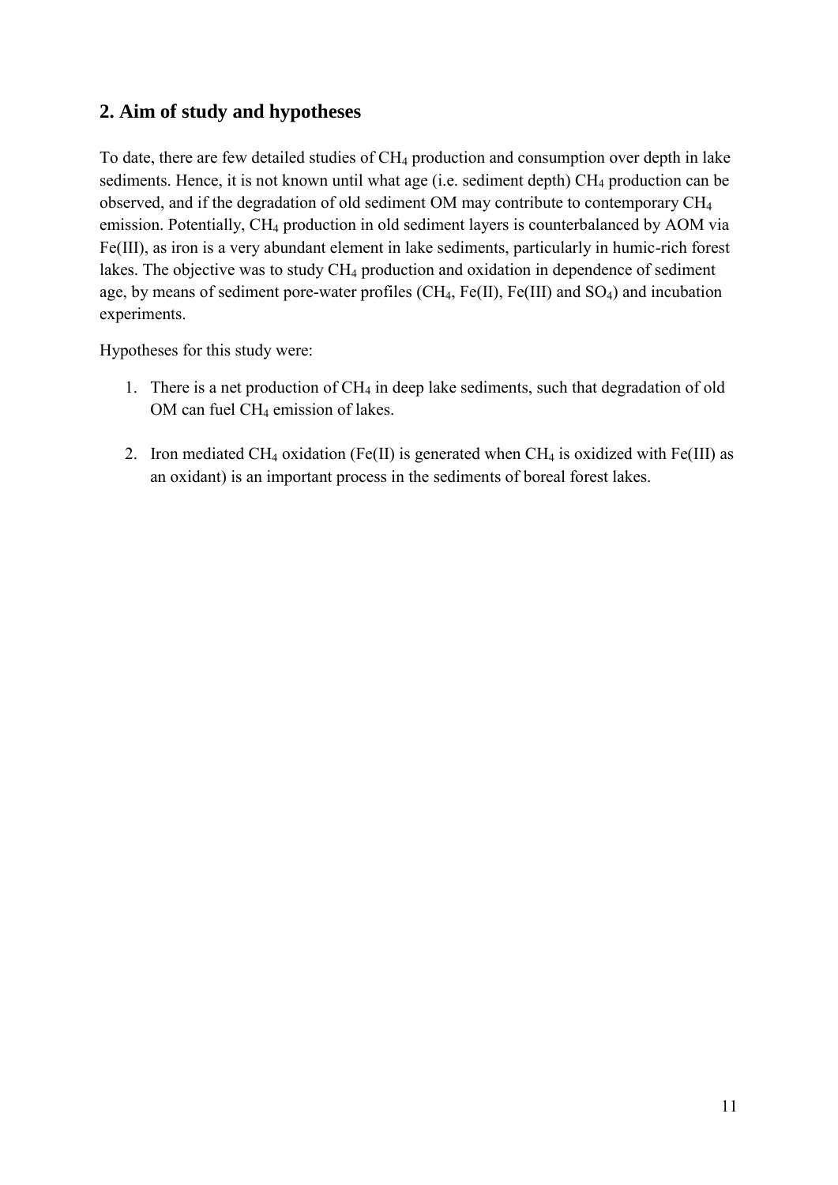## 2. Aim of study and hypotheses

To date, there are few detailed studies of $CH_4$ production and consumption over depth in lake sediments. Hence, it is not known until what age (i.e. sediment depth) $CH_4$ production can be observed, and if the degradation of old sediment OM may contribute to contemporary $CH_4$ emission. Potentially, $CH_4$ production in old sediment layers is counterbalanced by AOM via Fe(III), as iron is a very abundant element in lake sediments, particularly in humic-rich forest lakes. The objective was to study $CH_4$ production and oxidation in dependence of sediment age, by means of sediment pore-water profiles ($CH_4$, Fe(II), Fe(III) and $SO_4$) and incubation experiments.

Hypotheses for this study were:

1. There is a net production of $CH_4$ in deep lake sediments, such that degradation of old OM can fuel $CH_4$ emission of lakes.
2. Iron mediated $CH_4$ oxidation (Fe(II) is generated when $CH_4$ is oxidized with Fe(III) as an oxidant) is an important process in the sediments of boreal forest lakes.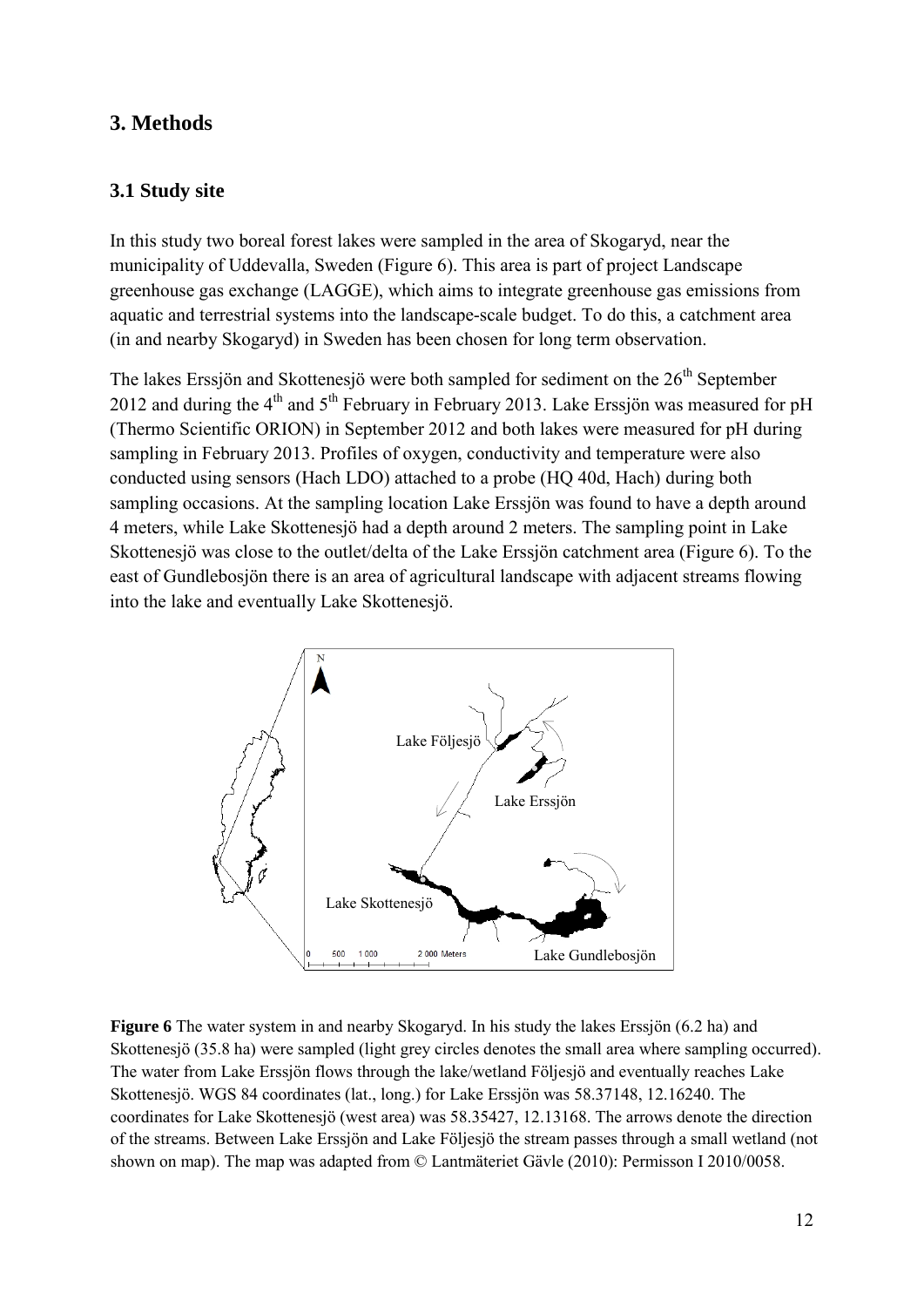## 3. Methods

### 3.1 Study site

In this study two boreal forest lakes were sampled in the area of Skogaryd, near the municipality of Uddevalla, Sweden (Figure 6). This area is part of project Landscape greenhouse gas exchange (LAGGE), which aims to integrate greenhouse gas emissions from aquatic and terrestrial systems into the landscape-scale budget. To do this, a catchment area (in and nearby Skogaryd) in Sweden has been chosen for long term observation.

The lakes Erssjön and Skottenesjö were both sampled for sediment on the 26$^{th}$ September 2012 and during the 4$^{th}$ and 5$^{th}$ February in February 2013. Lake Erssjön was measured for pH (Thermo Scientific ORION) in September 2012 and both lakes were measured for pH during sampling in February 2013. Profiles of oxygen, conductivity and temperature were also conducted using sensors (Hach LDO) attached to a probe (HQ 40d, Hach) during both sampling occasions. At the sampling location Lake Erssjön was found to have a depth around 4 meters, while Lake Skottenesjö had a depth around 2 meters. The sampling point in Lake Skottenesjö was close to the outlet/delta of the Lake Erssjön catchment area (Figure 6). To the east of Gundlebosjön there is an area of agricultural landscape with adjacent streams flowing into the lake and eventually Lake Skottenesjö.

**Figure 6** The water system in and nearby Skogaryd. In his study the lakes Erssjön (6.2 ha) and Skottenesjö (35.8 ha) were sampled (light grey circles denotes the small area where sampling occurred). The water from Lake Erssjön flows through the lake/wetland Följesjö and eventually reaches Lake Skottenesjö. WGS 84 coordinates (lat., long.) for Lake Erssjön was 58.37148, 12.16240. The coordinates for Lake Skottenesjö (west area) was 58.35427, 12.13168. The arrows denote the direction of the streams. Between Lake Erssjön and Lake Följesjö the stream passes through a small wetland (not shown on map). The map was adapted from © Lantmäteriet Gävle (2010): Permisson I 2010/0058.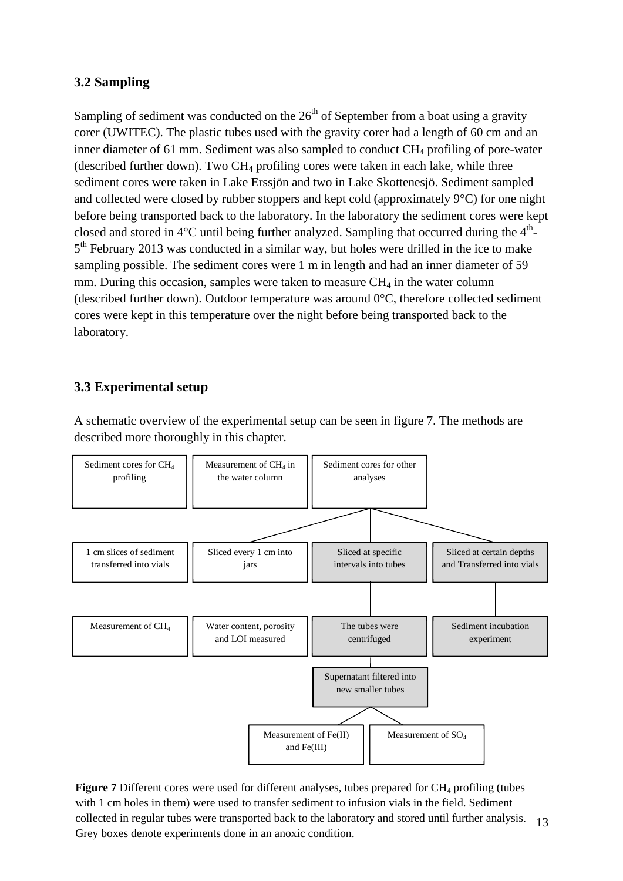## 3.2 Sampling

Sampling of sediment was conducted on the 26th of September from a boat using a gravity corer (UWITEC). The plastic tubes used with the gravity corer had a length of 60 cm and an inner diameter of 61 mm. Sediment was also sampled to conduct $CH_4$ profiling of pore-water (described further down). Two $CH_4$ profiling cores were taken in each lake, while three sediment cores were taken in Lake Erssjön and two in Lake Skottenesjö. Sediment sampled and collected were closed by rubber stoppers and kept cold (approximately 9°C) for one night before being transported back to the laboratory. In the laboratory the sediment cores were kept closed and stored in 4°C until being further analyzed. Sampling that occurred during the 4th-5th February 2013 was conducted in a similar way, but holes were drilled in the ice to make sampling possible. The sediment cores were 1 m in length and had an inner diameter of 59 mm. During this occasion, samples were taken to measure $CH_4$ in the water column (described further down). Outdoor temperature was around 0°C, therefore collected sediment cores were kept in this temperature over the night before being transported back to the laboratory.

## 3.3 Experimental setup

A schematic overview of the experimental setup can be seen in figure 7. The methods are described more thoroughly in this chapter.

Sediment cores for $CH_4$ profiling → 1 cm slices of sediment transferred into vials → Measurement of $CH_4$

Measurement of $CH_4$ in the water column

Sediment cores for other analyses:
- Sliced every 1 cm into jars → Water content, porosity and LOI measured
- Sliced at specific intervals into tubes → The tubes were centrifuged → Supernatant filtered into new smaller tubes → Measurement of Fe(II) and Fe(III); Measurement of $SO_4$
- Sliced at certain depths and Transferred into vials → Sediment incubation experiment

**Figure 7** Different cores were used for different analyses, tubes prepared for $CH_4$ profiling (tubes with 1 cm holes in them) were used to transfer sediment to infusion vials in the field. Sediment collected in regular tubes were transported back to the laboratory and stored until further analysis. Grey boxes denote experiments done in an anoxic condition.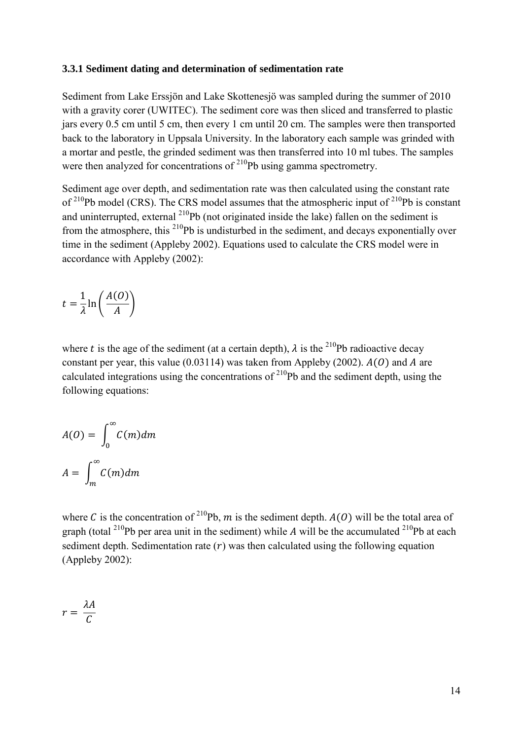### 3.3.1 Sediment dating and determination of sedimentation rate

Sediment from Lake Erssjön and Lake Skottenesjö was sampled during the summer of 2010 with a gravity corer (UWITEC). The sediment core was then sliced and transferred to plastic jars every 0.5 cm until 5 cm, then every 1 cm until 20 cm. The samples were then transported back to the laboratory in Uppsala University. In the laboratory each sample was grinded with a mortar and pestle, the grinded sediment was then transferred into 10 ml tubes. The samples were then analyzed for concentrations of $^{210}Pb$ using gamma spectrometry.

Sediment age over depth, and sedimentation rate was then calculated using the constant rate of $^{210}Pb$ model (CRS). The CRS model assumes that the atmospheric input of $^{210}Pb$ is constant and uninterrupted, external $^{210}Pb$ (not originated inside the lake) fallen on the sediment is from the atmosphere, this $^{210}Pb$ is undisturbed in the sediment, and decays exponentially over time in the sediment (Appleby 2002). Equations used to calculate the CRS model were in accordance with Appleby (2002):

$$t = \frac{1}{\lambda}\ln\left(\frac{A(O)}{A}\right)$$

where $t$ is the age of the sediment (at a certain depth), $\lambda$ is the $^{210}Pb$ radioactive decay constant per year, this value (0.03114) was taken from Appleby (2002). $A(O)$ and $A$ are calculated integrations using the concentrations of $^{210}Pb$ and the sediment depth, using the following equations:

$$A(O) = \int_0^{\infty} C(m)dm$$

$$A = \int_m^{\infty} C(m)dm$$

where $C$ is the concentration of $^{210}Pb$, $m$ is the sediment depth. $A(O)$ will be the total area of graph (total $^{210}Pb$ per area unit in the sediment) while $A$ will be the accumulated $^{210}Pb$ at each sediment depth. Sedimentation rate ($r$) was then calculated using the following equation (Appleby 2002):

$$r = \frac{\lambda A}{C}$$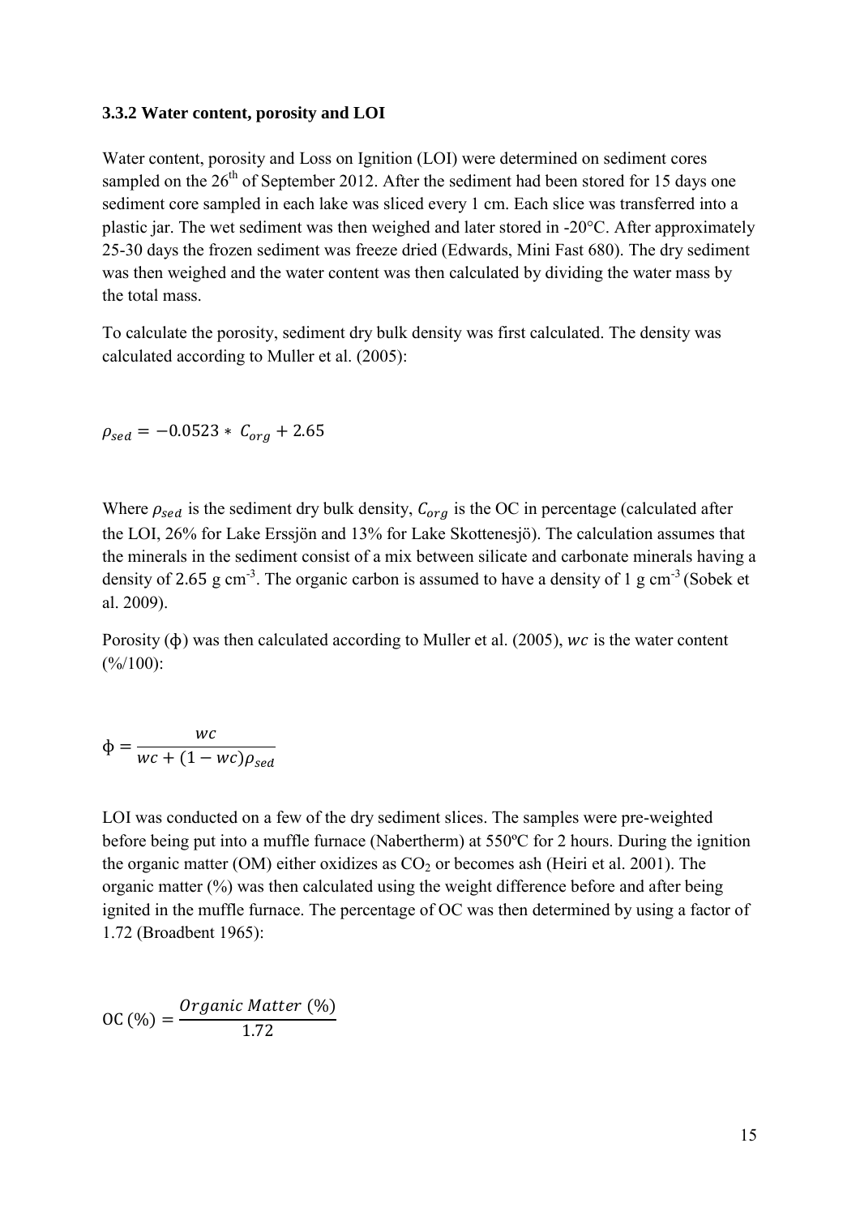### 3.3.2 Water content, porosity and LOI

Water content, porosity and Loss on Ignition (LOI) were determined on sediment cores sampled on the 26th of September 2012. After the sediment had been stored for 15 days one sediment core sampled in each lake was sliced every 1 cm. Each slice was transferred into a plastic jar. The wet sediment was then weighed and later stored in -20°C. After approximately 25-30 days the frozen sediment was freeze dried (Edwards, Mini Fast 680). The dry sediment was then weighed and the water content was then calculated by dividing the water mass by the total mass.

To calculate the porosity, sediment dry bulk density was first calculated. The density was calculated according to Muller et al. (2005):

$$\rho_{sed} = -0.0523 * C_{org} + 2.65$$

Where $\rho_{sed}$ is the sediment dry bulk density, $C_{org}$ is the OC in percentage (calculated after the LOI, 26% for Lake Erssjön and 13% for Lake Skottenesjö). The calculation assumes that the minerals in the sediment consist of a mix between silicate and carbonate minerals having a density of 2.65 g cm$^{-3}$. The organic carbon is assumed to have a density of 1 g cm$^{-3}$ (Sobek et al. 2009).

Porosity ($\phi$) was then calculated according to Muller et al. (2005), $wc$ is the water content (%/100):

$$\phi = \frac{wc}{wc + (1 - wc)\rho_{sed}}$$

LOI was conducted on a few of the dry sediment slices. The samples were pre-weighted before being put into a muffle furnace (Nabertherm) at 550ºC for 2 hours. During the ignition the organic matter (OM) either oxidizes as $CO_2$ or becomes ash (Heiri et al. 2001). The organic matter (%) was then calculated using the weight difference before and after being ignited in the muffle furnace. The percentage of OC was then determined by using a factor of 1.72 (Broadbent 1965):

$$\text{OC (\%)} = \frac{Organic\ Matter\ (\%)}{1.72}$$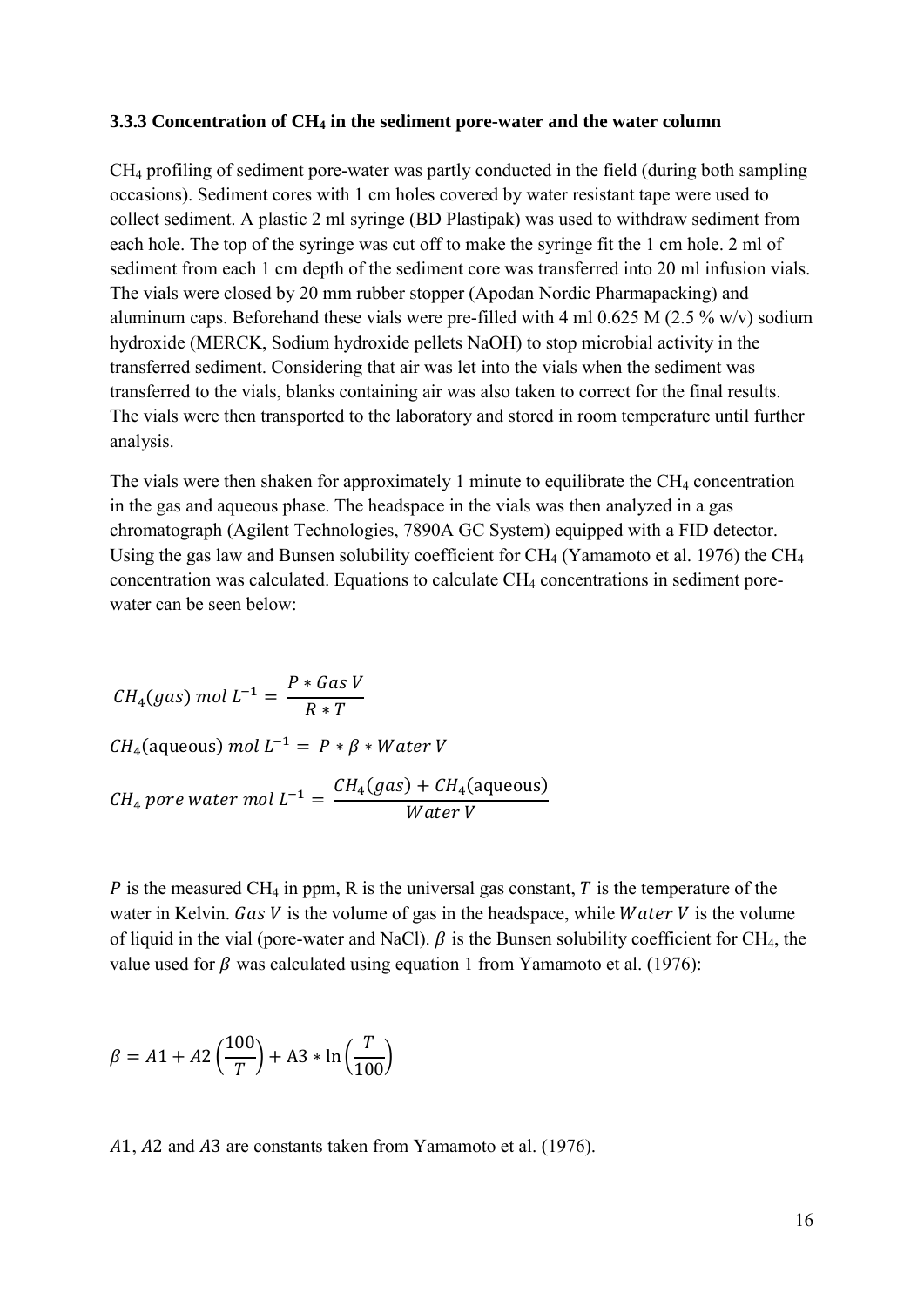### 3.3.3 Concentration of $CH_4$ in the sediment pore-water and the water column

$CH_4$ profiling of sediment pore-water was partly conducted in the field (during both sampling occasions). Sediment cores with 1 cm holes covered by water resistant tape were used to collect sediment. A plastic 2 ml syringe (BD Plastipak) was used to withdraw sediment from each hole. The top of the syringe was cut off to make the syringe fit the 1 cm hole. 2 ml of sediment from each 1 cm depth of the sediment core was transferred into 20 ml infusion vials. The vials were closed by 20 mm rubber stopper (Apodan Nordic Pharmapacking) and aluminum caps. Beforehand these vials were pre-filled with 4 ml 0.625 M (2.5 % w/v) sodium hydroxide (MERCK, Sodium hydroxide pellets NaOH) to stop microbial activity in the transferred sediment. Considering that air was let into the vials when the sediment was transferred to the vials, blanks containing air was also taken to correct for the final results. The vials were then transported to the laboratory and stored in room temperature until further analysis.

The vials were then shaken for approximately 1 minute to equilibrate the $CH_4$ concentration in the gas and aqueous phase. The headspace in the vials was then analyzed in a gas chromatograph (Agilent Technologies, 7890A GC System) equipped with a FID detector. Using the gas law and Bunsen solubility coefficient for $CH_4$ (Yamamoto et al. 1976) the $CH_4$ concentration was calculated. Equations to calculate $CH_4$ concentrations in sediment pore-water can be seen below:

$$CH_4(gas)\ mol\ L^{-1} = \frac{P * Gas\ V}{R * T}$$

$$CH_4(\text{aqueous})\ mol\ L^{-1} = P * \beta * Water\ V$$

$$CH_4\ pore\ water\ mol\ L^{-1} = \frac{CH_4(gas) + CH_4(\text{aqueous})}{Water\ V}$$

$P$ is the measured $CH_4$ in ppm, R is the universal gas constant, $T$ is the temperature of the water in Kelvin. $Gas\ V$ is the volume of gas in the headspace, while $Water\ V$ is the volume of liquid in the vial (pore-water and NaCl). $\beta$ is the Bunsen solubility coefficient for $CH_4$, the value used for $\beta$ was calculated using equation 1 from Yamamoto et al. (1976):

$$\beta = A1 + A2\left(\frac{100}{T}\right) + \text{A3} * \ln\left(\frac{T}{100}\right)$$

$A1$, $A2$ and $A3$ are constants taken from Yamamoto et al. (1976).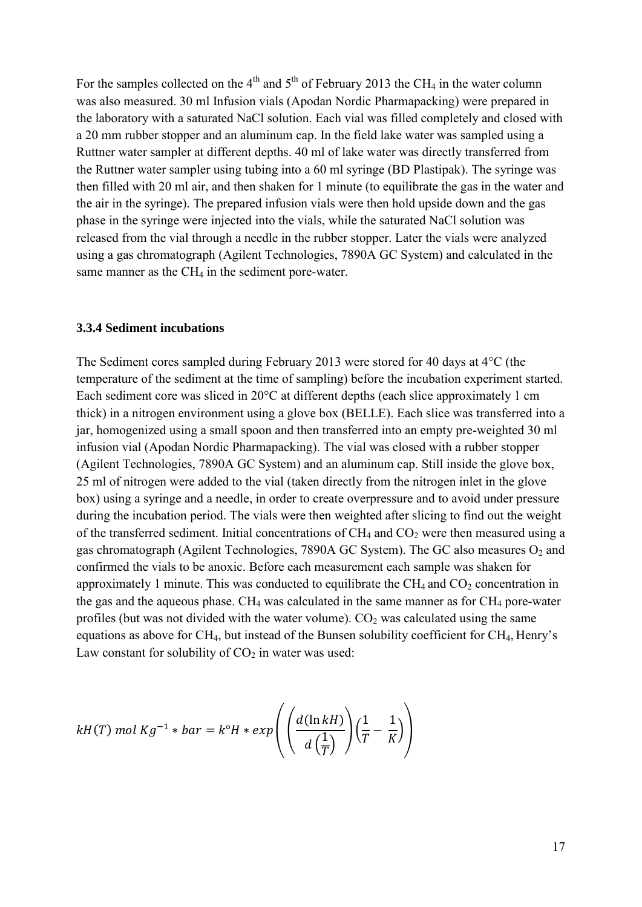For the samples collected on the 4th and 5th of February 2013 the $CH_4$ in the water column was also measured. 30 ml Infusion vials (Apodan Nordic Pharmapacking) were prepared in the laboratory with a saturated NaCl solution. Each vial was filled completely and closed with a 20 mm rubber stopper and an aluminum cap. In the field lake water was sampled using a Ruttner water sampler at different depths. 40 ml of lake water was directly transferred from the Ruttner water sampler using tubing into a 60 ml syringe (BD Plastipak). The syringe was then filled with 20 ml air, and then shaken for 1 minute (to equilibrate the gas in the water and the air in the syringe). The prepared infusion vials were then hold upside down and the gas phase in the syringe were injected into the vials, while the saturated NaCl solution was released from the vial through a needle in the rubber stopper. Later the vials were analyzed using a gas chromatograph (Agilent Technologies, 7890A GC System) and calculated in the same manner as the $CH_4$ in the sediment pore-water.

### 3.3.4 Sediment incubations

The Sediment cores sampled during February 2013 were stored for 40 days at 4°C (the temperature of the sediment at the time of sampling) before the incubation experiment started. Each sediment core was sliced in 20°C at different depths (each slice approximately 1 cm thick) in a nitrogen environment using a glove box (BELLE). Each slice was transferred into a jar, homogenized using a small spoon and then transferred into an empty pre-weighted 30 ml infusion vial (Apodan Nordic Pharmapacking). The vial was closed with a rubber stopper (Agilent Technologies, 7890A GC System) and an aluminum cap. Still inside the glove box, 25 ml of nitrogen were added to the vial (taken directly from the nitrogen inlet in the glove box) using a syringe and a needle, in order to create overpressure and to avoid under pressure during the incubation period. The vials were then weighted after slicing to find out the weight of the transferred sediment. Initial concentrations of $CH_4$ and $CO_2$ were then measured using a gas chromatograph (Agilent Technologies, 7890A GC System). The GC also measures $O_2$ and confirmed the vials to be anoxic. Before each measurement each sample was shaken for approximately 1 minute. This was conducted to equilibrate the $CH_4$ and $CO_2$ concentration in the gas and the aqueous phase. $CH_4$ was calculated in the same manner as for $CH_4$ pore-water profiles (but was not divided with the water volume). $CO_2$ was calculated using the same equations as above for $CH_4$, but instead of the Bunsen solubility coefficient for $CH_4$, Henry's Law constant for solubility of $CO_2$ in water was used:

$$kH(T)\ mol\ Kg^{-1} * bar = k°H * exp\left(\left(\frac{d(\ln kH)}{d\left(\frac{1}{T}\right)}\right)\left(\frac{1}{T} - \frac{1}{K}\right)\right)$$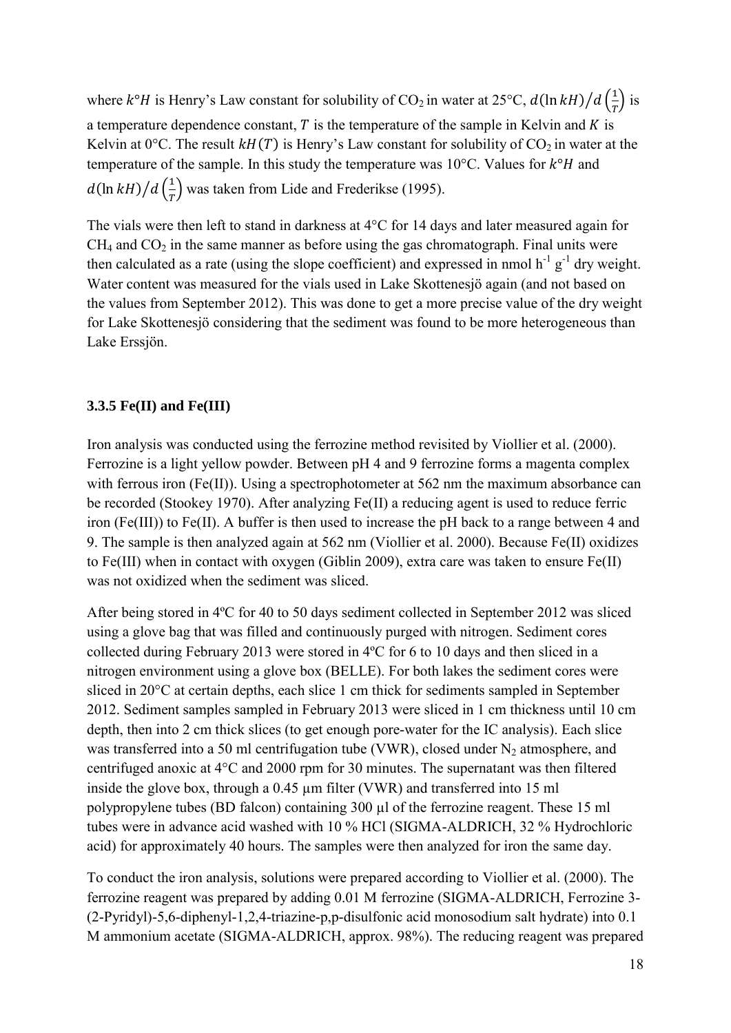where $k°H$ is Henry's Law constant for solubility of $CO_2$ in water at 25°C, $d(\ln kH)/d\left(\frac{1}{T}\right)$ is a temperature dependence constant, $T$ is the temperature of the sample in Kelvin and $K$ is Kelvin at 0°C. The result $kH(T)$ is Henry's Law constant for solubility of $CO_2$ in water at the temperature of the sample. In this study the temperature was 10°C. Values for $k°H$ and $d(\ln kH)/d\left(\frac{1}{T}\right)$ was taken from Lide and Frederikse (1995).

The vials were then left to stand in darkness at 4°C for 14 days and later measured again for $CH_4$ and $CO_2$ in the same manner as before using the gas chromatograph. Final units were then calculated as a rate (using the slope coefficient) and expressed in nmol $h^{-1}$ $g^{-1}$ dry weight. Water content was measured for the vials used in Lake Skottenesjö again (and not based on the values from September 2012). This was done to get a more precise value of the dry weight for Lake Skottenesjö considering that the sediment was found to be more heterogeneous than Lake Erssjön.

### 3.3.5 Fe(II) and Fe(III)

Iron analysis was conducted using the ferrozine method revisited by Viollier et al. (2000). Ferrozine is a light yellow powder. Between pH 4 and 9 ferrozine forms a magenta complex with ferrous iron (Fe(II)). Using a spectrophotometer at 562 nm the maximum absorbance can be recorded (Stookey 1970). After analyzing Fe(II) a reducing agent is used to reduce ferric iron (Fe(III)) to Fe(II). A buffer is then used to increase the pH back to a range between 4 and 9. The sample is then analyzed again at 562 nm (Viollier et al. 2000). Because Fe(II) oxidizes to Fe(III) when in contact with oxygen (Giblin 2009), extra care was taken to ensure Fe(II) was not oxidized when the sediment was sliced.

After being stored in 4ºC for 40 to 50 days sediment collected in September 2012 was sliced using a glove bag that was filled and continuously purged with nitrogen. Sediment cores collected during February 2013 were stored in 4ºC for 6 to 10 days and then sliced in a nitrogen environment using a glove box (BELLE). For both lakes the sediment cores were sliced in 20°C at certain depths, each slice 1 cm thick for sediments sampled in September 2012. Sediment samples sampled in February 2013 were sliced in 1 cm thickness until 10 cm depth, then into 2 cm thick slices (to get enough pore-water for the IC analysis). Each slice was transferred into a 50 ml centrifugation tube (VWR), closed under $N_2$ atmosphere, and centrifuged anoxic at 4°C and 2000 rpm for 30 minutes. The supernatant was then filtered inside the glove box, through a 0.45 µm filter (VWR) and transferred into 15 ml polypropylene tubes (BD falcon) containing 300 µl of the ferrozine reagent. These 15 ml tubes were in advance acid washed with 10 % HCl (SIGMA-ALDRICH, 32 % Hydrochloric acid) for approximately 40 hours. The samples were then analyzed for iron the same day.

To conduct the iron analysis, solutions were prepared according to Viollier et al. (2000). The ferrozine reagent was prepared by adding 0.01 M ferrozine (SIGMA-ALDRICH, Ferrozine 3-(2-Pyridyl)-5,6-diphenyl-1,2,4-triazine-p,p-disulfonic acid monosodium salt hydrate) into 0.1 M ammonium acetate (SIGMA-ALDRICH, approx. 98%). The reducing reagent was prepared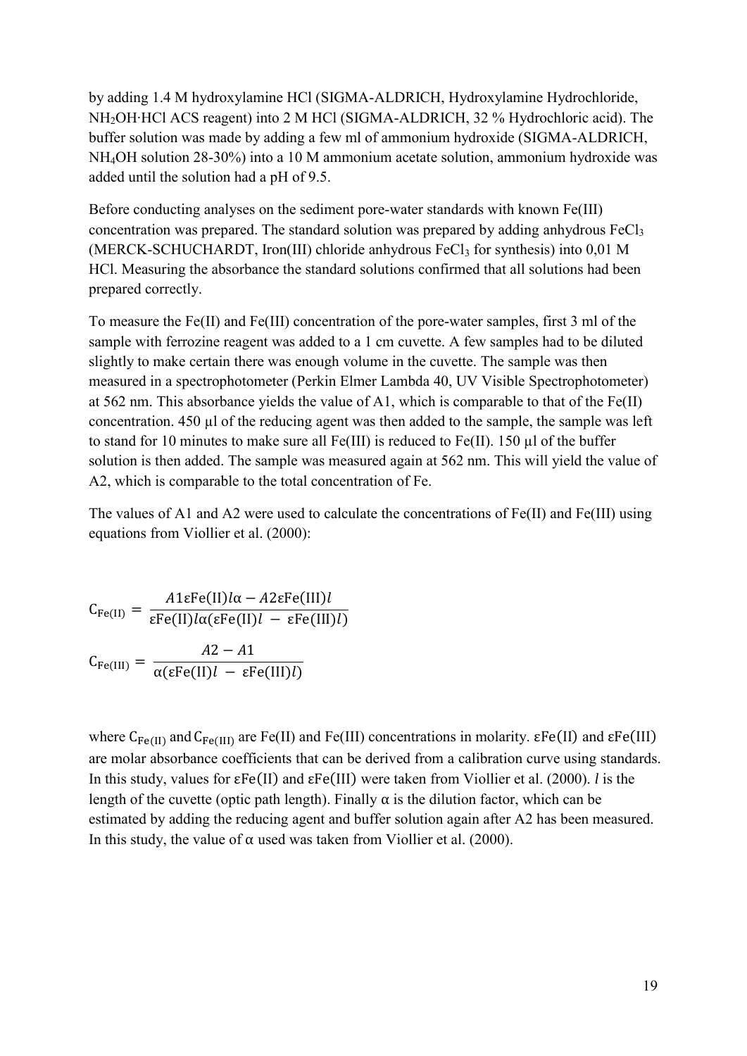by adding 1.4 M hydroxylamine HCl (SIGMA-ALDRICH, Hydroxylamine Hydrochloride, $NH_2OH{\cdot}HCl$ ACS reagent) into 2 M HCl (SIGMA-ALDRICH, 32 % Hydrochloric acid). The buffer solution was made by adding a few ml of ammonium hydroxide (SIGMA-ALDRICH, $NH_4OH$ solution 28-30%) into a 10 M ammonium acetate solution, ammonium hydroxide was added until the solution had a pH of 9.5.

Before conducting analyses on the sediment pore-water standards with known Fe(III) concentration was prepared. The standard solution was prepared by adding anhydrous $FeCl_3$ (MERCK-SCHUCHARDT, Iron(III) chloride anhydrous $FeCl_3$ for synthesis) into 0,01 M HCl. Measuring the absorbance the standard solutions confirmed that all solutions had been prepared correctly.

To measure the Fe(II) and Fe(III) concentration of the pore-water samples, first 3 ml of the sample with ferrozine reagent was added to a 1 cm cuvette. A few samples had to be diluted slightly to make certain there was enough volume in the cuvette. The sample was then measured in a spectrophotometer (Perkin Elmer Lambda 40, UV Visible Spectrophotometer) at 562 nm. This absorbance yields the value of A1, which is comparable to that of the Fe(II) concentration. 450 µl of the reducing agent was then added to the sample, the sample was left to stand for 10 minutes to make sure all Fe(III) is reduced to Fe(II). 150 µl of the buffer solution is then added. The sample was measured again at 562 nm. This will yield the value of A2, which is comparable to the total concentration of Fe.

The values of A1 and A2 were used to calculate the concentrations of Fe(II) and Fe(III) using equations from Viollier et al. (2000):

$$C_{\mathrm{Fe(II)}} = \frac{A1\varepsilon\mathrm{Fe(II)}l\alpha - A2\varepsilon\mathrm{Fe(III)}l}{\varepsilon\mathrm{Fe(II)}l\alpha(\varepsilon\mathrm{Fe(II)}l - \varepsilon\mathrm{Fe(III)}l)}$$

$$C_{\mathrm{Fe(III)}} = \frac{A2 - A1}{\alpha(\varepsilon\mathrm{Fe(II)}l - \varepsilon\mathrm{Fe(III)}l)}$$

where $C_{\mathrm{Fe(II)}}$ and $C_{\mathrm{Fe(III)}}$ are Fe(II) and Fe(III) concentrations in molarity. $\varepsilon\mathrm{Fe(II)}$ and $\varepsilon\mathrm{Fe(III)}$ are molar absorbance coefficients that can be derived from a calibration curve using standards. In this study, values for $\varepsilon\mathrm{Fe(II)}$ and $\varepsilon\mathrm{Fe(III)}$ were taken from Viollier et al. (2000). $l$ is the length of the cuvette (optic path length). Finally $\alpha$ is the dilution factor, which can be estimated by adding the reducing agent and buffer solution again after A2 has been measured. In this study, the value of $\alpha$ used was taken from Viollier et al. (2000).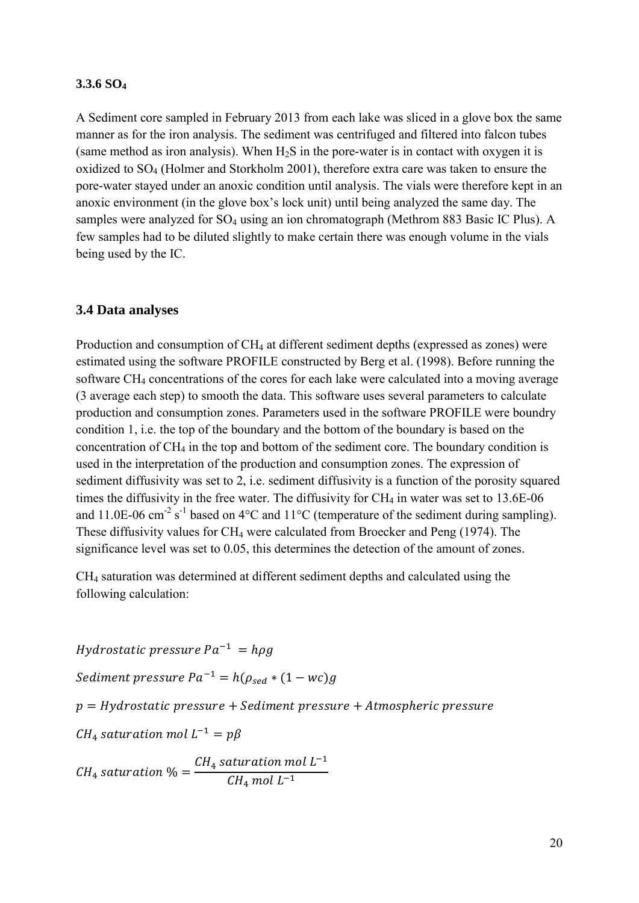### 3.3.6 $SO_4$

A Sediment core sampled in February 2013 from each lake was sliced in a glove box the same manner as for the iron analysis. The sediment was centrifuged and filtered into falcon tubes (same method as iron analysis). When $H_2S$ in the pore-water is in contact with oxygen it is oxidized to $SO_4$ (Holmer and Storkholm 2001), therefore extra care was taken to ensure the pore-water stayed under an anoxic condition until analysis. The vials were therefore kept in an anoxic environment (in the glove box's lock unit) until being analyzed the same day. The samples were analyzed for $SO_4$ using an ion chromatograph (Methrom 883 Basic IC Plus). A few samples had to be diluted slightly to make certain there was enough volume in the vials being used by the IC.

## 3.4 Data analyses

Production and consumption of $CH_4$ at different sediment depths (expressed as zones) were estimated using the software PROFILE constructed by Berg et al. (1998). Before running the software $CH_4$ concentrations of the cores for each lake were calculated into a moving average (3 average each step) to smooth the data. This software uses several parameters to calculate production and consumption zones. Parameters used in the software PROFILE were boundry condition 1, i.e. the top of the boundary and the bottom of the boundary is based on the concentration of $CH_4$ in the top and bottom of the sediment core. The boundary condition is used in the interpretation of the production and consumption zones. The expression of sediment diffusivity was set to 2, i.e. sediment diffusivity is a function of the porosity squared times the diffusivity in the free water. The diffusivity for $CH_4$ in water was set to 13.6E-06 and 11.0E-06 $cm^{-2}\ s^{-1}$ based on 4°C and 11°C (temperature of the sediment during sampling). These diffusivity values for $CH_4$ were calculated from Broecker and Peng (1974). The significance level was set to 0.05, this determines the detection of the amount of zones.

$CH_4$ saturation was determined at different sediment depths and calculated using the following calculation:

$$Hydrostatic\ pressure\ Pa^{-1} = h\rho g$$

$$Sediment\ pressure\ Pa^{-1} = h(\rho_{sed} * (1 - wc)g$$

$$p = Hydrostatic\ pressure + Sediment\ pressure + Atmospheric\ pressure$$

$$CH_4\ saturation\ mol\ L^{-1} = p\beta$$

$$CH_4\ saturation\ \% = \frac{CH_4\ saturation\ mol\ L^{-1}}{CH_4\ mol\ L^{-1}}$$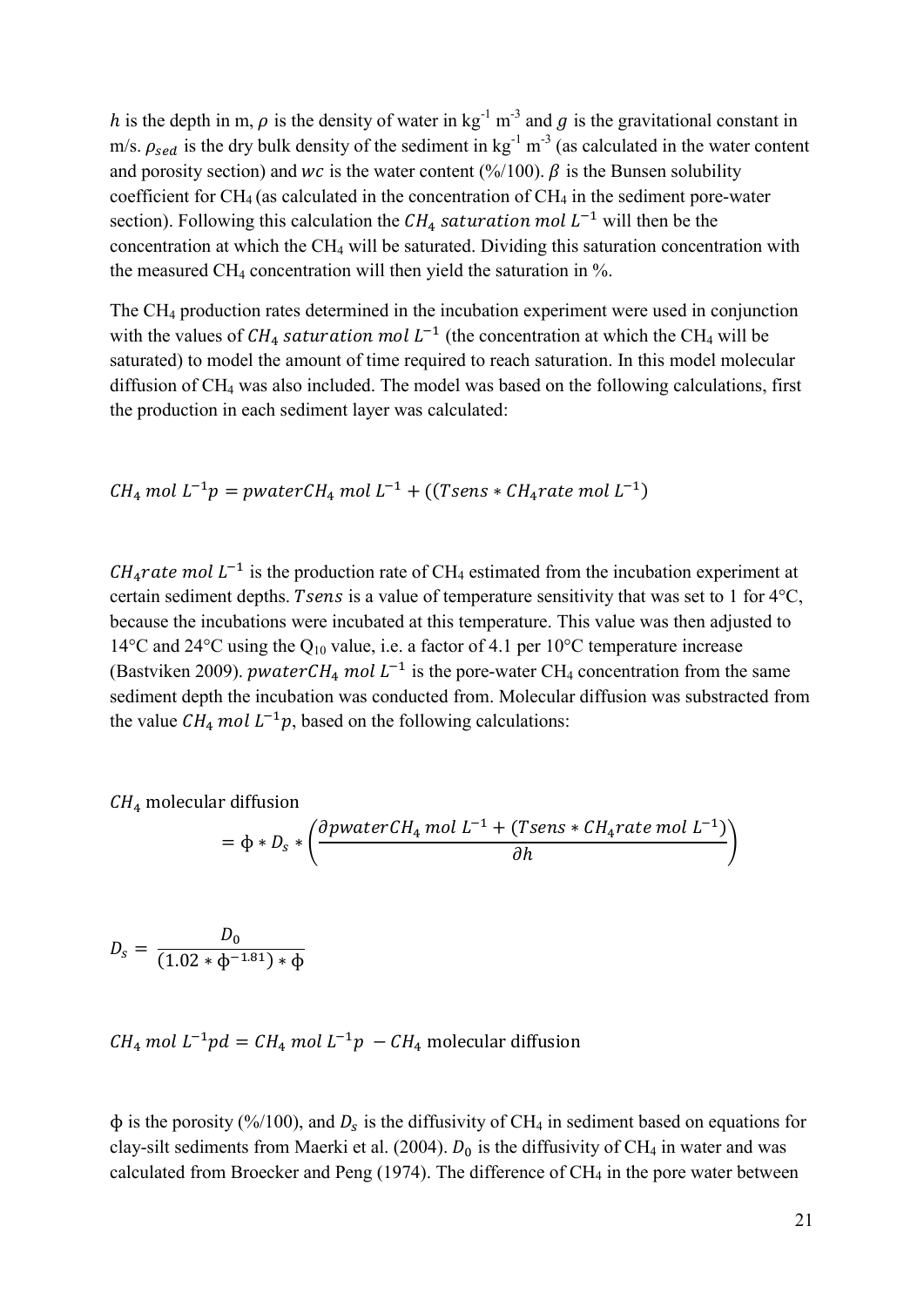$h$ is the depth in m, $\rho$ is the density of water in kg$^{-1}$ m$^{-3}$ and $g$ is the gravitational constant in m/s. $\rho_{sed}$ is the dry bulk density of the sediment in kg$^{-1}$ m$^{-3}$ (as calculated in the water content and porosity section) and $wc$ is the water content (%/100). $\beta$ is the Bunsen solubility coefficient for $CH_4$ (as calculated in the concentration of $CH_4$ in the sediment pore-water section). Following this calculation the $CH_4\ saturation\ mol\ L^{-1}$ will then be the concentration at which the $CH_4$ will be saturated. Dividing this saturation concentration with the measured $CH_4$ concentration will then yield the saturation in %.

The $CH_4$ production rates determined in the incubation experiment were used in conjunction with the values of $CH_4\ saturation\ mol\ L^{-1}$ (the concentration at which the $CH_4$ will be saturated) to model the amount of time required to reach saturation. In this model molecular diffusion of $CH_4$ was also included. The model was based on the following calculations, first the production in each sediment layer was calculated:

$$CH_4\ mol\ L^{-1}p = pwaterCH_4\ mol\ L^{-1} + ((Tsens * CH_4rate\ mol\ L^{-1})$$

$CH_4rate\ mol\ L^{-1}$ is the production rate of $CH_4$ estimated from the incubation experiment at certain sediment depths. $Tsens$ is a value of temperature sensitivity that was set to 1 for 4°C, because the incubations were incubated at this temperature. This value was then adjusted to 14°C and 24°C using the $Q_{10}$ value, i.e. a factor of 4.1 per 10°C temperature increase (Bastviken 2009). $pwaterCH_4\ mol\ L^{-1}$ is the pore-water $CH_4$ concentration from the same sediment depth the incubation was conducted from. Molecular diffusion was substracted from the value $CH_4\ mol\ L^{-1}p$, based on the following calculations:

$$CH_4 \text{ molecular diffusion} = \phi * D_s * \left(\frac{\partial pwaterCH_4\ mol\ L^{-1} + (Tsens * CH_4rate\ mol\ L^{-1})}{\partial h}\right)$$

$$D_s = \frac{D_0}{(1.02 * \phi^{-1.81}) * \phi}$$

$$CH_4\ mol\ L^{-1}pd = CH_4\ mol\ L^{-1}p\ - CH_4 \text{ molecular diffusion}$$

$\phi$ is the porosity (%/100), and $D_s$ is the diffusivity of $CH_4$ in sediment based on equations for clay-silt sediments from Maerki et al. (2004). $D_0$ is the diffusivity of $CH_4$ in water and was calculated from Broecker and Peng (1974). The difference of $CH_4$ in the pore water between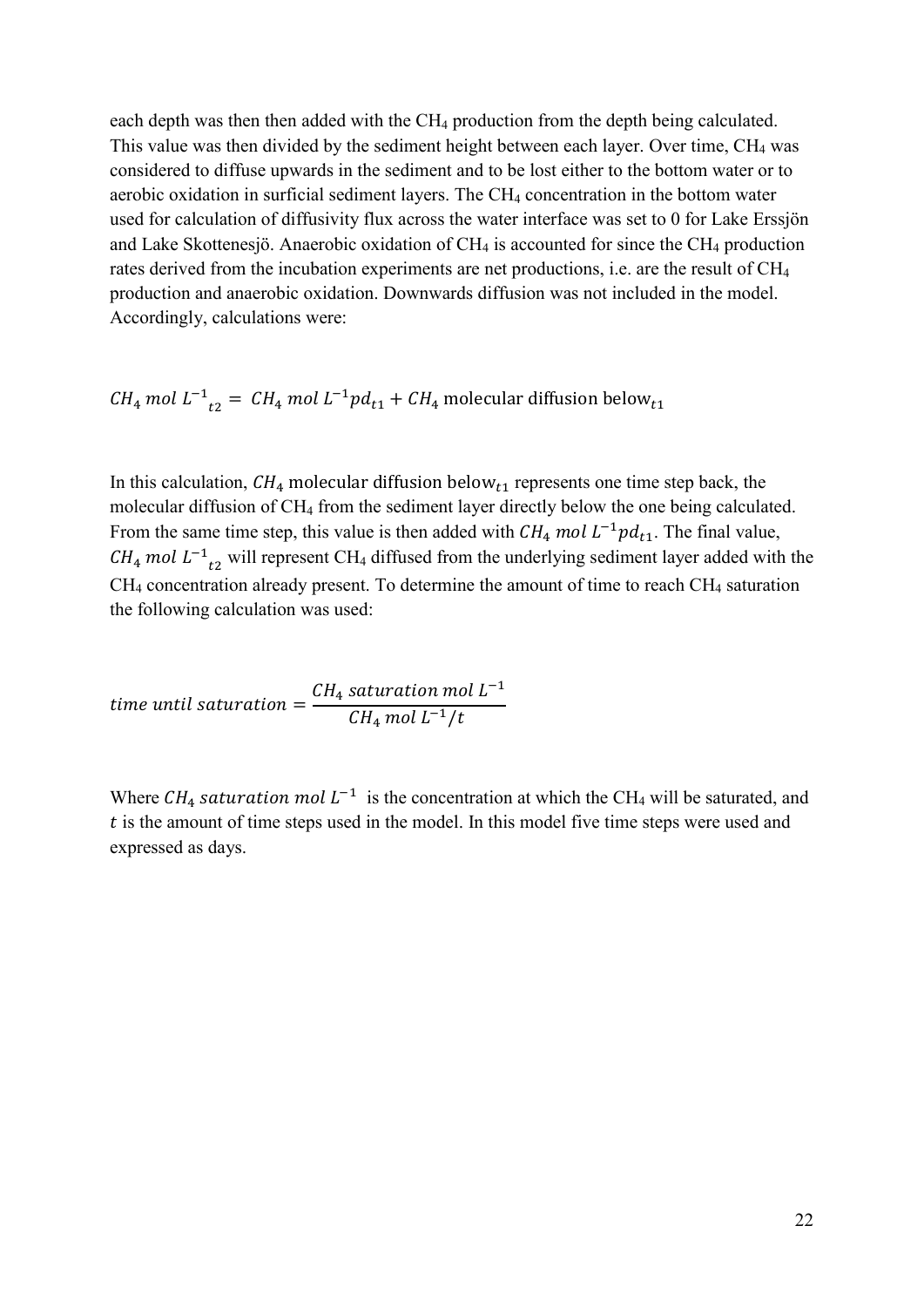each depth was then then added with the $CH_4$ production from the depth being calculated. This value was then divided by the sediment height between each layer. Over time, $CH_4$ was considered to diffuse upwards in the sediment and to be lost either to the bottom water or to aerobic oxidation in surficial sediment layers. The $CH_4$ concentration in the bottom water used for calculation of diffusivity flux across the water interface was set to 0 for Lake Erssjön and Lake Skottenesjö. Anaerobic oxidation of $CH_4$ is accounted for since the $CH_4$ production rates derived from the incubation experiments are net productions, i.e. are the result of $CH_4$ production and anaerobic oxidation. Downwards diffusion was not included in the model. Accordingly, calculations were:

$$CH_4\ mol\ L^{-1}{}_{t2} = CH_4\ mol\ L^{-1} pd_{t1} + CH_4 \text{ molecular diffusion below}_{t1}$$

In this calculation, $CH_4$ molecular diffusion below$_{t1}$ represents one time step back, the molecular diffusion of $CH_4$ from the sediment layer directly below the one being calculated. From the same time step, this value is then added with $CH_4\ mol\ L^{-1} pd_{t1}$. The final value, $CH_4\ mol\ L^{-1}{}_{t2}$ will represent $CH_4$ diffused from the underlying sediment layer added with the $CH_4$ concentration already present. To determine the amount of time to reach $CH_4$ saturation the following calculation was used:

$$time\ until\ saturation = \frac{CH_4\ saturation\ mol\ L^{-1}}{CH_4\ mol\ L^{-1}/t}$$

Where $CH_4\ saturation\ mol\ L^{-1}$ is the concentration at which the $CH_4$ will be saturated, and $t$ is the amount of time steps used in the model. In this model five time steps were used and expressed as days.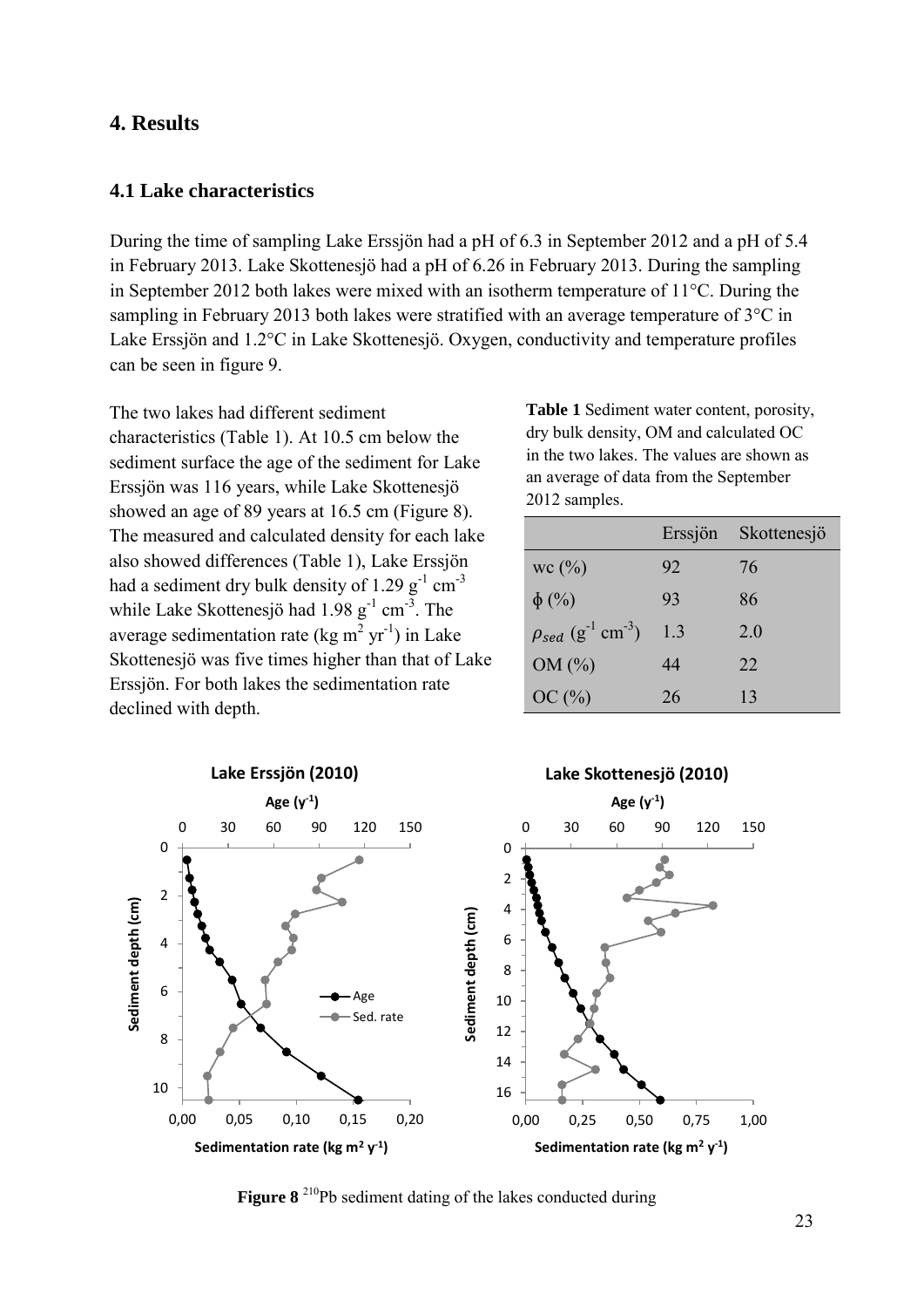## 4. Results

### 4.1 Lake characteristics

During the time of sampling Lake Erssjön had a pH of 6.3 in September 2012 and a pH of 5.4 in February 2013. Lake Skottenesjö had a pH of 6.26 in February 2013. During the sampling in September 2012 both lakes were mixed with an isotherm temperature of 11°C. During the sampling in February 2013 both lakes were stratified with an average temperature of 3°C in Lake Erssjön and 1.2°C in Lake Skottenesjö. Oxygen, conductivity and temperature profiles can be seen in figure 9.

The two lakes had different sediment characteristics (Table 1). At 10.5 cm below the sediment surface the age of the sediment for Lake Erssjön was 116 years, while Lake Skottenesjö showed an age of 89 years at 16.5 cm (Figure 8). The measured and calculated density for each lake also showed differences (Table 1), Lake Erssjön had a sediment dry bulk density of 1.29 $g^{-1}$ $cm^{-3}$ while Lake Skottenesjö had 1.98 $g^{-1}$ $cm^{-3}$. The average sedimentation rate (kg $m^2$ $yr^{-1}$) in Lake Skottenesjö was five times higher than that of Lake Erssjön. For both lakes the sedimentation rate declined with depth.

**Table 1** Sediment water content, porosity, dry bulk density, OM and calculated OC in the two lakes. The values are shown as an average of data from the September 2012 samples.

| | Erssjön | Skottenesjö |
|---|---|---|
| wc (%) | 92 | 76 |
| ϕ (%) | 93 | 86 |
| $\rho_{sed}$ ($g^{-1}$ $cm^{-3}$) | 1.3 | 2.0 |
| OM (%) | 44 | 22 |
| OC (%) | 26 | 13 |

**Figure 8** $^{210}$Pb sediment dating of the lakes conducted during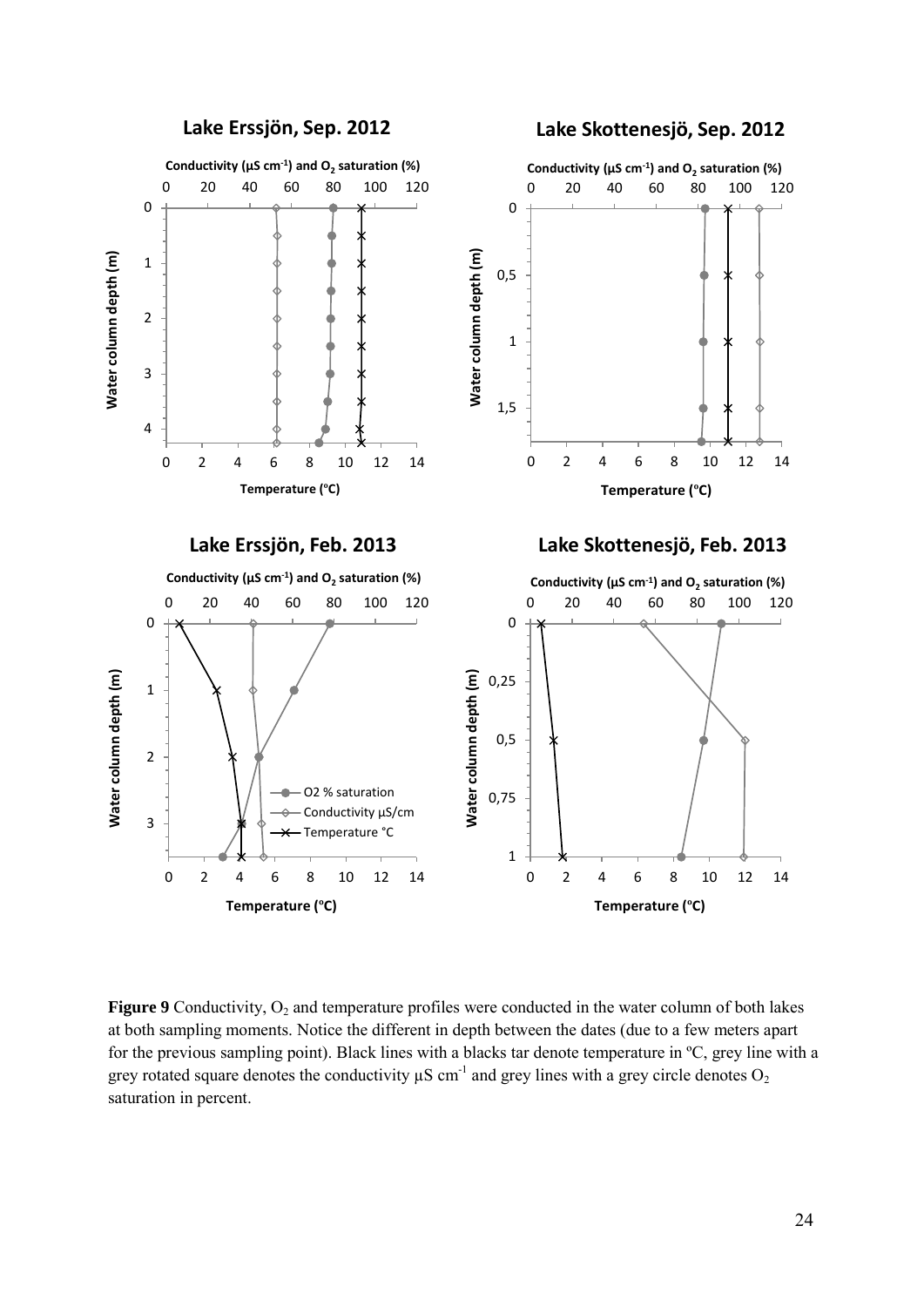**Figure 9** Conductivity, $O_2$ and temperature profiles were conducted in the water column of both lakes at both sampling moments. Notice the different in depth between the dates (due to a few meters apart for the previous sampling point). Black lines with a blacks tar denote temperature in ºC, grey line with a grey rotated square denotes the conductivity µS $cm^{-1}$ and grey lines with a grey circle denotes $O_2$ saturation in percent.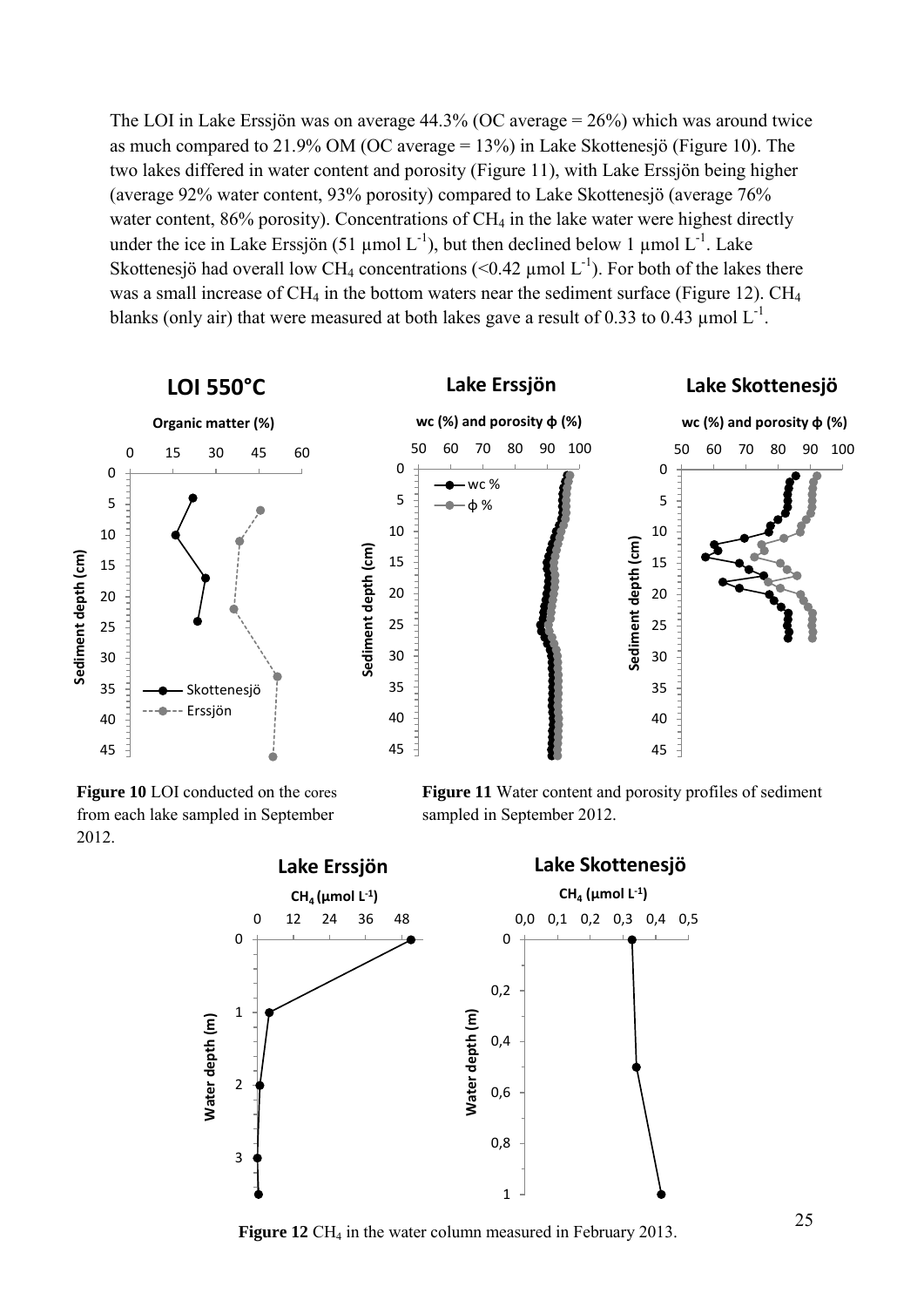The LOI in Lake Erssjön was on average 44.3% (OC average = 26%) which was around twice as much compared to 21.9% OM (OC average = 13%) in Lake Skottenesjö (Figure 10). The two lakes differed in water content and porosity (Figure 11), with Lake Erssjön being higher (average 92% water content, 93% porosity) compared to Lake Skottenesjö (average 76% water content, 86% porosity). Concentrations of $CH_4$ in the lake water were highest directly under the ice in Lake Erssjön (51 µmol $L^{-1}$), but then declined below 1 µmol $L^{-1}$. Lake Skottenesjö had overall low $CH_4$ concentrations (<0.42 µmol $L^{-1}$). For both of the lakes there was a small increase of $CH_4$ in the bottom waters near the sediment surface (Figure 12). $CH_4$ blanks (only air) that were measured at both lakes gave a result of 0.33 to 0.43 µmol $L^{-1}$.

**Figure 10** LOI conducted on the cores from each lake sampled in September 2012.

**Figure 11** Water content and porosity profiles of sediment sampled in September 2012.

**Figure 12** $CH_4$ in the water column measured in February 2013.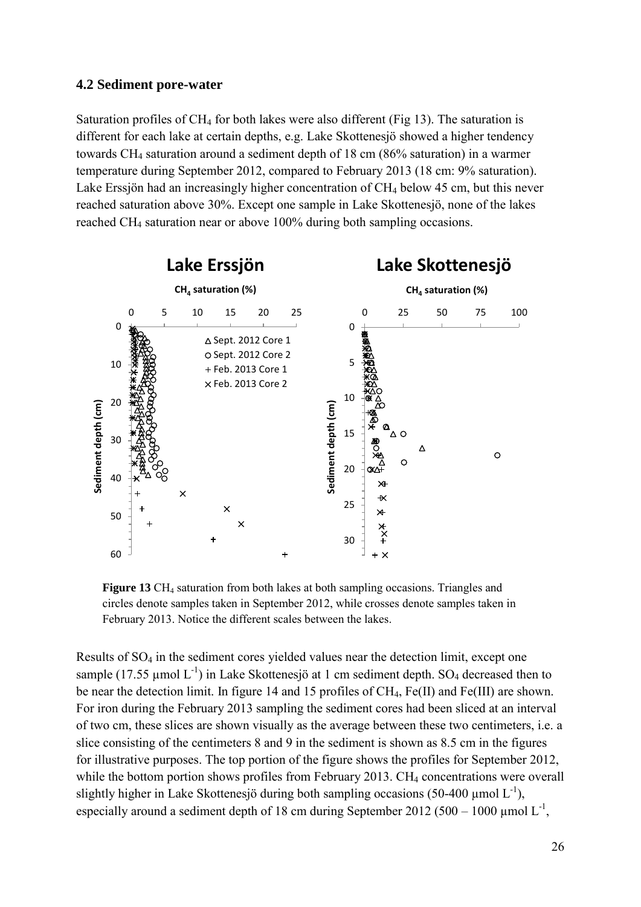### 4.2 Sediment pore-water

Saturation profiles of $CH_4$ for both lakes were also different (Fig 13). The saturation is different for each lake at certain depths, e.g. Lake Skottenesjö showed a higher tendency towards $CH_4$ saturation around a sediment depth of 18 cm (86% saturation) in a warmer temperature during September 2012, compared to February 2013 (18 cm: 9% saturation). Lake Erssjön had an increasingly higher concentration of $CH_4$ below 45 cm, but this never reached saturation above 30%. Except one sample in Lake Skottenesjö, none of the lakes reached $CH_4$ saturation near or above 100% during both sampling occasions.

**Figure 13** $CH_4$ saturation from both lakes at both sampling occasions. Triangles and circles denote samples taken in September 2012, while crosses denote samples taken in February 2013. Notice the different scales between the lakes.

Results of $SO_4$ in the sediment cores yielded values near the detection limit, except one sample (17.55 µmol $L^{-1}$) in Lake Skottenesjö at 1 cm sediment depth. $SO_4$ decreased then to be near the detection limit. In figure 14 and 15 profiles of $CH_4$, Fe(II) and Fe(III) are shown. For iron during the February 2013 sampling the sediment cores had been sliced at an interval of two cm, these slices are shown visually as the average between these two centimeters, i.e. a slice consisting of the centimeters 8 and 9 in the sediment is shown as 8.5 cm in the figures for illustrative purposes. The top portion of the figure shows the profiles for September 2012, while the bottom portion shows profiles from February 2013. $CH_4$ concentrations were overall slightly higher in Lake Skottenesjö during both sampling occasions (50-400 µmol $L^{-1}$), especially around a sediment depth of 18 cm during September 2012 (500 – 1000 µmol $L^{-1}$,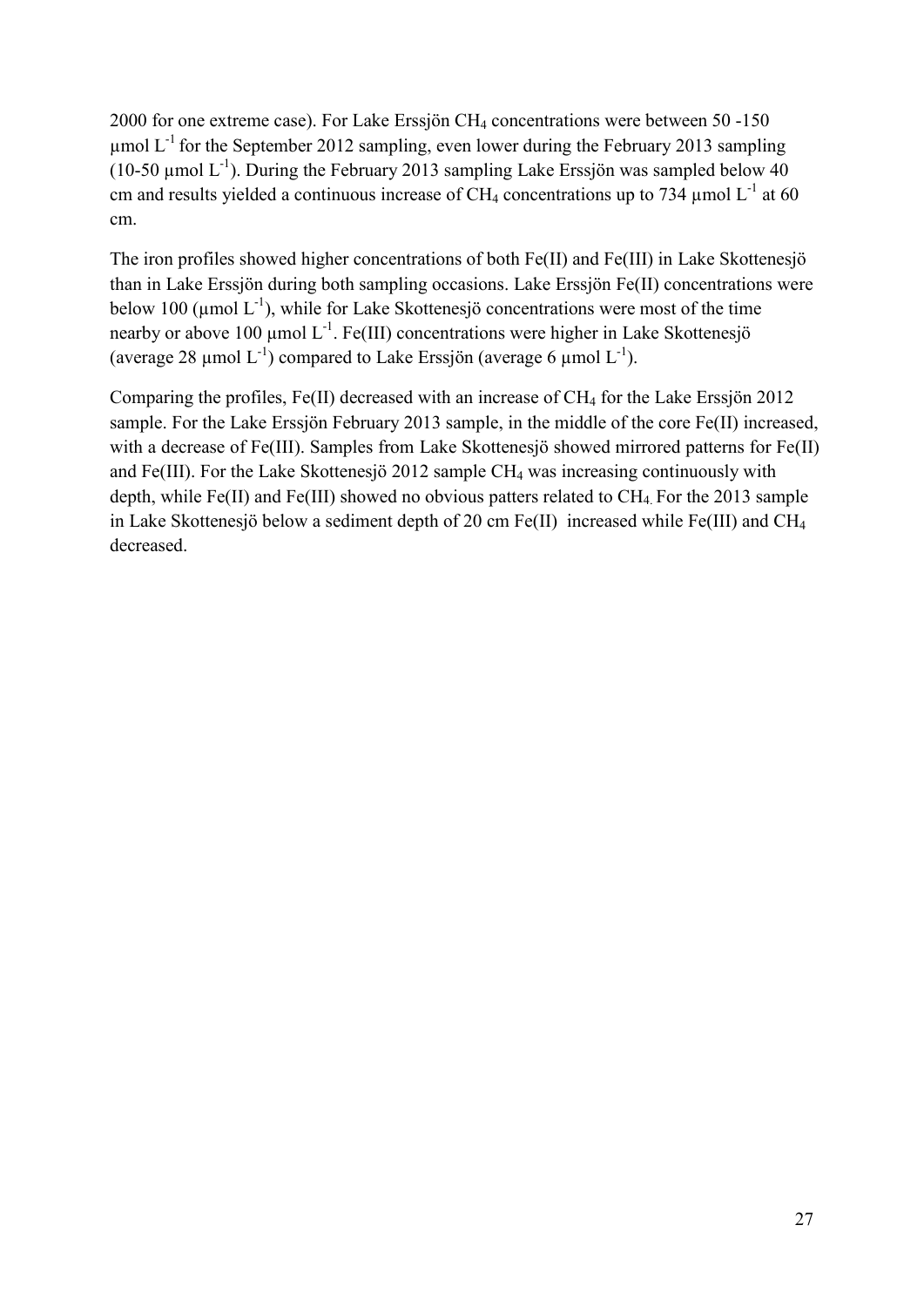2000 for one extreme case). For Lake Erssjön $CH_4$ concentrations were between 50 -150 µmol $L^{-1}$ for the September 2012 sampling, even lower during the February 2013 sampling (10-50 µmol $L^{-1}$). During the February 2013 sampling Lake Erssjön was sampled below 40 cm and results yielded a continuous increase of $CH_4$ concentrations up to 734 µmol $L^{-1}$ at 60 cm.

The iron profiles showed higher concentrations of both Fe(II) and Fe(III) in Lake Skottenesjö than in Lake Erssjön during both sampling occasions. Lake Erssjön Fe(II) concentrations were below 100 (µmol $L^{-1}$), while for Lake Skottenesjö concentrations were most of the time nearby or above 100 µmol $L^{-1}$. Fe(III) concentrations were higher in Lake Skottenesjö (average 28 µmol $L^{-1}$) compared to Lake Erssjön (average 6 µmol $L^{-1}$).

Comparing the profiles, Fe(II) decreased with an increase of $CH_4$ for the Lake Erssjön 2012 sample. For the Lake Erssjön February 2013 sample, in the middle of the core Fe(II) increased, with a decrease of Fe(III). Samples from Lake Skottenesjö showed mirrored patterns for Fe(II) and Fe(III). For the Lake Skottenesjö 2012 sample $CH_4$ was increasing continuously with depth, while Fe(II) and Fe(III) showed no obvious patters related to $CH_4$. For the 2013 sample in Lake Skottenesjö below a sediment depth of 20 cm Fe(II) increased while Fe(III) and $CH_4$ decreased.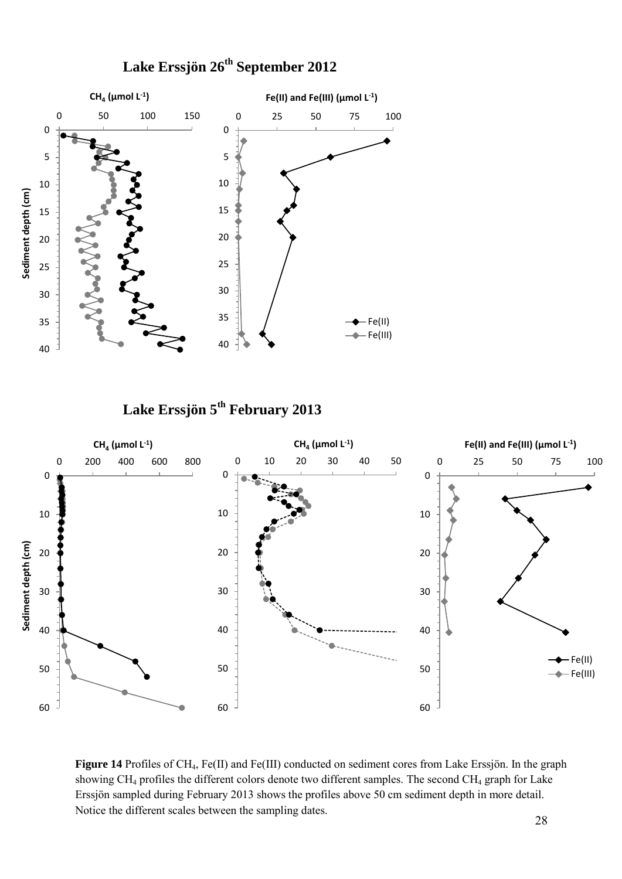## Lake Erssjön 26th September 2012

## Lake Erssjön 5th February 2013

**Figure 14** Profiles of $CH_4$, Fe(II) and Fe(III) conducted on sediment cores from Lake Erssjön. In the graph showing $CH_4$ profiles the different colors denote two different samples. The second $CH_4$ graph for Lake Erssjön sampled during February 2013 shows the profiles above 50 cm sediment depth in more detail. Notice the different scales between the sampling dates.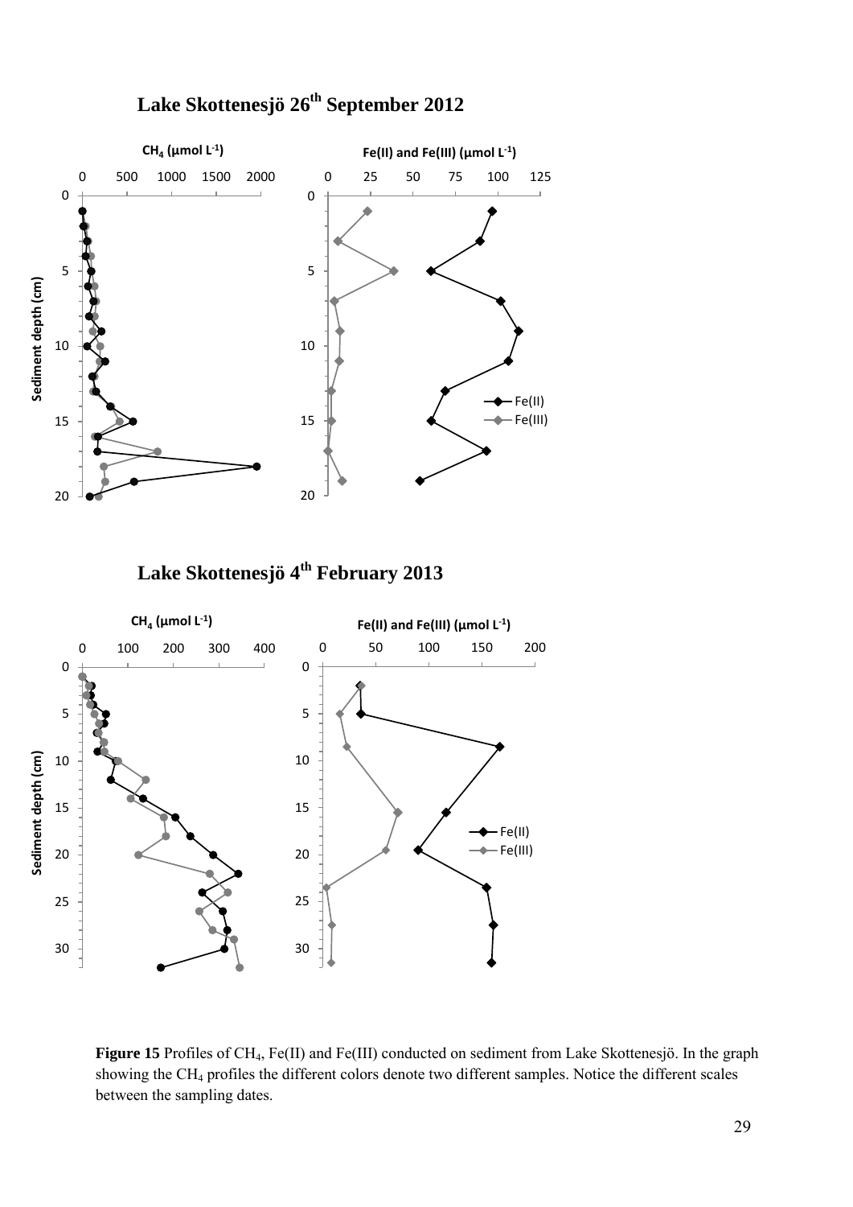Figure 15 Profiles of $CH_4$, Fe(II) and Fe(III) conducted on sediment from Lake Skottenesjö. In the graph showing the $CH_4$ profiles the different colors denote two different samples. Notice the different scales between the sampling dates.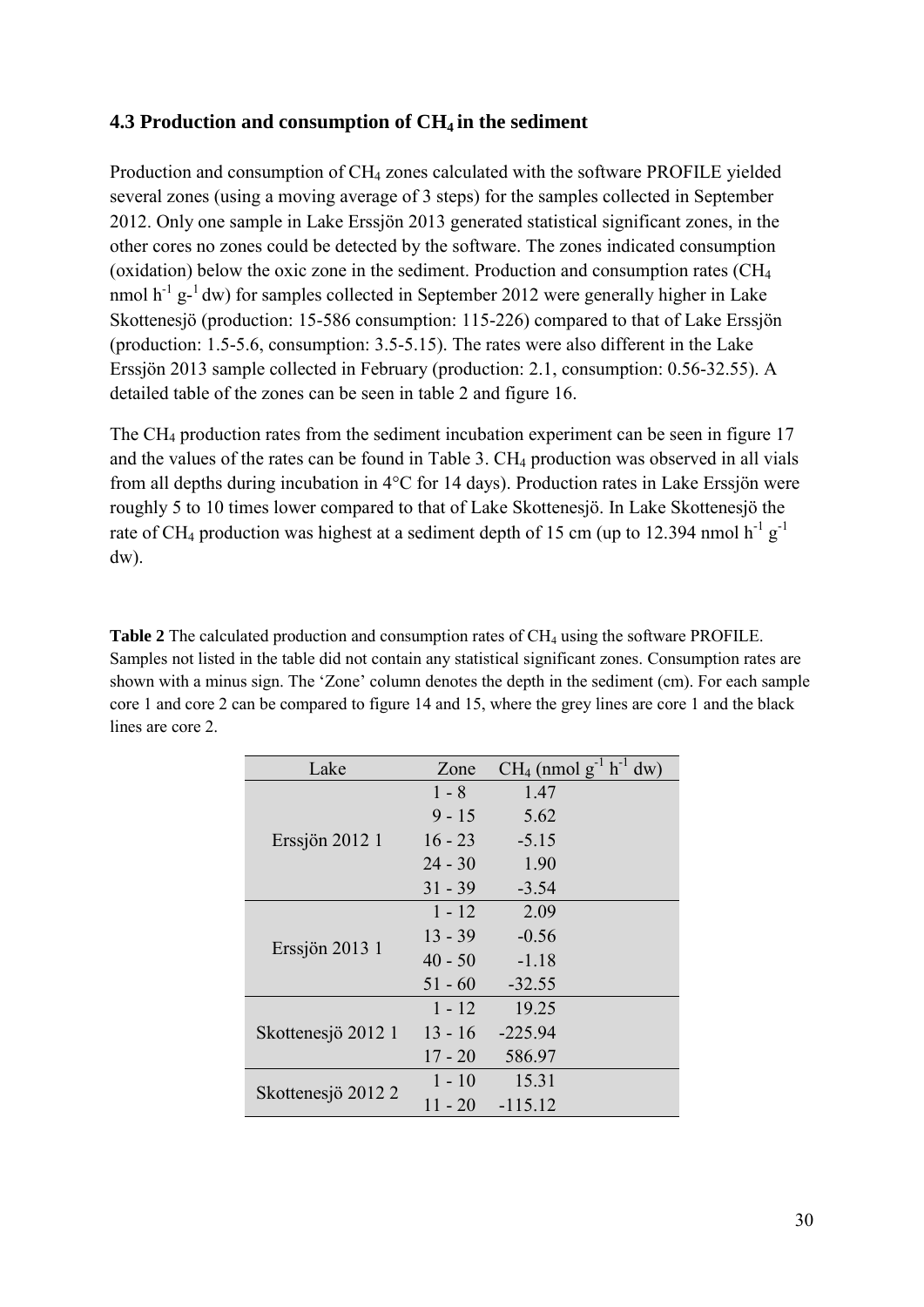### 4.3 Production and consumption of $CH_4$ in the sediment

Production and consumption of $CH_4$ zones calculated with the software PROFILE yielded several zones (using a moving average of 3 steps) for the samples collected in September 2012. Only one sample in Lake Erssjön 2013 generated statistical significant zones, in the other cores no zones could be detected by the software. The zones indicated consumption (oxidation) below the oxic zone in the sediment. Production and consumption rates ($CH_4$ nmol $h^{-1}$ $g^{-1}$ dw) for samples collected in September 2012 were generally higher in Lake Skottenesjö (production: 15-586 consumption: 115-226) compared to that of Lake Erssjön (production: 1.5-5.6, consumption: 3.5-5.15). The rates were also different in the Lake Erssjön 2013 sample collected in February (production: 2.1, consumption: 0.56-32.55). A detailed table of the zones can be seen in table 2 and figure 16.

The $CH_4$ production rates from the sediment incubation experiment can be seen in figure 17 and the values of the rates can be found in Table 3. $CH_4$ production was observed in all vials from all depths during incubation in 4°C for 14 days). Production rates in Lake Erssjön were roughly 5 to 10 times lower compared to that of Lake Skottenesjö. In Lake Skottenesjö the rate of $CH_4$ production was highest at a sediment depth of 15 cm (up to 12.394 nmol $h^{-1}$ $g^{-1}$ dw).

**Table 2** The calculated production and consumption rates of $CH_4$ using the software PROFILE. Samples not listed in the table did not contain any statistical significant zones. Consumption rates are shown with a minus sign. The 'Zone' column denotes the depth in the sediment (cm). For each sample core 1 and core 2 can be compared to figure 14 and 15, where the grey lines are core 1 and the black lines are core 2.

| Lake | Zone | $CH_4$ (nmol $g^{-1}$ $h^{-1}$ dw) |
|---|---|---|
| Erssjön 2012 1 | 1 - 8 | 1.47 |
| | 9 - 15 | 5.62 |
| | 16 - 23 | -5.15 |
| | 24 - 30 | 1.90 |
| | 31 - 39 | -3.54 |
| Erssjön 2013 1 | 1 - 12 | 2.09 |
| | 13 - 39 | -0.56 |
| | 40 - 50 | -1.18 |
| | 51 - 60 | -32.55 |
| Skottenesjö 2012 1 | 1 - 12 | 19.25 |
| | 13 - 16 | -225.94 |
| | 17 - 20 | 586.97 |
| Skottenesjö 2012 2 | 1 - 10 | 15.31 |
| | 11 - 20 | -115.12 |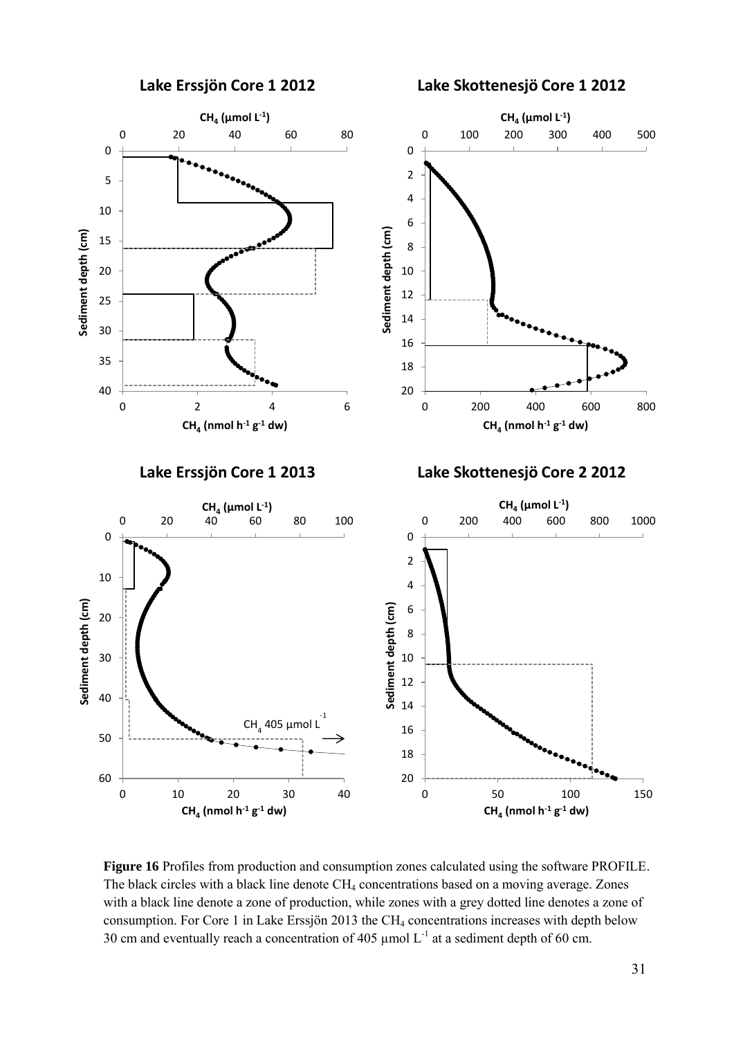**Figure 16** Profiles from production and consumption zones calculated using the software PROFILE. The black circles with a black line denote $CH_4$ concentrations based on a moving average. Zones with a black line denote a zone of production, while zones with a grey dotted line denotes a zone of consumption. For Core 1 in Lake Erssjön 2013 the $CH_4$ concentrations increases with depth below 30 cm and eventually reach a concentration of 405 µmol $L^{-1}$ at a sediment depth of 60 cm.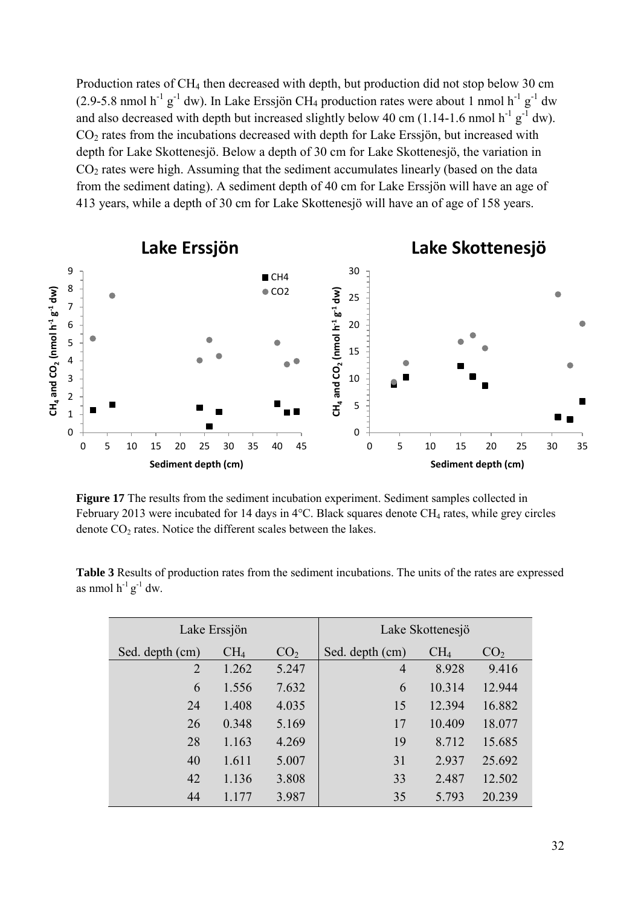Production rates of $CH_4$ then decreased with depth, but production did not stop below 30 cm (2.9-5.8 nmol $h^{-1}$ $g^{-1}$ dw). In Lake Erssjön $CH_4$ production rates were about 1 nmol $h^{-1}$ $g^{-1}$ dw and also decreased with depth but increased slightly below 40 cm (1.14-1.6 nmol $h^{-1}$ $g^{-1}$ dw). $CO_2$ rates from the incubations decreased with depth for Lake Erssjön, but increased with depth for Lake Skottenesjö. Below a depth of 30 cm for Lake Skottenesjö, the variation in $CO_2$ rates were high. Assuming that the sediment accumulates linearly (based on the data from the sediment dating). A sediment depth of 40 cm for Lake Erssjön will have an age of 413 years, while a depth of 30 cm for Lake Skottenesjö will have an of age of 158 years.

**Figure 17** The results from the sediment incubation experiment. Sediment samples collected in February 2013 were incubated for 14 days in 4°C. Black squares denote $CH_4$ rates, while grey circles denote $CO_2$ rates. Notice the different scales between the lakes.

**Table 3** Results of production rates from the sediment incubations. The units of the rates are expressed as nmol $h^{-1}$ $g^{-1}$ dw.

| Lake Erssjön | | | Lake Skottenesjö | | |
|---|---|---|---|---|---|
| Sed. depth (cm) | $CH_4$ | $CO_2$ | Sed. depth (cm) | $CH_4$ | $CO_2$ |
| 2 | 1.262 | 5.247 | 4 | 8.928 | 9.416 |
| 6 | 1.556 | 7.632 | 6 | 10.314 | 12.944 |
| 24 | 1.408 | 4.035 | 15 | 12.394 | 16.882 |
| 26 | 0.348 | 5.169 | 17 | 10.409 | 18.077 |
| 28 | 1.163 | 4.269 | 19 | 8.712 | 15.685 |
| 40 | 1.611 | 5.007 | 31 | 2.937 | 25.692 |
| 42 | 1.136 | 3.808 | 33 | 2.487 | 12.502 |
| 44 | 1.177 | 3.987 | 35 | 5.793 | 20.239 |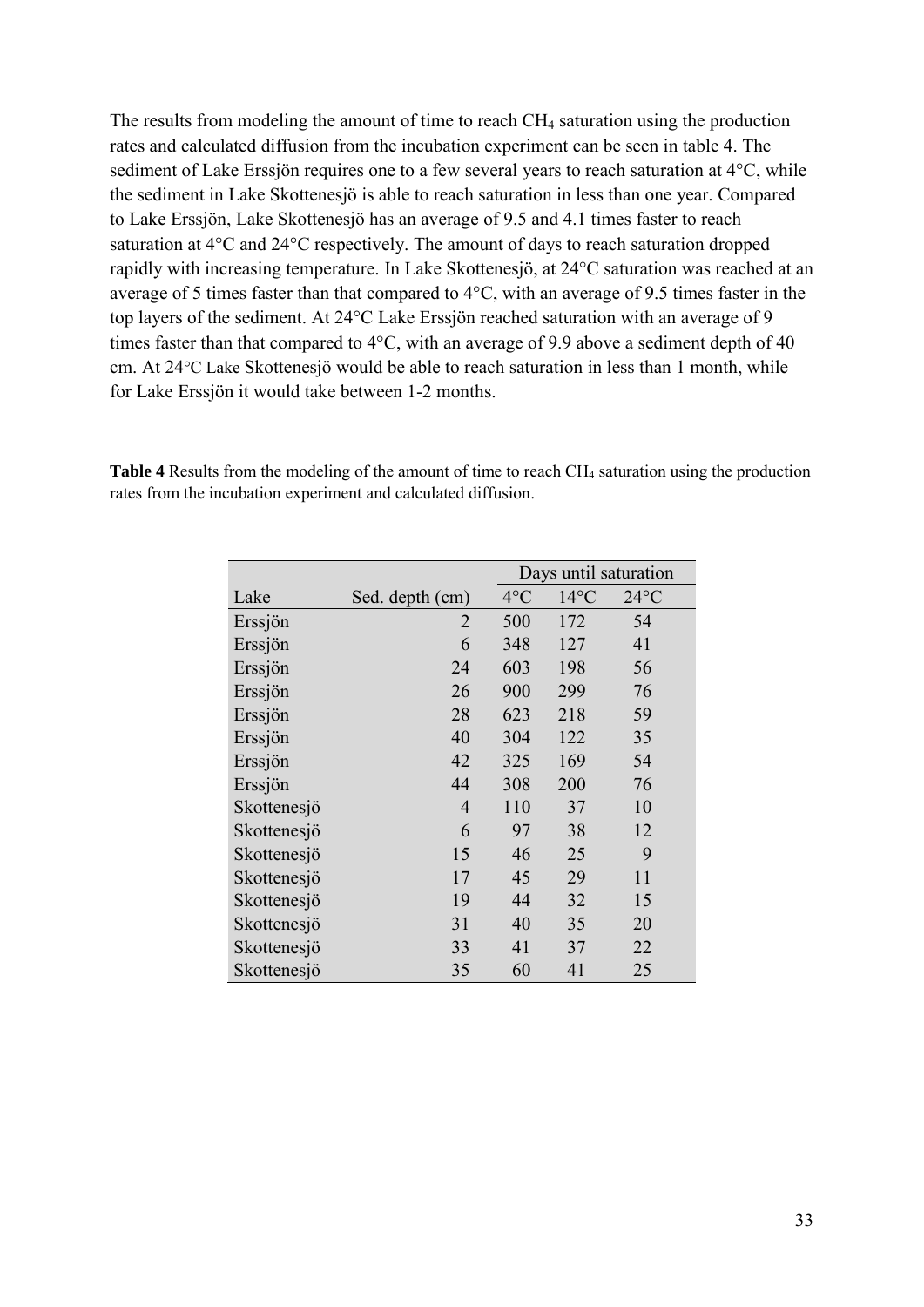The results from modeling the amount of time to reach $CH_4$ saturation using the production rates and calculated diffusion from the incubation experiment can be seen in table 4. The sediment of Lake Erssjön requires one to a few several years to reach saturation at 4°C, while the sediment in Lake Skottenesjö is able to reach saturation in less than one year. Compared to Lake Erssjön, Lake Skottenesjö has an average of 9.5 and 4.1 times faster to reach saturation at 4°C and 24°C respectively. The amount of days to reach saturation dropped rapidly with increasing temperature. In Lake Skottenesjö, at 24°C saturation was reached at an average of 5 times faster than that compared to 4°C, with an average of 9.5 times faster in the top layers of the sediment. At 24°C Lake Erssjön reached saturation with an average of 9 times faster than that compared to 4°C, with an average of 9.9 above a sediment depth of 40 cm. At 24°C Lake Skottenesjö would be able to reach saturation in less than 1 month, while for Lake Erssjön it would take between 1-2 months.

**Table 4** Results from the modeling of the amount of time to reach $CH_4$ saturation using the production rates from the incubation experiment and calculated diffusion.

| | | Days until saturation | | |
|---|---|---|---|---|
| Lake | Sed. depth (cm) | 4°C | 14°C | 24°C |
| Erssjön | 2 | 500 | 172 | 54 |
| Erssjön | 6 | 348 | 127 | 41 |
| Erssjön | 24 | 603 | 198 | 56 |
| Erssjön | 26 | 900 | 299 | 76 |
| Erssjön | 28 | 623 | 218 | 59 |
| Erssjön | 40 | 304 | 122 | 35 |
| Erssjön | 42 | 325 | 169 | 54 |
| Erssjön | 44 | 308 | 200 | 76 |
| Skottenesjö | 4 | 110 | 37 | 10 |
| Skottenesjö | 6 | 97 | 38 | 12 |
| Skottenesjö | 15 | 46 | 25 | 9 |
| Skottenesjö | 17 | 45 | 29 | 11 |
| Skottenesjö | 19 | 44 | 32 | 15 |
| Skottenesjö | 31 | 40 | 35 | 20 |
| Skottenesjö | 33 | 41 | 37 | 22 |
| Skottenesjö | 35 | 60 | 41 | 25 |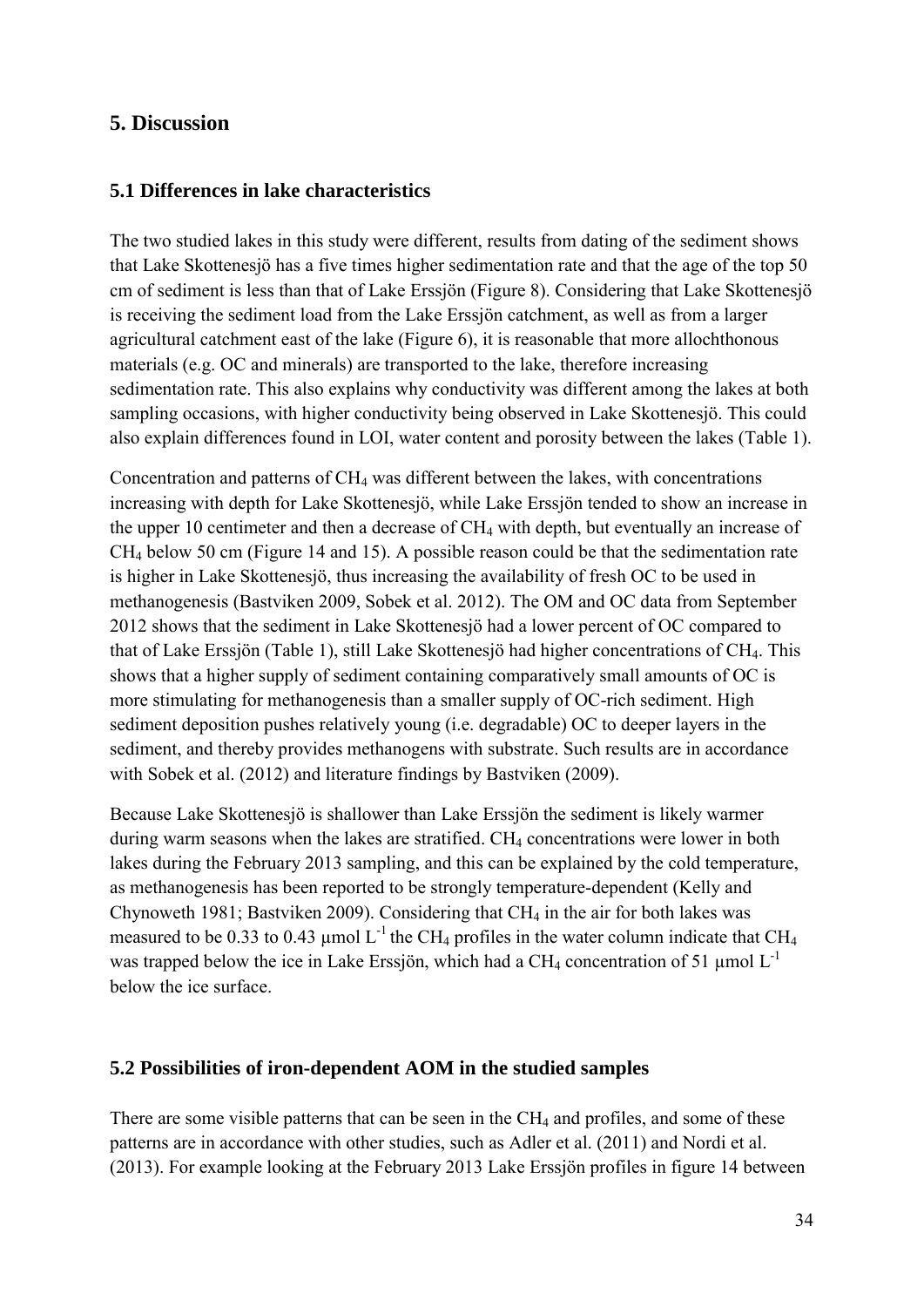## 5. Discussion

### 5.1 Differences in lake characteristics

The two studied lakes in this study were different, results from dating of the sediment shows that Lake Skottenesjö has a five times higher sedimentation rate and that the age of the top 50 cm of sediment is less than that of Lake Erssjön (Figure 8). Considering that Lake Skottenesjö is receiving the sediment load from the Lake Erssjön catchment, as well as from a larger agricultural catchment east of the lake (Figure 6), it is reasonable that more allochthonous materials (e.g. OC and minerals) are transported to the lake, therefore increasing sedimentation rate. This also explains why conductivity was different among the lakes at both sampling occasions, with higher conductivity being observed in Lake Skottenesjö. This could also explain differences found in LOI, water content and porosity between the lakes (Table 1).

Concentration and patterns of $CH_4$ was different between the lakes, with concentrations increasing with depth for Lake Skottenesjö, while Lake Erssjön tended to show an increase in the upper 10 centimeter and then a decrease of $CH_4$ with depth, but eventually an increase of $CH_4$ below 50 cm (Figure 14 and 15). A possible reason could be that the sedimentation rate is higher in Lake Skottenesjö, thus increasing the availability of fresh OC to be used in methanogenesis (Bastviken 2009, Sobek et al. 2012). The OM and OC data from September 2012 shows that the sediment in Lake Skottenesjö had a lower percent of OC compared to that of Lake Erssjön (Table 1), still Lake Skottenesjö had higher concentrations of $CH_4$. This shows that a higher supply of sediment containing comparatively small amounts of OC is more stimulating for methanogenesis than a smaller supply of OC-rich sediment. High sediment deposition pushes relatively young (i.e. degradable) OC to deeper layers in the sediment, and thereby provides methanogens with substrate. Such results are in accordance with Sobek et al. (2012) and literature findings by Bastviken (2009).

Because Lake Skottenesjö is shallower than Lake Erssjön the sediment is likely warmer during warm seasons when the lakes are stratified. $CH_4$ concentrations were lower in both lakes during the February 2013 sampling, and this can be explained by the cold temperature, as methanogenesis has been reported to be strongly temperature-dependent (Kelly and Chynoweth 1981; Bastviken 2009). Considering that $CH_4$ in the air for both lakes was measured to be 0.33 to 0.43 µmol $L^{-1}$ the $CH_4$ profiles in the water column indicate that $CH_4$ was trapped below the ice in Lake Erssjön, which had a $CH_4$ concentration of 51 µmol $L^{-1}$ below the ice surface.

### 5.2 Possibilities of iron-dependent AOM in the studied samples

There are some visible patterns that can be seen in the $CH_4$ and profiles, and some of these patterns are in accordance with other studies, such as Adler et al. (2011) and Nordi et al. (2013). For example looking at the February 2013 Lake Erssjön profiles in figure 14 between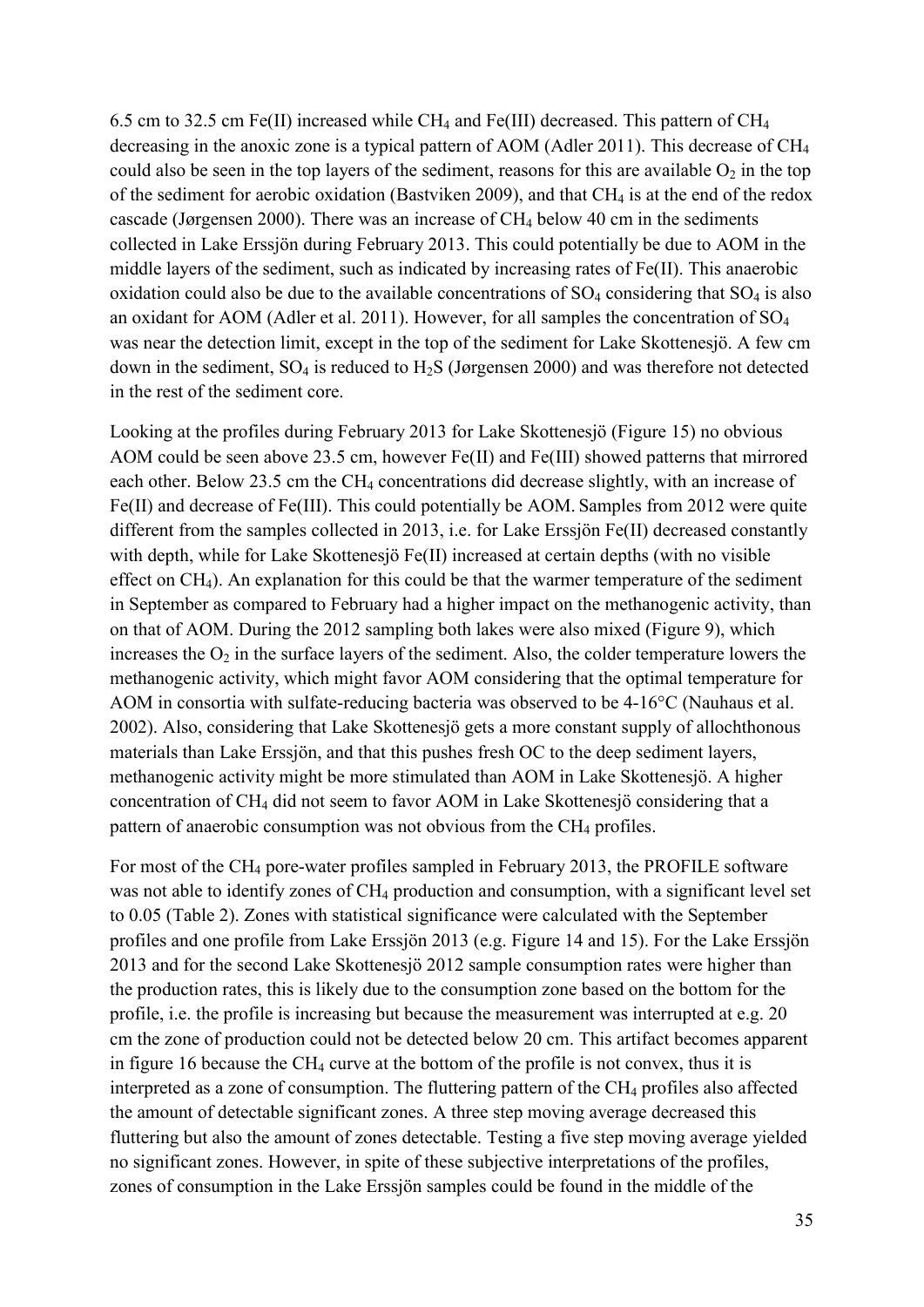6.5 cm to 32.5 cm Fe(II) increased while $CH_4$ and Fe(III) decreased. This pattern of $CH_4$ decreasing in the anoxic zone is a typical pattern of AOM (Adler 2011). This decrease of $CH_4$ could also be seen in the top layers of the sediment, reasons for this are available $O_2$ in the top of the sediment for aerobic oxidation (Bastviken 2009), and that $CH_4$ is at the end of the redox cascade (Jørgensen 2000). There was an increase of $CH_4$ below 40 cm in the sediments collected in Lake Erssjön during February 2013. This could potentially be due to AOM in the middle layers of the sediment, such as indicated by increasing rates of Fe(II). This anaerobic oxidation could also be due to the available concentrations of $SO_4$ considering that $SO_4$ is also an oxidant for AOM (Adler et al. 2011). However, for all samples the concentration of $SO_4$ was near the detection limit, except in the top of the sediment for Lake Skottenesjö. A few cm down in the sediment, $SO_4$ is reduced to $H_2S$ (Jørgensen 2000) and was therefore not detected in the rest of the sediment core.

Looking at the profiles during February 2013 for Lake Skottenesjö (Figure 15) no obvious AOM could be seen above 23.5 cm, however Fe(II) and Fe(III) showed patterns that mirrored each other. Below 23.5 cm the $CH_4$ concentrations did decrease slightly, with an increase of Fe(II) and decrease of Fe(III). This could potentially be AOM. Samples from 2012 were quite different from the samples collected in 2013, i.e. for Lake Erssjön Fe(II) decreased constantly with depth, while for Lake Skottenesjö Fe(II) increased at certain depths (with no visible effect on $CH_4$). An explanation for this could be that the warmer temperature of the sediment in September as compared to February had a higher impact on the methanogenic activity, than on that of AOM. During the 2012 sampling both lakes were also mixed (Figure 9), which increases the $O_2$ in the surface layers of the sediment. Also, the colder temperature lowers the methanogenic activity, which might favor AOM considering that the optimal temperature for AOM in consortia with sulfate-reducing bacteria was observed to be 4-16°C (Nauhaus et al. 2002). Also, considering that Lake Skottenesjö gets a more constant supply of allochthonous materials than Lake Erssjön, and that this pushes fresh OC to the deep sediment layers, methanogenic activity might be more stimulated than AOM in Lake Skottenesjö. A higher concentration of $CH_4$ did not seem to favor AOM in Lake Skottenesjö considering that a pattern of anaerobic consumption was not obvious from the $CH_4$ profiles.

For most of the $CH_4$ pore-water profiles sampled in February 2013, the PROFILE software was not able to identify zones of $CH_4$ production and consumption, with a significant level set to 0.05 (Table 2). Zones with statistical significance were calculated with the September profiles and one profile from Lake Erssjön 2013 (e.g. Figure 14 and 15). For the Lake Erssjön 2013 and for the second Lake Skottenesjö 2012 sample consumption rates were higher than the production rates, this is likely due to the consumption zone based on the bottom for the profile, i.e. the profile is increasing but because the measurement was interrupted at e.g. 20 cm the zone of production could not be detected below 20 cm. This artifact becomes apparent in figure 16 because the $CH_4$ curve at the bottom of the profile is not convex, thus it is interpreted as a zone of consumption. The fluttering pattern of the $CH_4$ profiles also affected the amount of detectable significant zones. A three step moving average decreased this fluttering but also the amount of zones detectable. Testing a five step moving average yielded no significant zones. However, in spite of these subjective interpretations of the profiles, zones of consumption in the Lake Erssjön samples could be found in the middle of the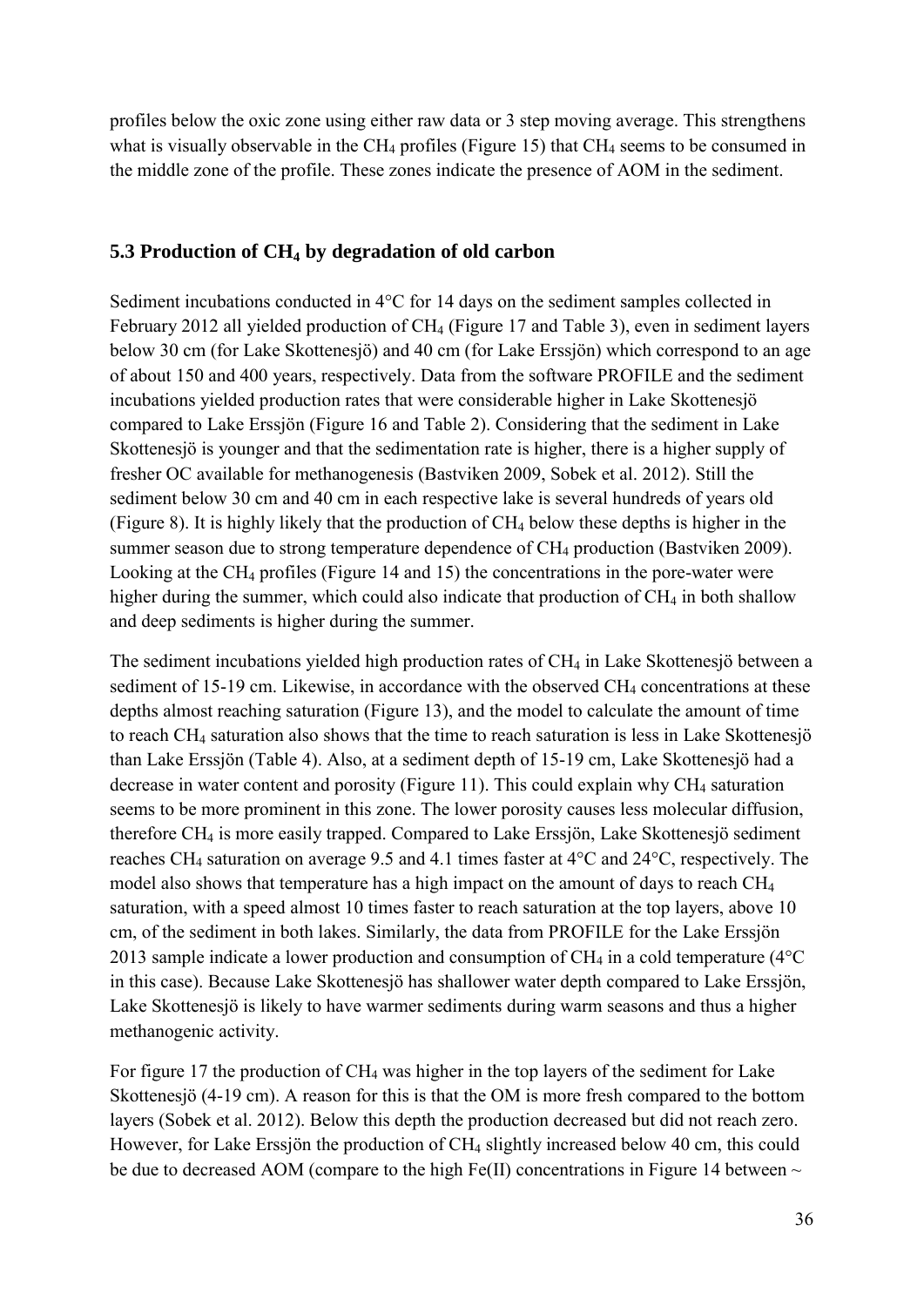profiles below the oxic zone using either raw data or 3 step moving average. This strengthens what is visually observable in the $CH_4$ profiles (Figure 15) that $CH_4$ seems to be consumed in the middle zone of the profile. These zones indicate the presence of AOM in the sediment.

### 5.3 Production of $CH_4$ by degradation of old carbon

Sediment incubations conducted in 4°C for 14 days on the sediment samples collected in February 2012 all yielded production of $CH_4$ (Figure 17 and Table 3), even in sediment layers below 30 cm (for Lake Skottenesjö) and 40 cm (for Lake Erssjön) which correspond to an age of about 150 and 400 years, respectively. Data from the software PROFILE and the sediment incubations yielded production rates that were considerable higher in Lake Skottenesjö compared to Lake Erssjön (Figure 16 and Table 2). Considering that the sediment in Lake Skottenesjö is younger and that the sedimentation rate is higher, there is a higher supply of fresher OC available for methanogenesis (Bastviken 2009, Sobek et al. 2012). Still the sediment below 30 cm and 40 cm in each respective lake is several hundreds of years old (Figure 8). It is highly likely that the production of $CH_4$ below these depths is higher in the summer season due to strong temperature dependence of $CH_4$ production (Bastviken 2009). Looking at the $CH_4$ profiles (Figure 14 and 15) the concentrations in the pore-water were higher during the summer, which could also indicate that production of $CH_4$ in both shallow and deep sediments is higher during the summer.

The sediment incubations yielded high production rates of $CH_4$ in Lake Skottenesjö between a sediment of 15-19 cm. Likewise, in accordance with the observed $CH_4$ concentrations at these depths almost reaching saturation (Figure 13), and the model to calculate the amount of time to reach $CH_4$ saturation also shows that the time to reach saturation is less in Lake Skottenesjö than Lake Erssjön (Table 4). Also, at a sediment depth of 15-19 cm, Lake Skottenesjö had a decrease in water content and porosity (Figure 11). This could explain why $CH_4$ saturation seems to be more prominent in this zone. The lower porosity causes less molecular diffusion, therefore $CH_4$ is more easily trapped. Compared to Lake Erssjön, Lake Skottenesjö sediment reaches $CH_4$ saturation on average 9.5 and 4.1 times faster at 4°C and 24°C, respectively. The model also shows that temperature has a high impact on the amount of days to reach $CH_4$ saturation, with a speed almost 10 times faster to reach saturation at the top layers, above 10 cm, of the sediment in both lakes. Similarly, the data from PROFILE for the Lake Erssjön 2013 sample indicate a lower production and consumption of $CH_4$ in a cold temperature (4°C in this case). Because Lake Skottenesjö has shallower water depth compared to Lake Erssjön, Lake Skottenesjö is likely to have warmer sediments during warm seasons and thus a higher methanogenic activity.

For figure 17 the production of $CH_4$ was higher in the top layers of the sediment for Lake Skottenesjö (4-19 cm). A reason for this is that the OM is more fresh compared to the bottom layers (Sobek et al. 2012). Below this depth the production decreased but did not reach zero. However, for Lake Erssjön the production of $CH_4$ slightly increased below 40 cm, this could be due to decreased AOM (compare to the high Fe(II) concentrations in Figure 14 between ~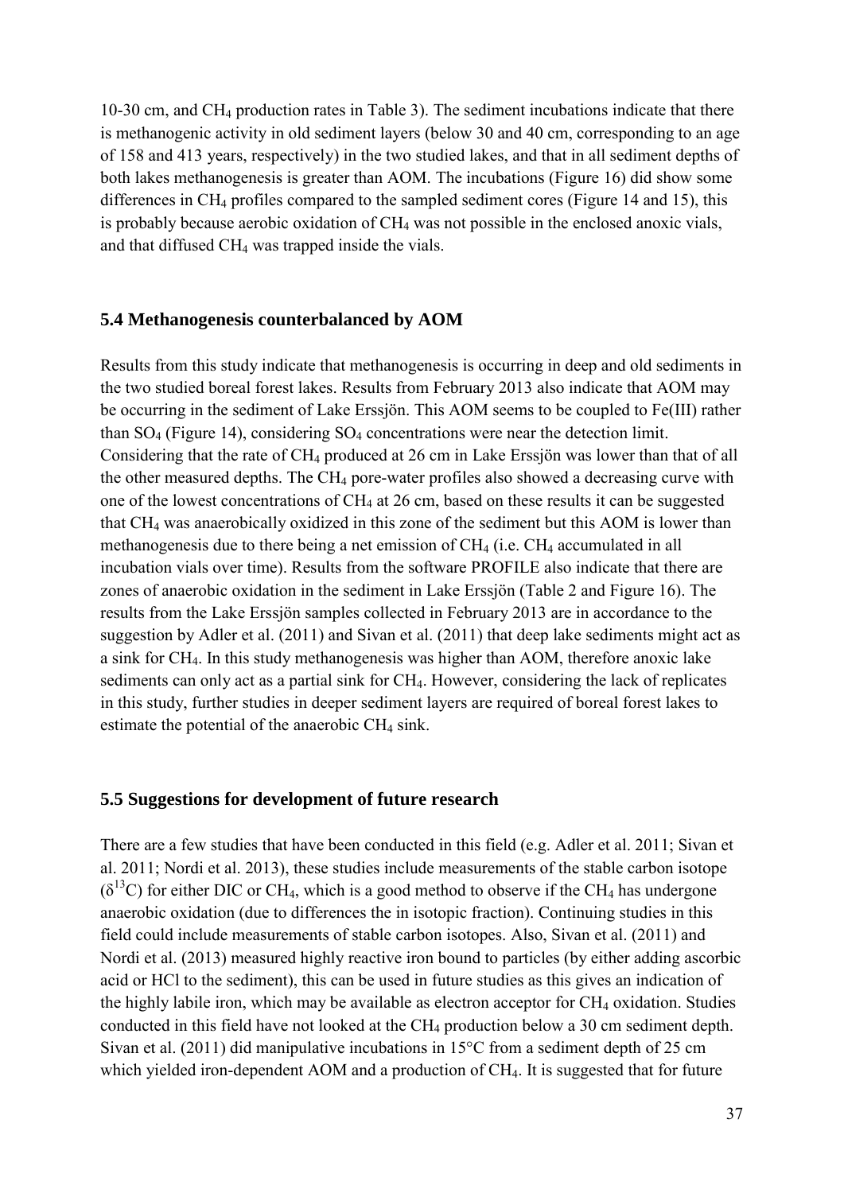10-30 cm, and $CH_4$ production rates in Table 3). The sediment incubations indicate that there is methanogenic activity in old sediment layers (below 30 and 40 cm, corresponding to an age of 158 and 413 years, respectively) in the two studied lakes, and that in all sediment depths of both lakes methanogenesis is greater than AOM. The incubations (Figure 16) did show some differences in $CH_4$ profiles compared to the sampled sediment cores (Figure 14 and 15), this is probably because aerobic oxidation of $CH_4$ was not possible in the enclosed anoxic vials, and that diffused $CH_4$ was trapped inside the vials.

## 5.4 Methanogenesis counterbalanced by AOM

Results from this study indicate that methanogenesis is occurring in deep and old sediments in the two studied boreal forest lakes. Results from February 2013 also indicate that AOM may be occurring in the sediment of Lake Erssjön. This AOM seems to be coupled to Fe(III) rather than $SO_4$ (Figure 14), considering $SO_4$ concentrations were near the detection limit. Considering that the rate of $CH_4$ produced at 26 cm in Lake Erssjön was lower than that of all the other measured depths. The $CH_4$ pore-water profiles also showed a decreasing curve with one of the lowest concentrations of $CH_4$ at 26 cm, based on these results it can be suggested that $CH_4$ was anaerobically oxidized in this zone of the sediment but this AOM is lower than methanogenesis due to there being a net emission of $CH_4$ (i.e. $CH_4$ accumulated in all incubation vials over time). Results from the software PROFILE also indicate that there are zones of anaerobic oxidation in the sediment in Lake Erssjön (Table 2 and Figure 16). The results from the Lake Erssjön samples collected in February 2013 are in accordance to the suggestion by Adler et al. (2011) and Sivan et al. (2011) that deep lake sediments might act as a sink for $CH_4$. In this study methanogenesis was higher than AOM, therefore anoxic lake sediments can only act as a partial sink for $CH_4$. However, considering the lack of replicates in this study, further studies in deeper sediment layers are required of boreal forest lakes to estimate the potential of the anaerobic $CH_4$ sink.

## 5.5 Suggestions for development of future research

There are a few studies that have been conducted in this field (e.g. Adler et al. 2011; Sivan et al. 2011; Nordi et al. 2013), these studies include measurements of the stable carbon isotope ($\delta^{13}C$) for either DIC or $CH_4$, which is a good method to observe if the $CH_4$ has undergone anaerobic oxidation (due to differences the in isotopic fraction). Continuing studies in this field could include measurements of stable carbon isotopes. Also, Sivan et al. (2011) and Nordi et al. (2013) measured highly reactive iron bound to particles (by either adding ascorbic acid or HCl to the sediment), this can be used in future studies as this gives an indication of the highly labile iron, which may be available as electron acceptor for $CH_4$ oxidation. Studies conducted in this field have not looked at the $CH_4$ production below a 30 cm sediment depth. Sivan et al. (2011) did manipulative incubations in 15°C from a sediment depth of 25 cm which yielded iron-dependent AOM and a production of $CH_4$. It is suggested that for future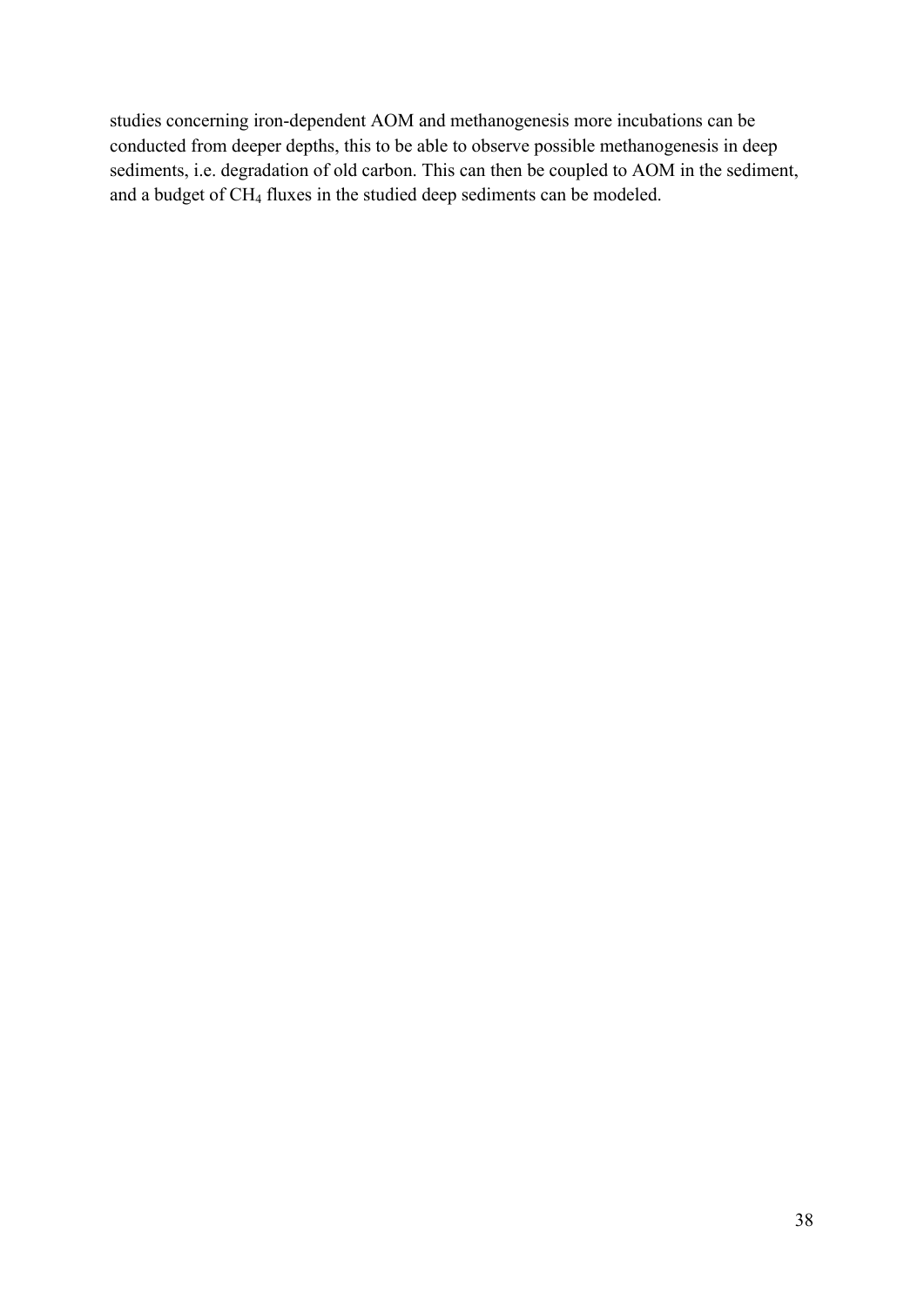studies concerning iron-dependent AOM and methanogenesis more incubations can be conducted from deeper depths, this to be able to observe possible methanogenesis in deep sediments, i.e. degradation of old carbon. This can then be coupled to AOM in the sediment, and a budget of $CH_4$ fluxes in the studied deep sediments can be modeled.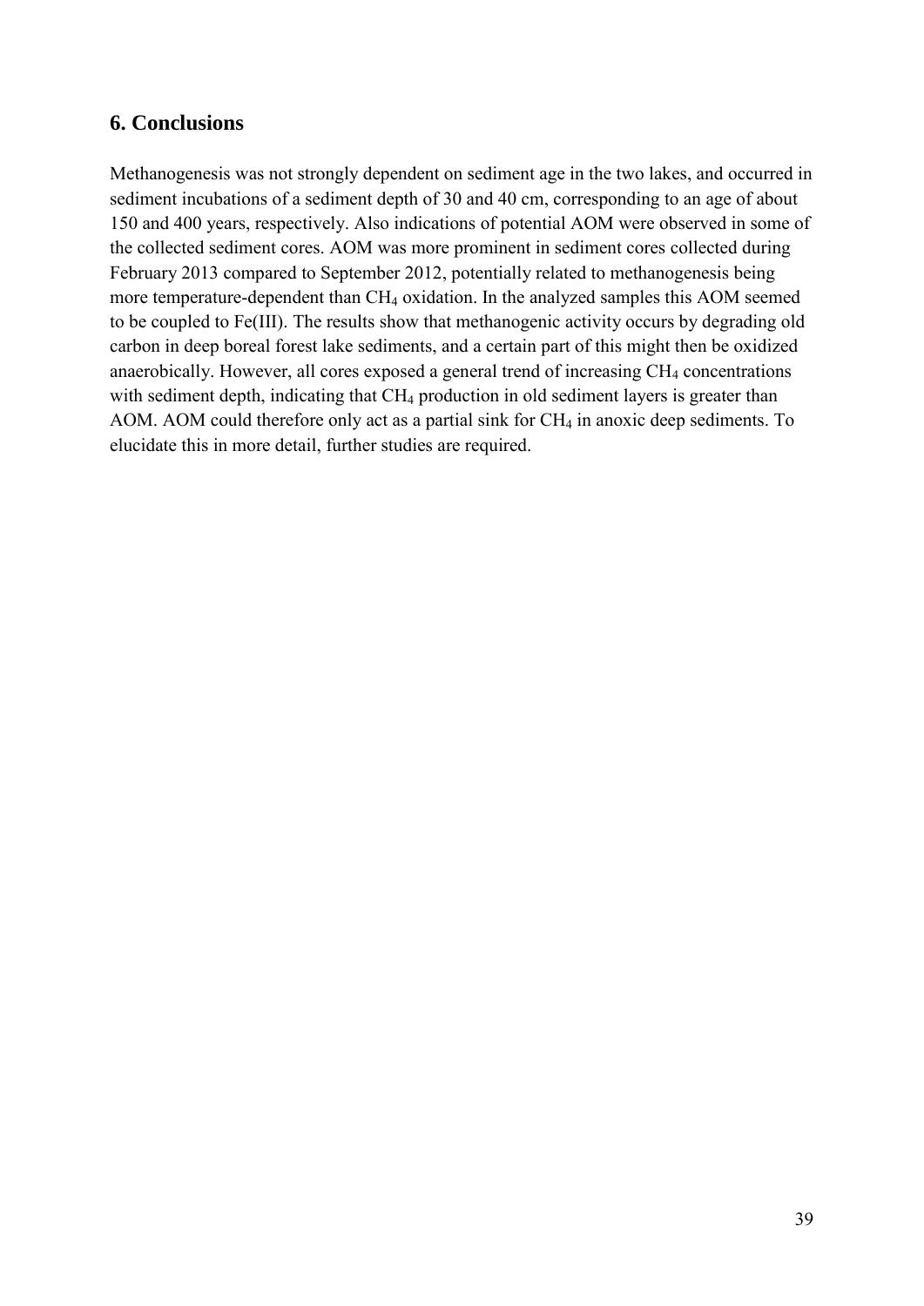## 6. Conclusions

Methanogenesis was not strongly dependent on sediment age in the two lakes, and occurred in sediment incubations of a sediment depth of 30 and 40 cm, corresponding to an age of about 150 and 400 years, respectively. Also indications of potential AOM were observed in some of the collected sediment cores. AOM was more prominent in sediment cores collected during February 2013 compared to September 2012, potentially related to methanogenesis being more temperature-dependent than $CH_4$ oxidation. In the analyzed samples this AOM seemed to be coupled to Fe(III). The results show that methanogenic activity occurs by degrading old carbon in deep boreal forest lake sediments, and a certain part of this might then be oxidized anaerobically. However, all cores exposed a general trend of increasing $CH_4$ concentrations with sediment depth, indicating that $CH_4$ production in old sediment layers is greater than AOM. AOM could therefore only act as a partial sink for $CH_4$ in anoxic deep sediments. To elucidate this in more detail, further studies are required.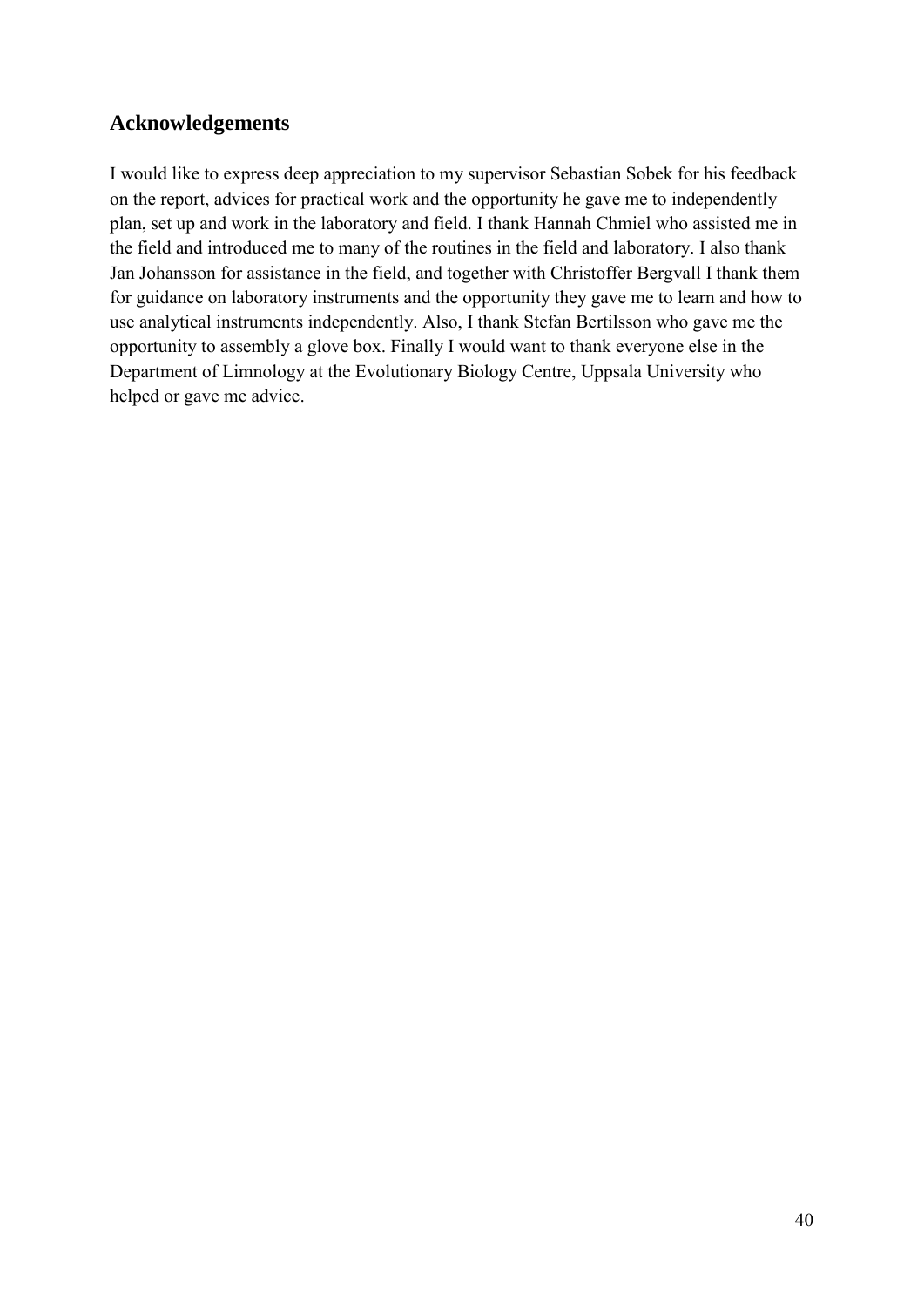## Acknowledgements

I would like to express deep appreciation to my supervisor Sebastian Sobek for his feedback on the report, advices for practical work and the opportunity he gave me to independently plan, set up and work in the laboratory and field. I thank Hannah Chmiel who assisted me in the field and introduced me to many of the routines in the field and laboratory. I also thank Jan Johansson for assistance in the field, and together with Christoffer Bergvall I thank them for guidance on laboratory instruments and the opportunity they gave me to learn and how to use analytical instruments independently. Also, I thank Stefan Bertilsson who gave me the opportunity to assembly a glove box. Finally I would want to thank everyone else in the Department of Limnology at the Evolutionary Biology Centre, Uppsala University who helped or gave me advice.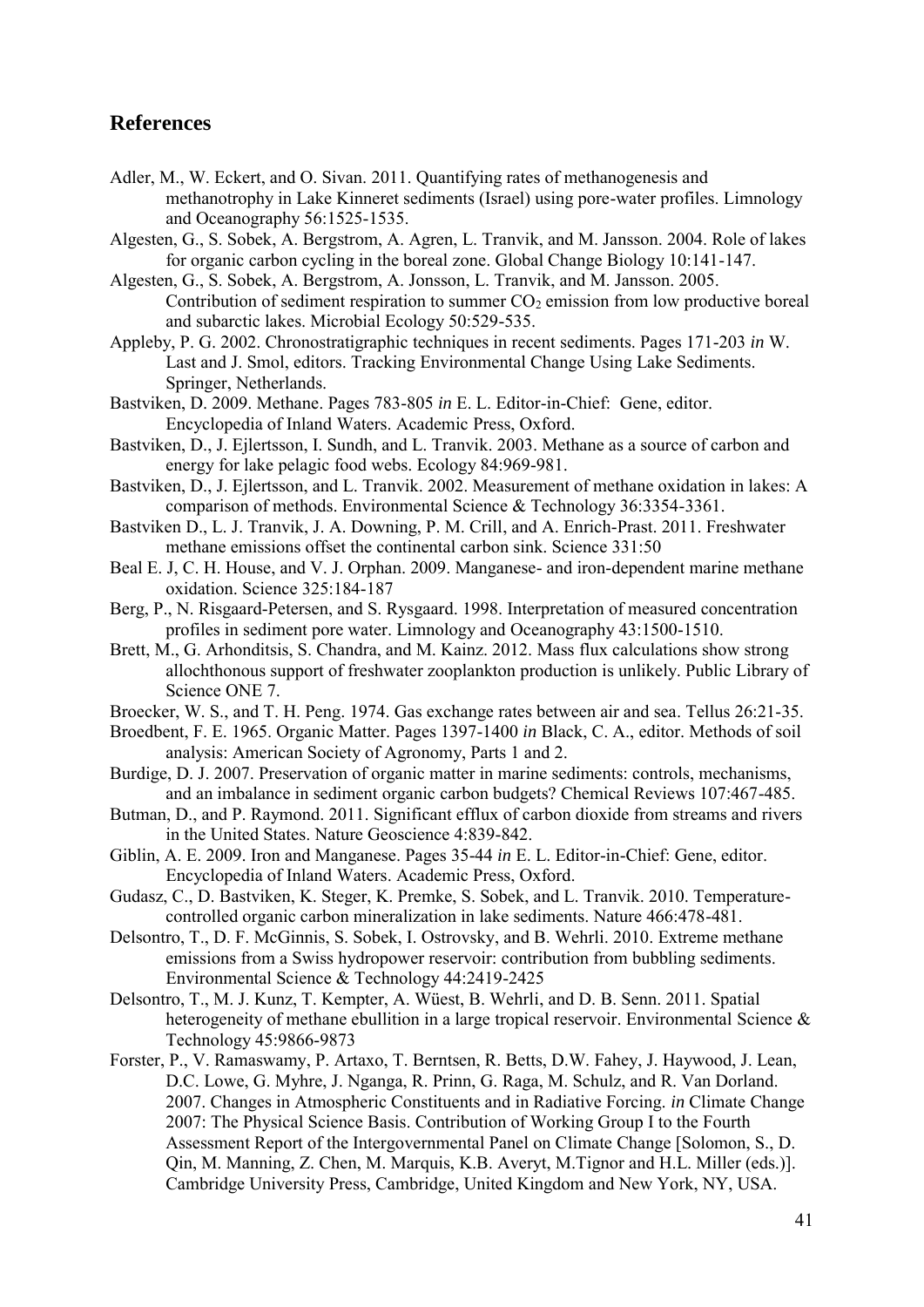## References

Adler, M., W. Eckert, and O. Sivan. 2011. Quantifying rates of methanogenesis and methanotrophy in Lake Kinneret sediments (Israel) using pore-water profiles. Limnology and Oceanography 56:1525-1535.

Algesten, G., S. Sobek, A. Bergstrom, A. Agren, L. Tranvik, and M. Jansson. 2004. Role of lakes for organic carbon cycling in the boreal zone. Global Change Biology 10:141-147.

Algesten, G., S. Sobek, A. Bergstrom, A. Jonsson, L. Tranvik, and M. Jansson. 2005. Contribution of sediment respiration to summer $CO_2$ emission from low productive boreal and subarctic lakes. Microbial Ecology 50:529-535.

Appleby, P. G. 2002. Chronostratigraphic techniques in recent sediments. Pages 171-203 *in* W. Last and J. Smol, editors. Tracking Environmental Change Using Lake Sediments. Springer, Netherlands.

Bastviken, D. 2009. Methane. Pages 783-805 *in* E. L. Editor-in-Chief: Gene, editor. Encyclopedia of Inland Waters. Academic Press, Oxford.

Bastviken, D., J. Ejlertsson, I. Sundh, and L. Tranvik. 2003. Methane as a source of carbon and energy for lake pelagic food webs. Ecology 84:969-981.

Bastviken, D., J. Ejlertsson, and L. Tranvik. 2002. Measurement of methane oxidation in lakes: A comparison of methods. Environmental Science & Technology 36:3354-3361.

Bastviken D., L. J. Tranvik, J. A. Downing, P. M. Crill, and A. Enrich-Prast. 2011. Freshwater methane emissions offset the continental carbon sink. Science 331:50

Beal E. J, C. H. House, and V. J. Orphan. 2009. Manganese- and iron-dependent marine methane oxidation. Science 325:184-187

Berg, P., N. Risgaard-Petersen, and S. Rysgaard. 1998. Interpretation of measured concentration profiles in sediment pore water. Limnology and Oceanography 43:1500-1510.

Brett, M., G. Arhonditsis, S. Chandra, and M. Kainz. 2012. Mass flux calculations show strong allochthonous support of freshwater zooplankton production is unlikely. Public Library of Science ONE 7.

Broecker, W. S., and T. H. Peng. 1974. Gas exchange rates between air and sea. Tellus 26:21-35.

Broedbent, F. E. 1965. Organic Matter. Pages 1397-1400 *in* Black, C. A., editor. Methods of soil analysis: American Society of Agronomy, Parts 1 and 2.

Burdige, D. J. 2007. Preservation of organic matter in marine sediments: controls, mechanisms, and an imbalance in sediment organic carbon budgets? Chemical Reviews 107:467-485.

Butman, D., and P. Raymond. 2011. Significant efflux of carbon dioxide from streams and rivers in the United States. Nature Geoscience 4:839-842.

Giblin, A. E. 2009. Iron and Manganese. Pages 35-44 *in* E. L. Editor-in-Chief: Gene, editor. Encyclopedia of Inland Waters. Academic Press, Oxford.

Gudasz, C., D. Bastviken, K. Steger, K. Premke, S. Sobek, and L. Tranvik. 2010. Temperature-controlled organic carbon mineralization in lake sediments. Nature 466:478-481.

Delsontro, T., D. F. McGinnis, S. Sobek, I. Ostrovsky, and B. Wehrli. 2010. Extreme methane emissions from a Swiss hydropower reservoir: contribution from bubbling sediments. Environmental Science & Technology 44:2419-2425

Delsontro, T., M. J. Kunz, T. Kempter, A. Wüest, B. Wehrli, and D. B. Senn. 2011. Spatial heterogeneity of methane ebullition in a large tropical reservoir. Environmental Science & Technology 45:9866-9873

Forster, P., V. Ramaswamy, P. Artaxo, T. Berntsen, R. Betts, D.W. Fahey, J. Haywood, J. Lean, D.C. Lowe, G. Myhre, J. Nganga, R. Prinn, G. Raga, M. Schulz, and R. Van Dorland. 2007. Changes in Atmospheric Constituents and in Radiative Forcing. *in* Climate Change 2007: The Physical Science Basis. Contribution of Working Group I to the Fourth Assessment Report of the Intergovernmental Panel on Climate Change [Solomon, S., D. Qin, M. Manning, Z. Chen, M. Marquis, K.B. Averyt, M.Tignor and H.L. Miller (eds.)]. Cambridge University Press, Cambridge, United Kingdom and New York, NY, USA.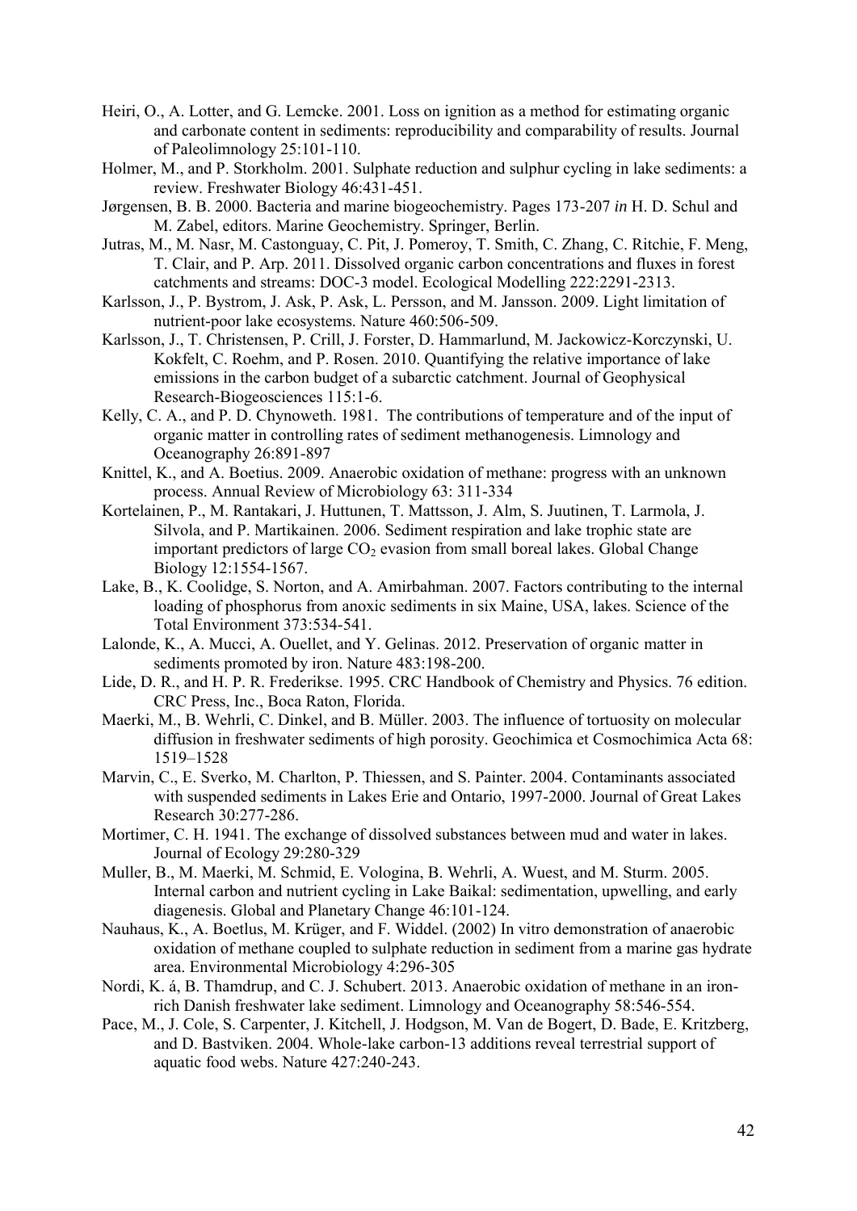Heiri, O., A. Lotter, and G. Lemcke. 2001. Loss on ignition as a method for estimating organic and carbonate content in sediments: reproducibility and comparability of results. Journal of Paleolimnology 25:101-110.

Holmer, M., and P. Storkholm. 2001. Sulphate reduction and sulphur cycling in lake sediments: a review. Freshwater Biology 46:431-451.

Jørgensen, B. B. 2000. Bacteria and marine biogeochemistry. Pages 173-207 *in* H. D. Schul and M. Zabel, editors. Marine Geochemistry. Springer, Berlin.

Jutras, M., M. Nasr, M. Castonguay, C. Pit, J. Pomeroy, T. Smith, C. Zhang, C. Ritchie, F. Meng, T. Clair, and P. Arp. 2011. Dissolved organic carbon concentrations and fluxes in forest catchments and streams: DOC-3 model. Ecological Modelling 222:2291-2313.

Karlsson, J., P. Bystrom, J. Ask, P. Ask, L. Persson, and M. Jansson. 2009. Light limitation of nutrient-poor lake ecosystems. Nature 460:506-509.

Karlsson, J., T. Christensen, P. Crill, J. Forster, D. Hammarlund, M. Jackowicz-Korczynski, U. Kokfelt, C. Roehm, and P. Rosen. 2010. Quantifying the relative importance of lake emissions in the carbon budget of a subarctic catchment. Journal of Geophysical Research-Biogeosciences 115:1-6.

Kelly, C. A., and P. D. Chynoweth. 1981. The contributions of temperature and of the input of organic matter in controlling rates of sediment methanogenesis. Limnology and Oceanography 26:891-897

Knittel, K., and A. Boetius. 2009. Anaerobic oxidation of methane: progress with an unknown process. Annual Review of Microbiology 63: 311-334

Kortelainen, P., M. Rantakari, J. Huttunen, T. Mattsson, J. Alm, S. Juutinen, T. Larmola, J. Silvola, and P. Martikainen. 2006. Sediment respiration and lake trophic state are important predictors of large $CO_2$ evasion from small boreal lakes. Global Change Biology 12:1554-1567.

Lake, B., K. Coolidge, S. Norton, and A. Amirbahman. 2007. Factors contributing to the internal loading of phosphorus from anoxic sediments in six Maine, USA, lakes. Science of the Total Environment 373:534-541.

Lalonde, K., A. Mucci, A. Ouellet, and Y. Gelinas. 2012. Preservation of organic matter in sediments promoted by iron. Nature 483:198-200.

Lide, D. R., and H. P. R. Frederikse. 1995. CRC Handbook of Chemistry and Physics. 76 edition. CRC Press, Inc., Boca Raton, Florida.

Maerki, M., B. Wehrli, C. Dinkel, and B. Müller. 2003. The influence of tortuosity on molecular diffusion in freshwater sediments of high porosity. Geochimica et Cosmochimica Acta 68: 1519–1528

Marvin, C., E. Sverko, M. Charlton, P. Thiessen, and S. Painter. 2004. Contaminants associated with suspended sediments in Lakes Erie and Ontario, 1997-2000. Journal of Great Lakes Research 30:277-286.

Mortimer, C. H. 1941. The exchange of dissolved substances between mud and water in lakes. Journal of Ecology 29:280-329

Muller, B., M. Maerki, M. Schmid, E. Vologina, B. Wehrli, A. Wuest, and M. Sturm. 2005. Internal carbon and nutrient cycling in Lake Baikal: sedimentation, upwelling, and early diagenesis. Global and Planetary Change 46:101-124.

Nauhaus, K., A. Boetlus, M. Krüger, and F. Widdel. (2002) In vitro demonstration of anaerobic oxidation of methane coupled to sulphate reduction in sediment from a marine gas hydrate area. Environmental Microbiology 4:296-305

Nordi, K. á, B. Thamdrup, and C. J. Schubert. 2013. Anaerobic oxidation of methane in an iron-rich Danish freshwater lake sediment. Limnology and Oceanography 58:546-554.

Pace, M., J. Cole, S. Carpenter, J. Kitchell, J. Hodgson, M. Van de Bogert, D. Bade, E. Kritzberg, and D. Bastviken. 2004. Whole-lake carbon-13 additions reveal terrestrial support of aquatic food webs. Nature 427:240-243.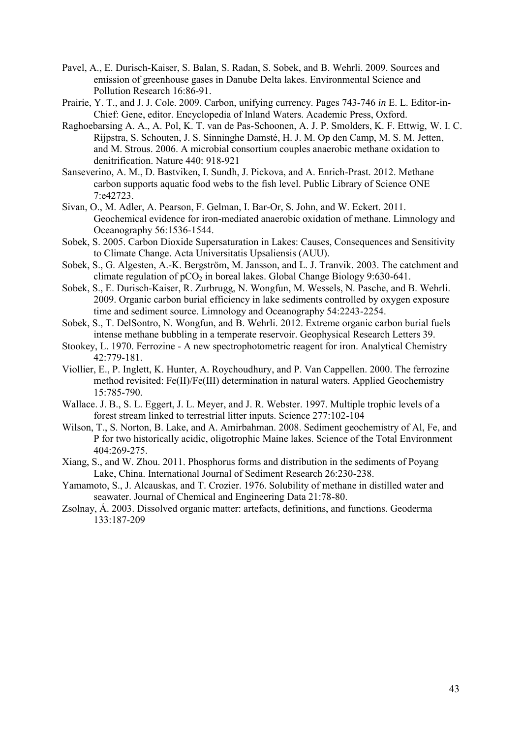Pavel, A., E. Durisch-Kaiser, S. Balan, S. Radan, S. Sobek, and B. Wehrli. 2009. Sources and emission of greenhouse gases in Danube Delta lakes. Environmental Science and Pollution Research 16:86-91.

Prairie, Y. T., and J. J. Cole. 2009. Carbon, unifying currency. Pages 743-746 *in* E. L. Editor-in-Chief: Gene, editor. Encyclopedia of Inland Waters. Academic Press, Oxford.

Raghoebarsing A. A., A. Pol, K. T. van de Pas-Schoonen, A. J. P. Smolders, K. F. Ettwig, W. I. C. Rijpstra, S. Schouten, J. S. Sinninghe Damsté, H. J. M. Op den Camp, M. S. M. Jetten, and M. Strous. 2006. A microbial consortium couples anaerobic methane oxidation to denitrification. Nature 440: 918-921

Sanseverino, A. M., D. Bastviken, I. Sundh, J. Pickova, and A. Enrich-Prast. 2012. Methane carbon supports aquatic food webs to the fish level. Public Library of Science ONE 7:e42723.

Sivan, O., M. Adler, A. Pearson, F. Gelman, I. Bar-Or, S. John, and W. Eckert. 2011. Geochemical evidence for iron-mediated anaerobic oxidation of methane. Limnology and Oceanography 56:1536-1544.

Sobek, S. 2005. Carbon Dioxide Supersaturation in Lakes: Causes, Consequences and Sensitivity to Climate Change. Acta Universitatis Upsaliensis (AUU).

Sobek, S., G. Algesten, A.-K. Bergström, M. Jansson, and L. J. Tranvik. 2003. The catchment and climate regulation of $pCO_2$ in boreal lakes. Global Change Biology 9:630-641.

Sobek, S., E. Durisch-Kaiser, R. Zurbrugg, N. Wongfun, M. Wessels, N. Pasche, and B. Wehrli. 2009. Organic carbon burial efficiency in lake sediments controlled by oxygen exposure time and sediment source. Limnology and Oceanography 54:2243-2254.

Sobek, S., T. DelSontro, N. Wongfun, and B. Wehrli. 2012. Extreme organic carbon burial fuels intense methane bubbling in a temperate reservoir. Geophysical Research Letters 39.

Stookey, L. 1970. Ferrozine - A new spectrophotometric reagent for iron. Analytical Chemistry 42:779-181.

Viollier, E., P. Inglett, K. Hunter, A. Roychoudhury, and P. Van Cappellen. 2000. The ferrozine method revisited: Fe(II)/Fe(III) determination in natural waters. Applied Geochemistry 15:785-790.

Wallace. J. B., S. L. Eggert, J. L. Meyer, and J. R. Webster. 1997. Multiple trophic levels of a forest stream linked to terrestrial litter inputs. Science 277:102-104

Wilson, T., S. Norton, B. Lake, and A. Amirbahman. 2008. Sediment geochemistry of Al, Fe, and P for two historically acidic, oligotrophic Maine lakes. Science of the Total Environment 404:269-275.

Xiang, S., and W. Zhou. 2011. Phosphorus forms and distribution in the sediments of Poyang Lake, China. International Journal of Sediment Research 26:230-238.

Yamamoto, S., J. Alcauskas, and T. Crozier. 1976. Solubility of methane in distilled water and seawater. Journal of Chemical and Engineering Data 21:78-80.

Zsolnay, Á. 2003. Dissolved organic matter: artefacts, definitions, and functions. Geoderma 133:187-209